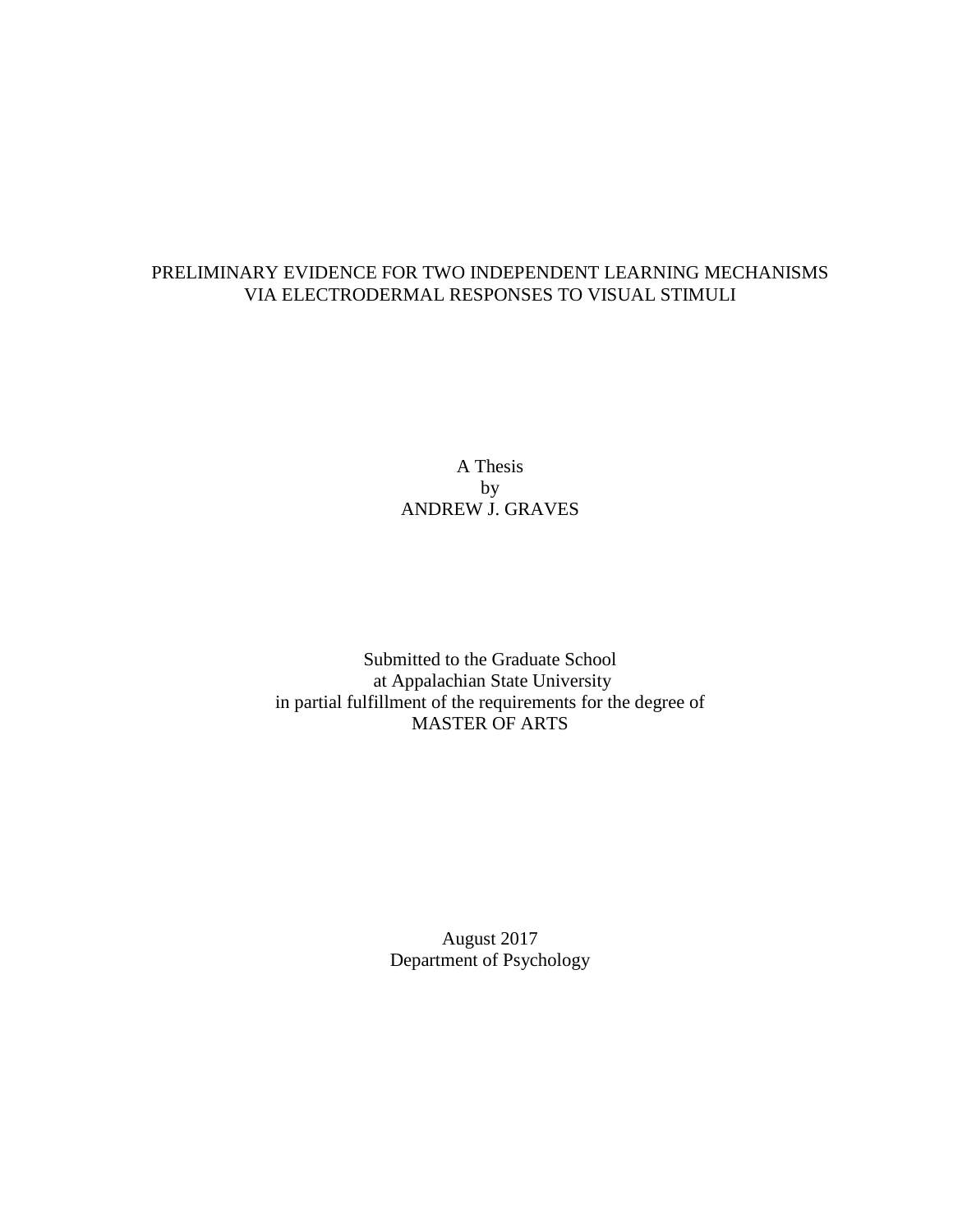# PRELIMINARY EVIDENCE FOR TWO INDEPENDENT LEARNING MECHANISMS VIA ELECTRODERMAL RESPONSES TO VISUAL STIMULI

A Thesis
by
ANDREW J. GRAVES

Submitted to the Graduate School
at Appalachian State University
in partial fulfillment of the requirements for the degree of
MASTER OF ARTS

August 2017
Department of Psychology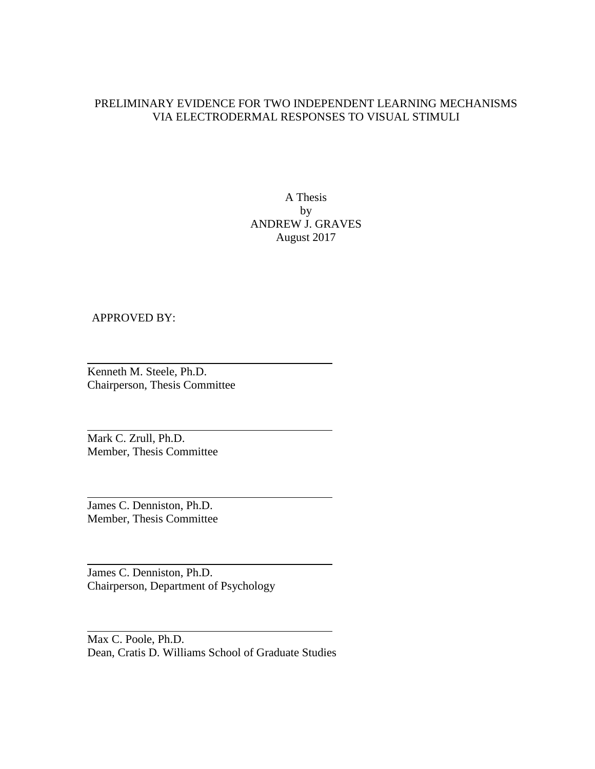PRELIMINARY EVIDENCE FOR TWO INDEPENDENT LEARNING MECHANISMS VIA ELECTRODERMAL RESPONSES TO VISUAL STIMULI

A Thesis
by
ANDREW J. GRAVES
August 2017

APPROVED BY:

Kenneth M. Steele, Ph.D.
Chairperson, Thesis Committee

Mark C. Zrull, Ph.D.
Member, Thesis Committee

James C. Denniston, Ph.D.
Member, Thesis Committee

James C. Denniston, Ph.D.
Chairperson, Department of Psychology

Max C. Poole, Ph.D.
Dean, Cratis D. Williams School of Graduate Studies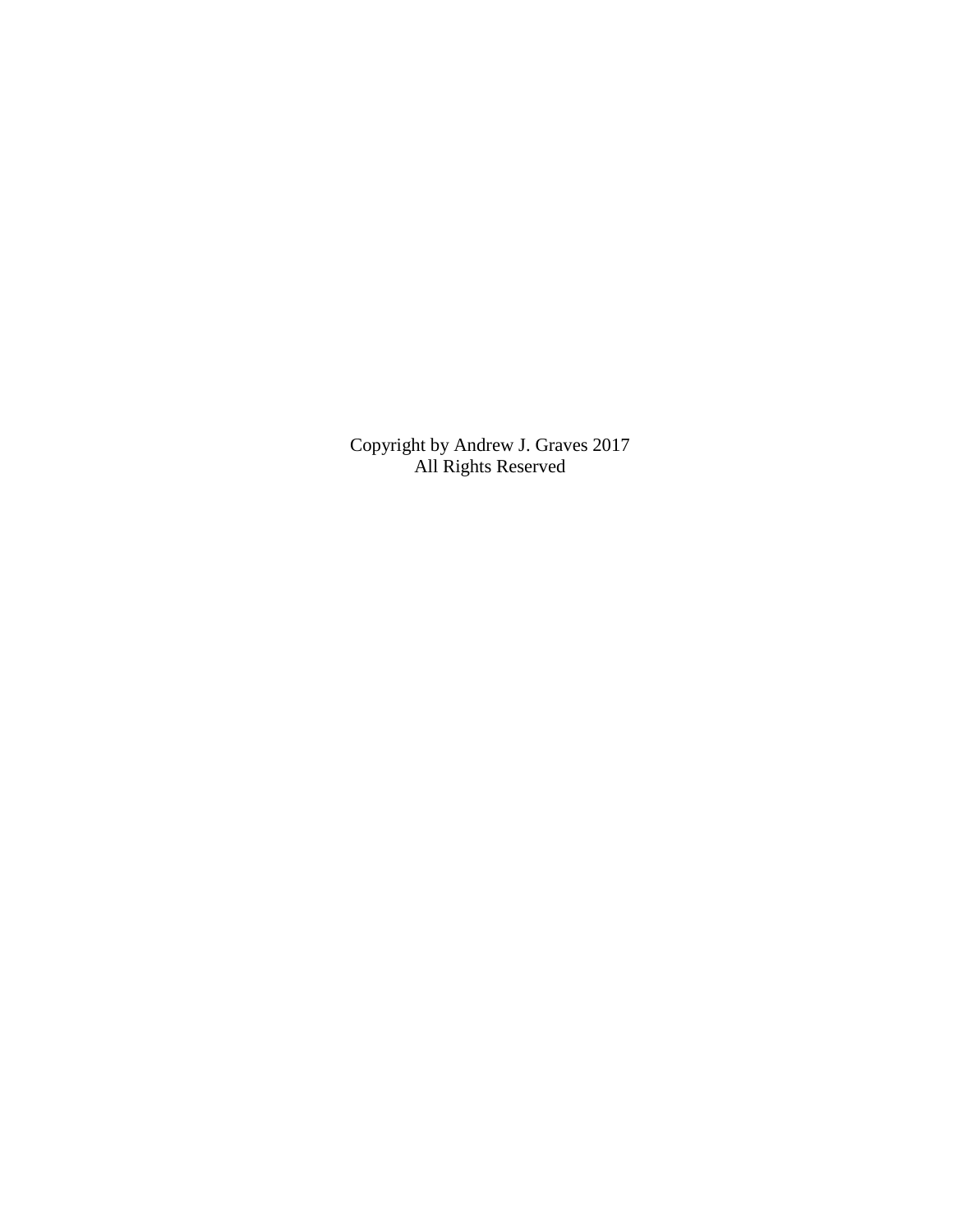Copyright by Andrew J. Graves 2017
All Rights Reserved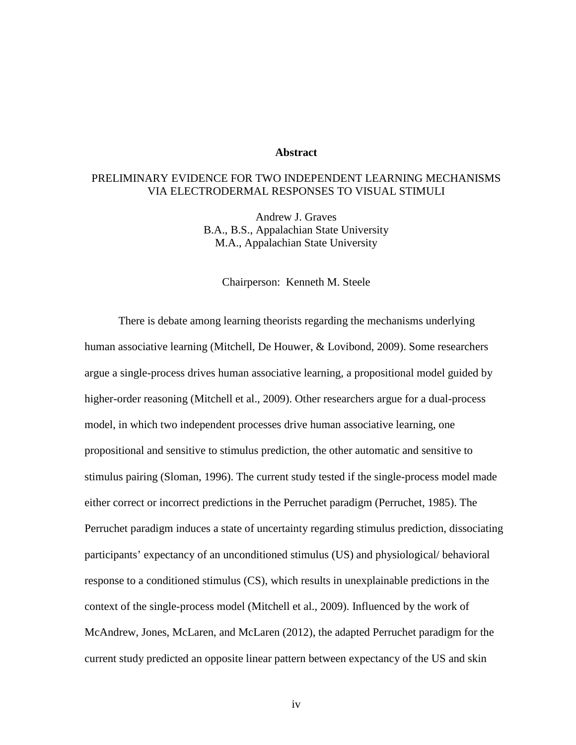## Abstract

PRELIMINARY EVIDENCE FOR TWO INDEPENDENT LEARNING MECHANISMS VIA ELECTRODERMAL RESPONSES TO VISUAL STIMULI

Andrew J. Graves
B.A., B.S., Appalachian State University
M.A., Appalachian State University

Chairperson: Kenneth M. Steele

There is debate among learning theorists regarding the mechanisms underlying human associative learning (Mitchell, De Houwer, & Lovibond, 2009). Some researchers argue a single-process drives human associative learning, a propositional model guided by higher-order reasoning (Mitchell et al., 2009). Other researchers argue for a dual-process model, in which two independent processes drive human associative learning, one propositional and sensitive to stimulus prediction, the other automatic and sensitive to stimulus pairing (Sloman, 1996). The current study tested if the single-process model made either correct or incorrect predictions in the Perruchet paradigm (Perruchet, 1985). The Perruchet paradigm induces a state of uncertainty regarding stimulus prediction, dissociating participants' expectancy of an unconditioned stimulus (US) and physiological/ behavioral response to a conditioned stimulus (CS), which results in unexplainable predictions in the context of the single-process model (Mitchell et al., 2009). Influenced by the work of McAndrew, Jones, McLaren, and McLaren (2012), the adapted Perruchet paradigm for the current study predicted an opposite linear pattern between expectancy of the US and skin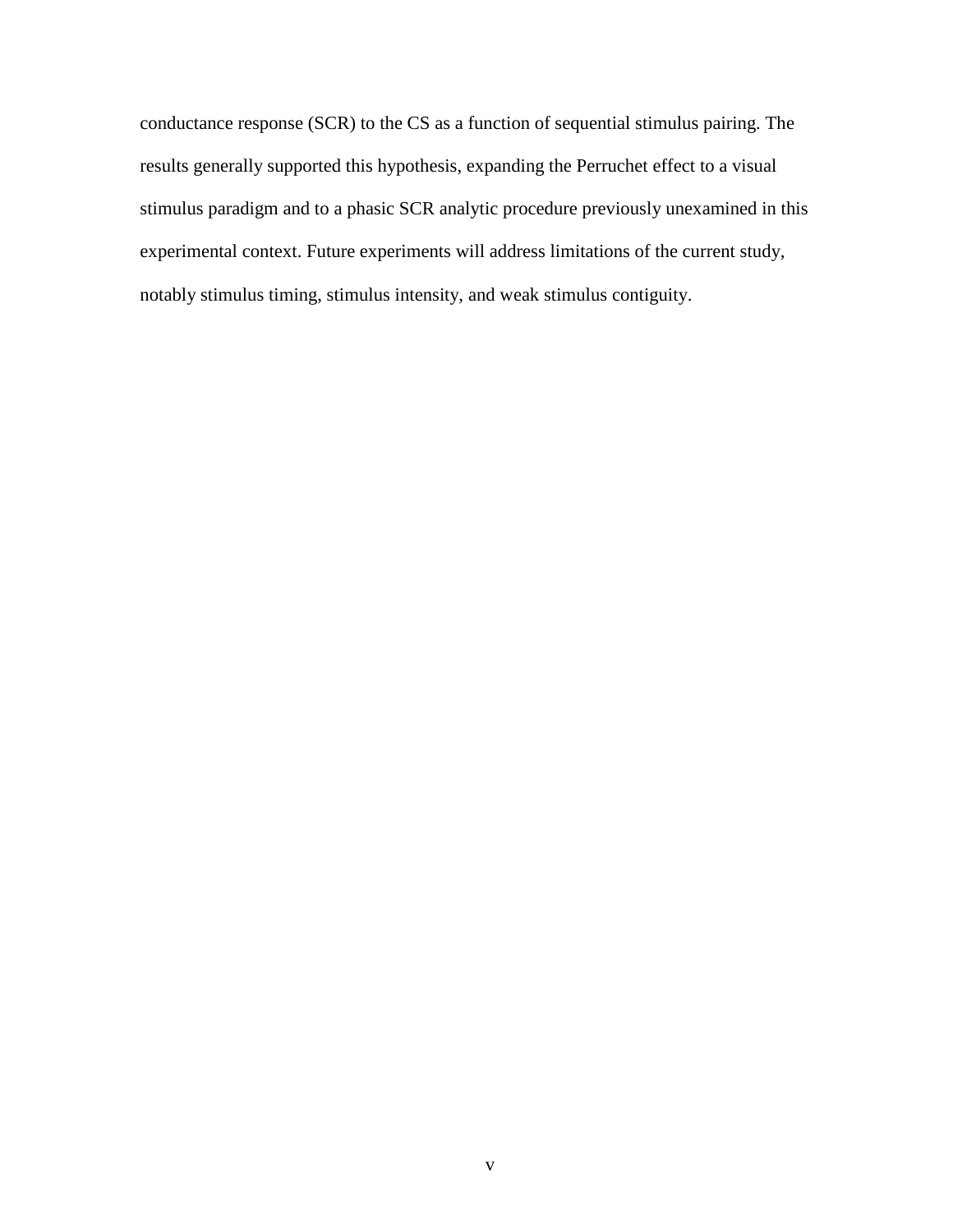conductance response (SCR) to the CS as a function of sequential stimulus pairing. The results generally supported this hypothesis, expanding the Perruchet effect to a visual stimulus paradigm and to a phasic SCR analytic procedure previously unexamined in this experimental context. Future experiments will address limitations of the current study, notably stimulus timing, stimulus intensity, and weak stimulus contiguity.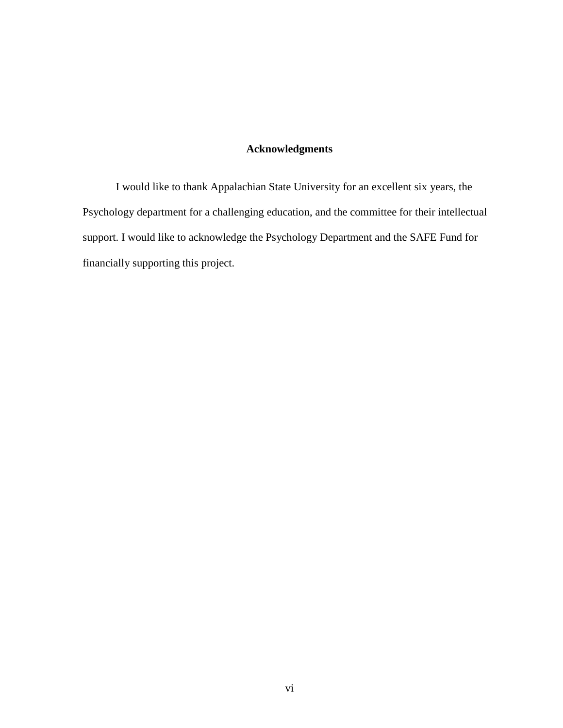# Acknowledgments

I would like to thank Appalachian State University for an excellent six years, the Psychology department for a challenging education, and the committee for their intellectual support. I would like to acknowledge the Psychology Department and the SAFE Fund for financially supporting this project.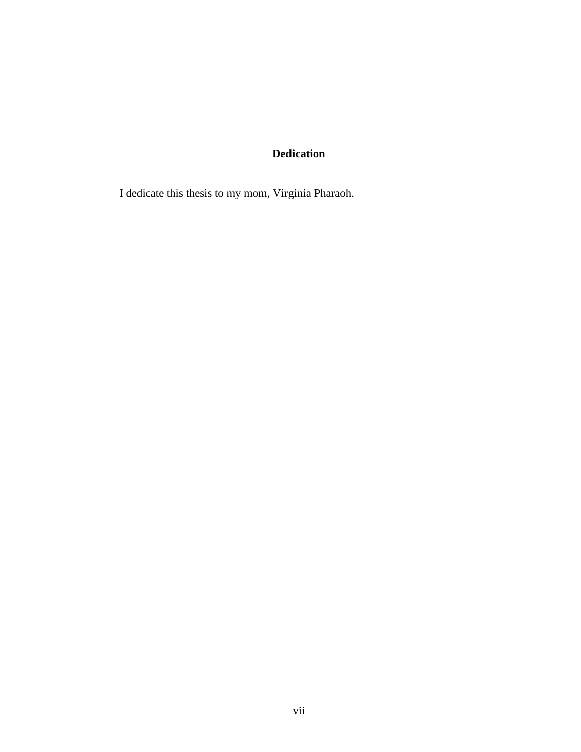# Dedication

I dedicate this thesis to my mom, Virginia Pharaoh.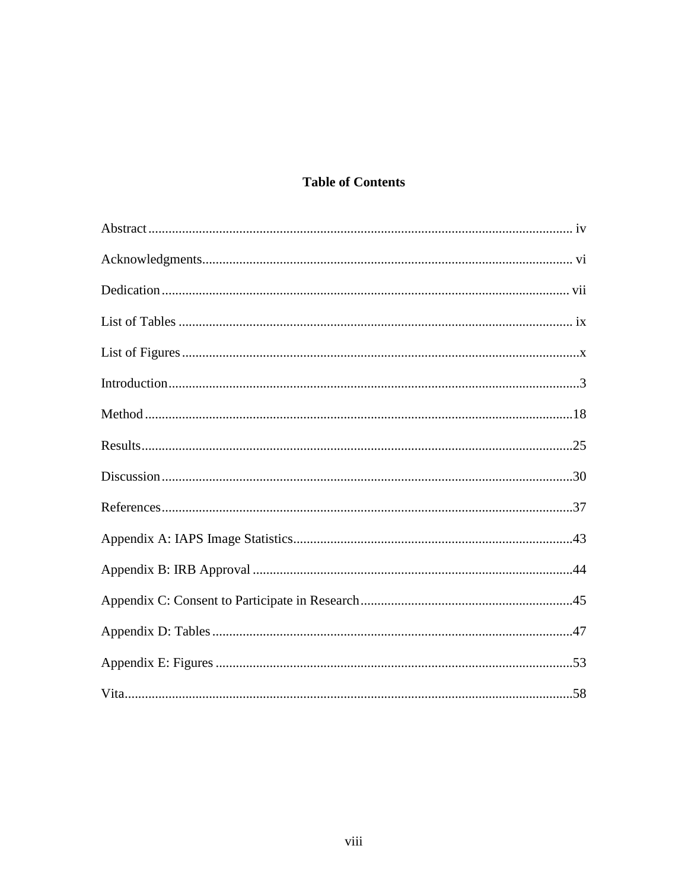# Table of Contents

Abstract .......... iv

Acknowledgments .......... vi

Dedication .......... vii

List of Tables .......... ix

List of Figures .......... x

Introduction .......... 3

Method .......... 18

Results .......... 25

Discussion .......... 30

References .......... 37

Appendix A: IAPS Image Statistics .......... 43

Appendix B: IRB Approval .......... 44

Appendix C: Consent to Participate in Research .......... 45

Appendix D: Tables .......... 47

Appendix E: Figures .......... 53

Vita .......... 58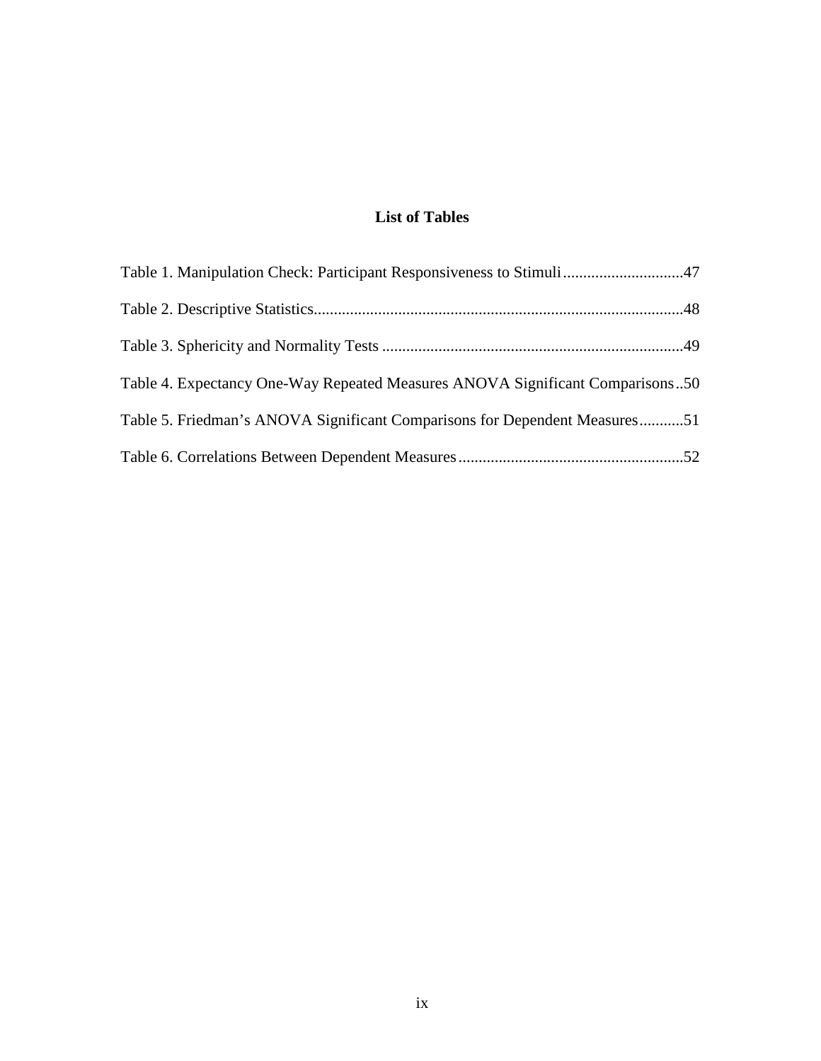## List of Tables

Table 1. Manipulation Check: Participant Responsiveness to Stimuli .............................47

Table 2. Descriptive Statistics...........................................................................................48

Table 3. Sphericity and Normality Tests ..........................................................................49

Table 4. Expectancy One-Way Repeated Measures ANOVA Significant Comparisons ..50

Table 5. Friedman's ANOVA Significant Comparisons for Dependent Measures ...........51

Table 6. Correlations Between Dependent Measures ........................................................52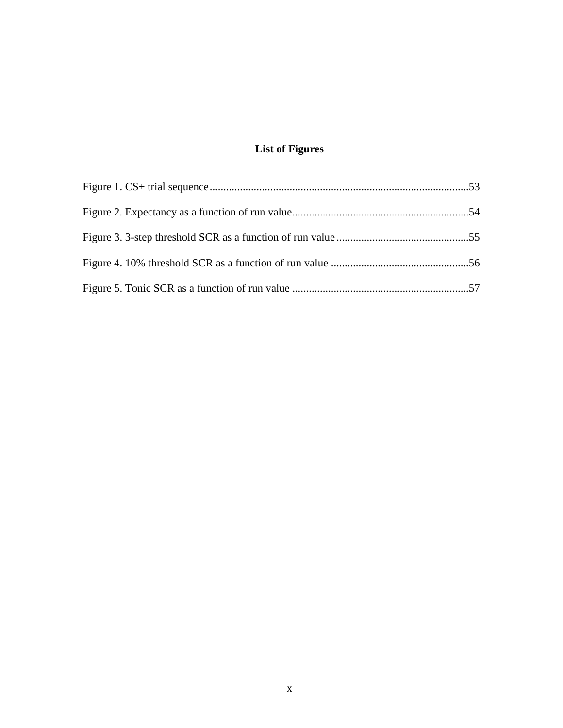# List of Figures

Figure 1. CS+ trial sequence ....................................................................................53

Figure 2. Expectancy as a function of run value ......................................................54

Figure 3. 3-step threshold SCR as a function of run value .......................................55

Figure 4. 10% threshold SCR as a function of run value ..........................................56

Figure 5. Tonic SCR as a function of run value ........................................................57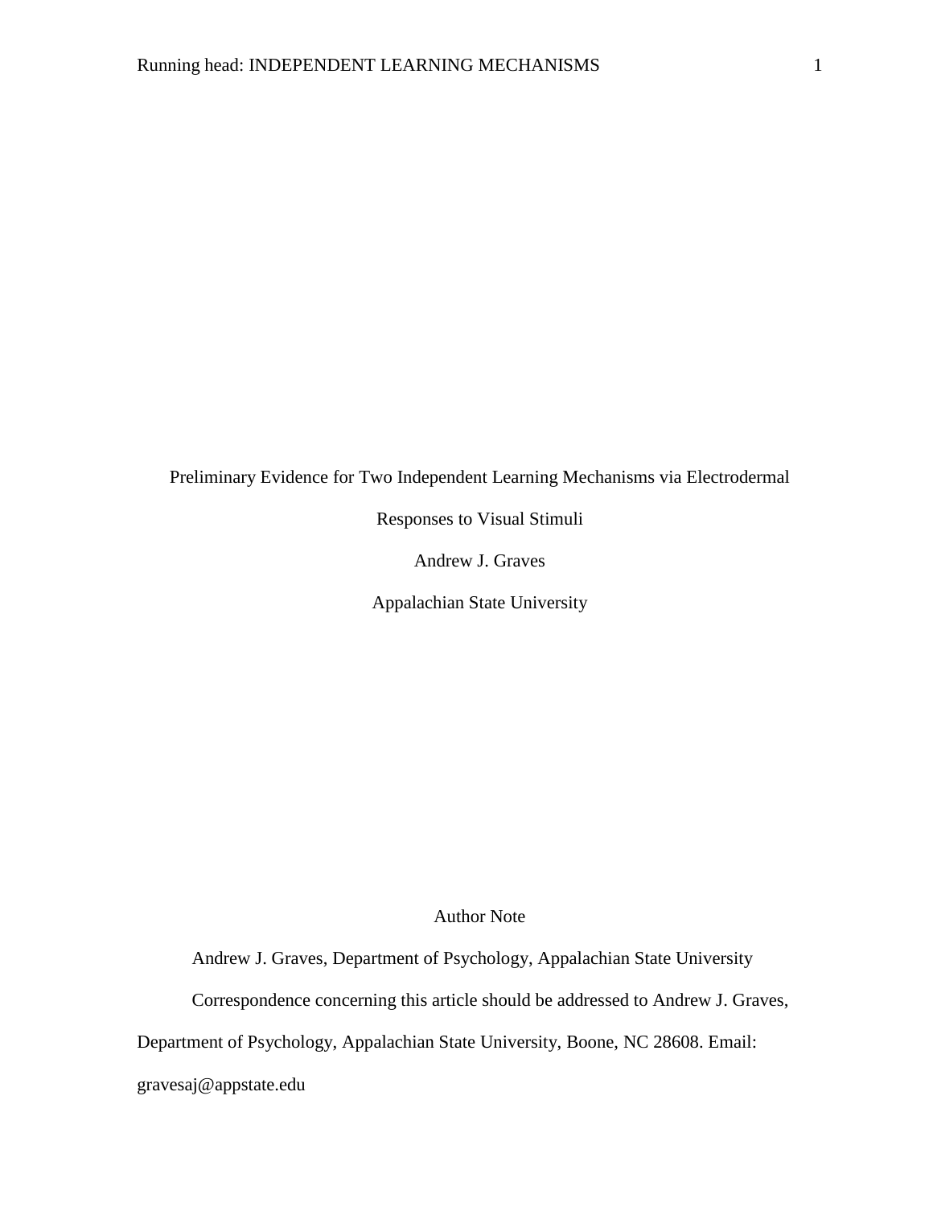Preliminary Evidence for Two Independent Learning Mechanisms via Electrodermal Responses to Visual Stimuli

Andrew J. Graves

Appalachian State University

Author Note

Andrew J. Graves, Department of Psychology, Appalachian State University

Correspondence concerning this article should be addressed to Andrew J. Graves, Department of Psychology, Appalachian State University, Boone, NC 28608. Email: gravesaj@appstate.edu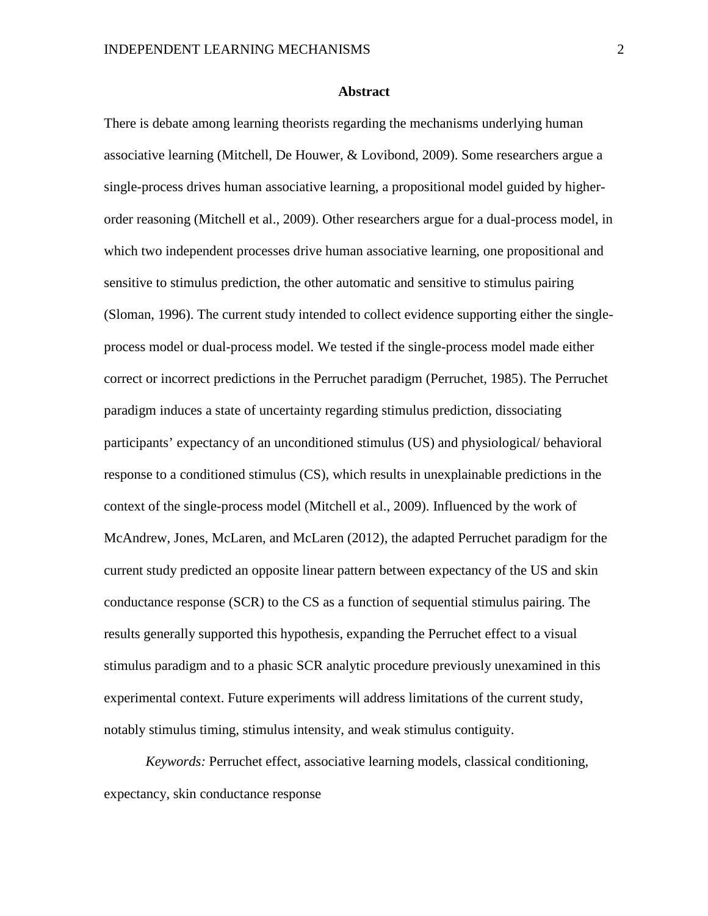# Abstract

There is debate among learning theorists regarding the mechanisms underlying human associative learning (Mitchell, De Houwer, & Lovibond, 2009). Some researchers argue a single-process drives human associative learning, a propositional model guided by higher-order reasoning (Mitchell et al., 2009). Other researchers argue for a dual-process model, in which two independent processes drive human associative learning, one propositional and sensitive to stimulus prediction, the other automatic and sensitive to stimulus pairing (Sloman, 1996). The current study intended to collect evidence supporting either the single-process model or dual-process model. We tested if the single-process model made either correct or incorrect predictions in the Perruchet paradigm (Perruchet, 1985). The Perruchet paradigm induces a state of uncertainty regarding stimulus prediction, dissociating participants' expectancy of an unconditioned stimulus (US) and physiological/ behavioral response to a conditioned stimulus (CS), which results in unexplainable predictions in the context of the single-process model (Mitchell et al., 2009). Influenced by the work of McAndrew, Jones, McLaren, and McLaren (2012), the adapted Perruchet paradigm for the current study predicted an opposite linear pattern between expectancy of the US and skin conductance response (SCR) to the CS as a function of sequential stimulus pairing. The results generally supported this hypothesis, expanding the Perruchet effect to a visual stimulus paradigm and to a phasic SCR analytic procedure previously unexamined in this experimental context. Future experiments will address limitations of the current study, notably stimulus timing, stimulus intensity, and weak stimulus contiguity.

*Keywords:* Perruchet effect, associative learning models, classical conditioning, expectancy, skin conductance response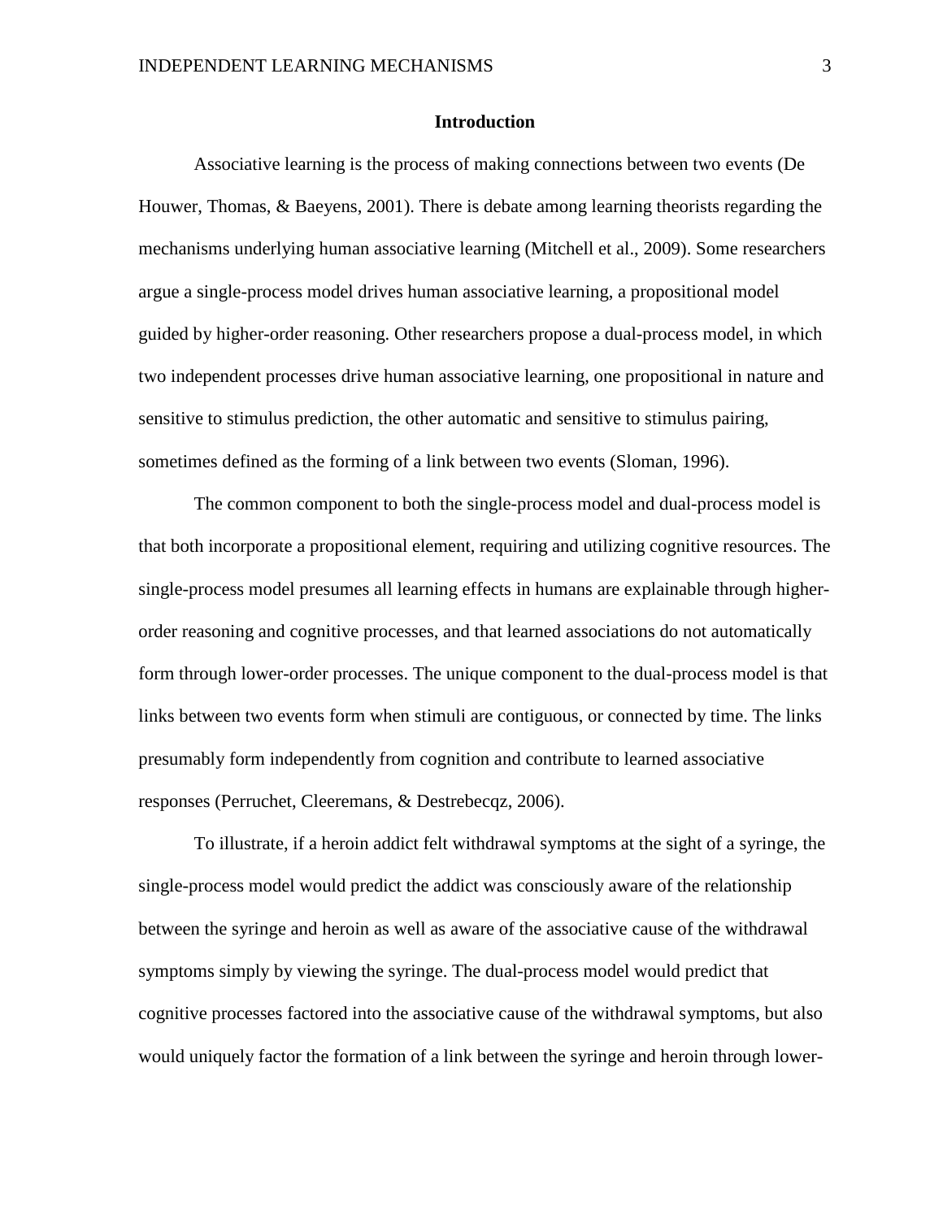## Introduction

Associative learning is the process of making connections between two events (De Houwer, Thomas, & Baeyens, 2001). There is debate among learning theorists regarding the mechanisms underlying human associative learning (Mitchell et al., 2009). Some researchers argue a single-process model drives human associative learning, a propositional model guided by higher-order reasoning. Other researchers propose a dual-process model, in which two independent processes drive human associative learning, one propositional in nature and sensitive to stimulus prediction, the other automatic and sensitive to stimulus pairing, sometimes defined as the forming of a link between two events (Sloman, 1996).

The common component to both the single-process model and dual-process model is that both incorporate a propositional element, requiring and utilizing cognitive resources. The single-process model presumes all learning effects in humans are explainable through higher-order reasoning and cognitive processes, and that learned associations do not automatically form through lower-order processes. The unique component to the dual-process model is that links between two events form when stimuli are contiguous, or connected by time. The links presumably form independently from cognition and contribute to learned associative responses (Perruchet, Cleeremans, & Destrebecqz, 2006).

To illustrate, if a heroin addict felt withdrawal symptoms at the sight of a syringe, the single-process model would predict the addict was consciously aware of the relationship between the syringe and heroin as well as aware of the associative cause of the withdrawal symptoms simply by viewing the syringe. The dual-process model would predict that cognitive processes factored into the associative cause of the withdrawal symptoms, but also would uniquely factor the formation of a link between the syringe and heroin through lower-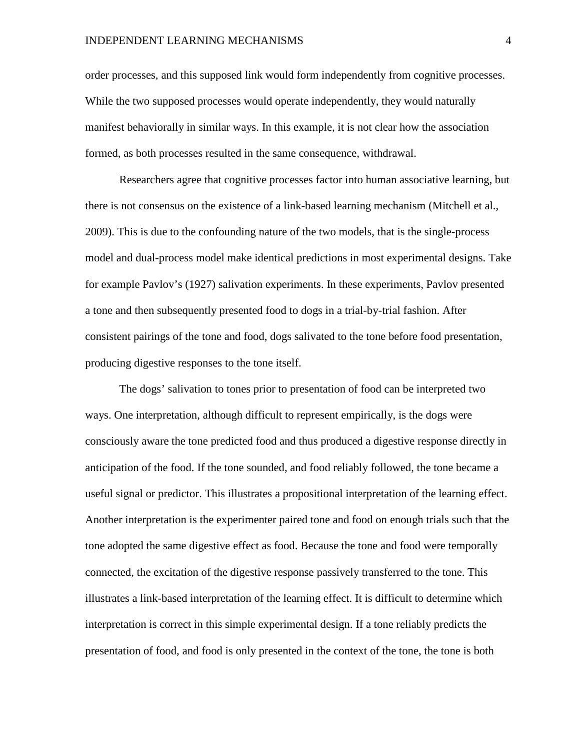order processes, and this supposed link would form independently from cognitive processes. While the two supposed processes would operate independently, they would naturally manifest behaviorally in similar ways. In this example, it is not clear how the association formed, as both processes resulted in the same consequence, withdrawal.

Researchers agree that cognitive processes factor into human associative learning, but there is not consensus on the existence of a link-based learning mechanism (Mitchell et al., 2009). This is due to the confounding nature of the two models, that is the single-process model and dual-process model make identical predictions in most experimental designs. Take for example Pavlov's (1927) salivation experiments. In these experiments, Pavlov presented a tone and then subsequently presented food to dogs in a trial-by-trial fashion. After consistent pairings of the tone and food, dogs salivated to the tone before food presentation, producing digestive responses to the tone itself.

The dogs' salivation to tones prior to presentation of food can be interpreted two ways. One interpretation, although difficult to represent empirically, is the dogs were consciously aware the tone predicted food and thus produced a digestive response directly in anticipation of the food. If the tone sounded, and food reliably followed, the tone became a useful signal or predictor. This illustrates a propositional interpretation of the learning effect. Another interpretation is the experimenter paired tone and food on enough trials such that the tone adopted the same digestive effect as food. Because the tone and food were temporally connected, the excitation of the digestive response passively transferred to the tone. This illustrates a link-based interpretation of the learning effect. It is difficult to determine which interpretation is correct in this simple experimental design. If a tone reliably predicts the presentation of food, and food is only presented in the context of the tone, the tone is both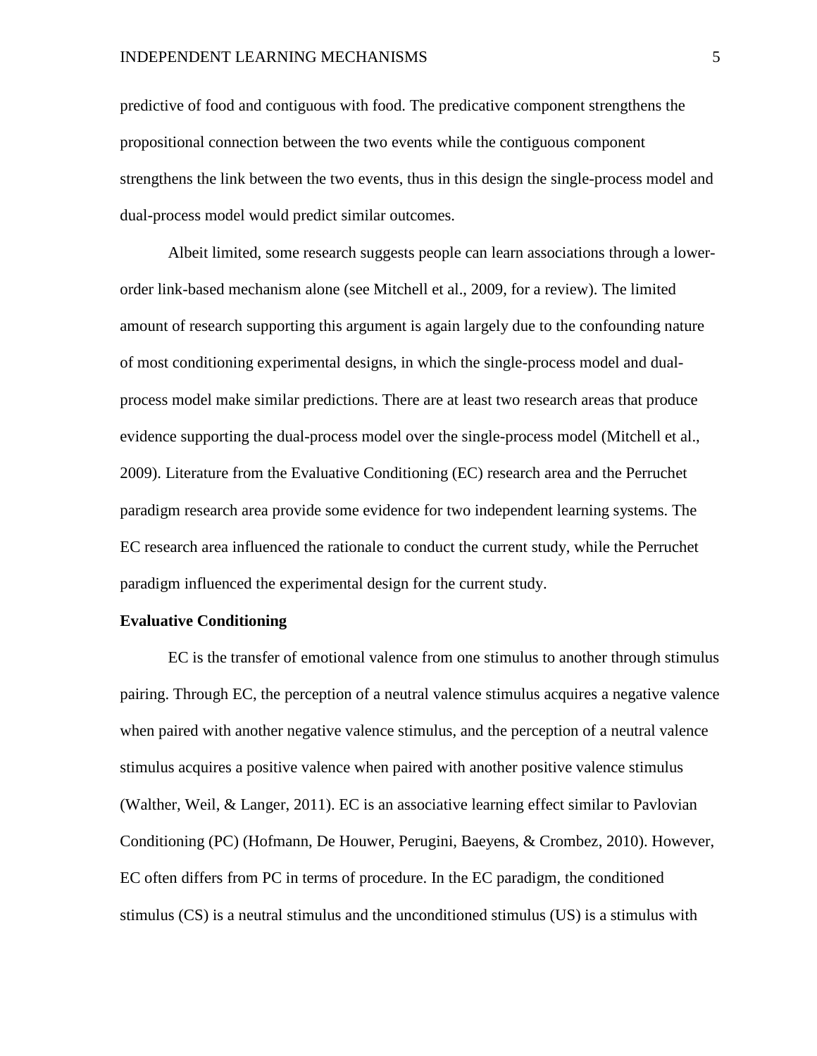predictive of food and contiguous with food. The predicative component strengthens the propositional connection between the two events while the contiguous component strengthens the link between the two events, thus in this design the single-process model and dual-process model would predict similar outcomes.

Albeit limited, some research suggests people can learn associations through a lower-order link-based mechanism alone (see Mitchell et al., 2009, for a review). The limited amount of research supporting this argument is again largely due to the confounding nature of most conditioning experimental designs, in which the single-process model and dual-process model make similar predictions. There are at least two research areas that produce evidence supporting the dual-process model over the single-process model (Mitchell et al., 2009). Literature from the Evaluative Conditioning (EC) research area and the Perruchet paradigm research area provide some evidence for two independent learning systems. The EC research area influenced the rationale to conduct the current study, while the Perruchet paradigm influenced the experimental design for the current study.

**Evaluative Conditioning**

EC is the transfer of emotional valence from one stimulus to another through stimulus pairing. Through EC, the perception of a neutral valence stimulus acquires a negative valence when paired with another negative valence stimulus, and the perception of a neutral valence stimulus acquires a positive valence when paired with another positive valence stimulus (Walther, Weil, & Langer, 2011). EC is an associative learning effect similar to Pavlovian Conditioning (PC) (Hofmann, De Houwer, Perugini, Baeyens, & Crombez, 2010). However, EC often differs from PC in terms of procedure. In the EC paradigm, the conditioned stimulus (CS) is a neutral stimulus and the unconditioned stimulus (US) is a stimulus with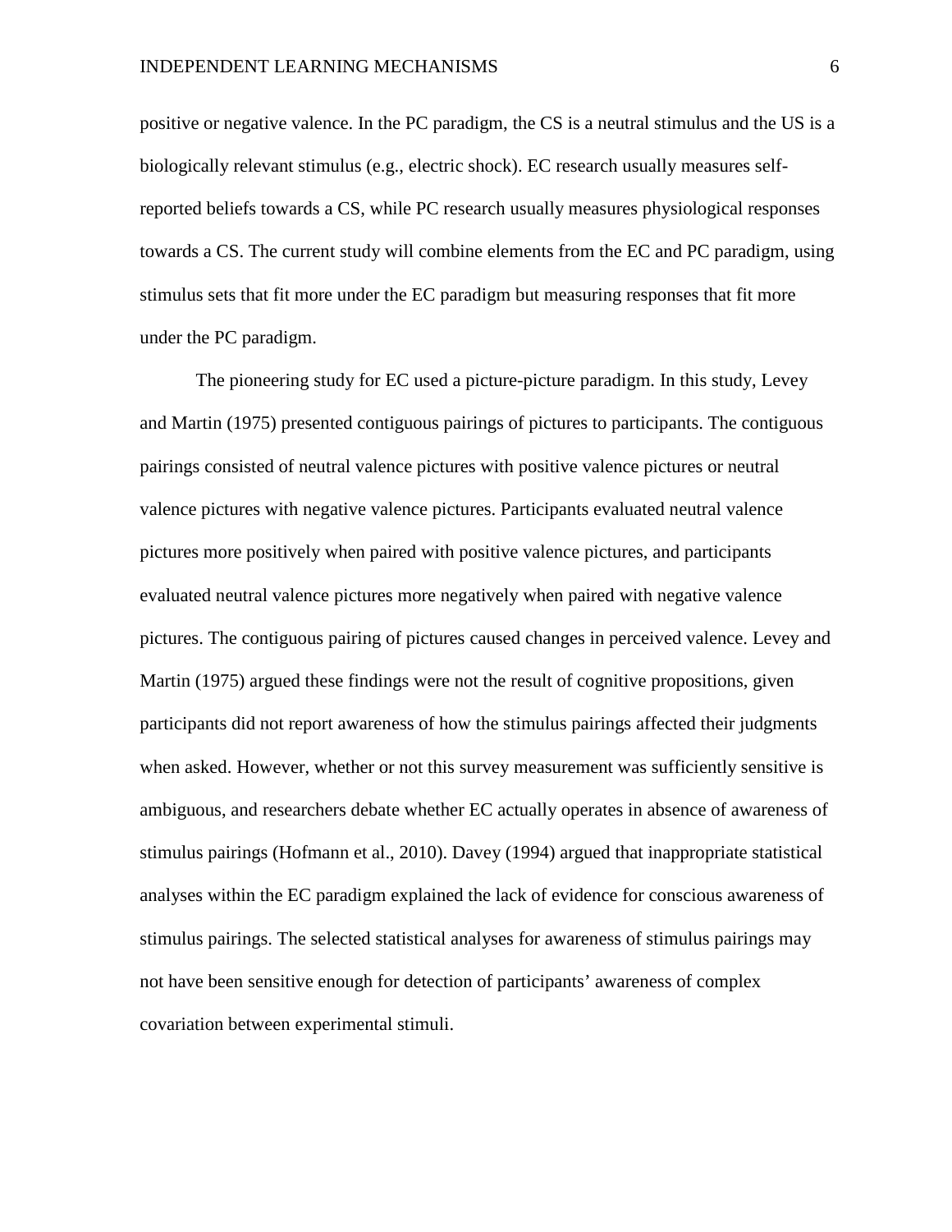positive or negative valence. In the PC paradigm, the CS is a neutral stimulus and the US is a biologically relevant stimulus (e.g., electric shock). EC research usually measures self-reported beliefs towards a CS, while PC research usually measures physiological responses towards a CS. The current study will combine elements from the EC and PC paradigm, using stimulus sets that fit more under the EC paradigm but measuring responses that fit more under the PC paradigm.

The pioneering study for EC used a picture-picture paradigm. In this study, Levey and Martin (1975) presented contiguous pairings of pictures to participants. The contiguous pairings consisted of neutral valence pictures with positive valence pictures or neutral valence pictures with negative valence pictures. Participants evaluated neutral valence pictures more positively when paired with positive valence pictures, and participants evaluated neutral valence pictures more negatively when paired with negative valence pictures. The contiguous pairing of pictures caused changes in perceived valence. Levey and Martin (1975) argued these findings were not the result of cognitive propositions, given participants did not report awareness of how the stimulus pairings affected their judgments when asked. However, whether or not this survey measurement was sufficiently sensitive is ambiguous, and researchers debate whether EC actually operates in absence of awareness of stimulus pairings (Hofmann et al., 2010). Davey (1994) argued that inappropriate statistical analyses within the EC paradigm explained the lack of evidence for conscious awareness of stimulus pairings. The selected statistical analyses for awareness of stimulus pairings may not have been sensitive enough for detection of participants' awareness of complex covariation between experimental stimuli.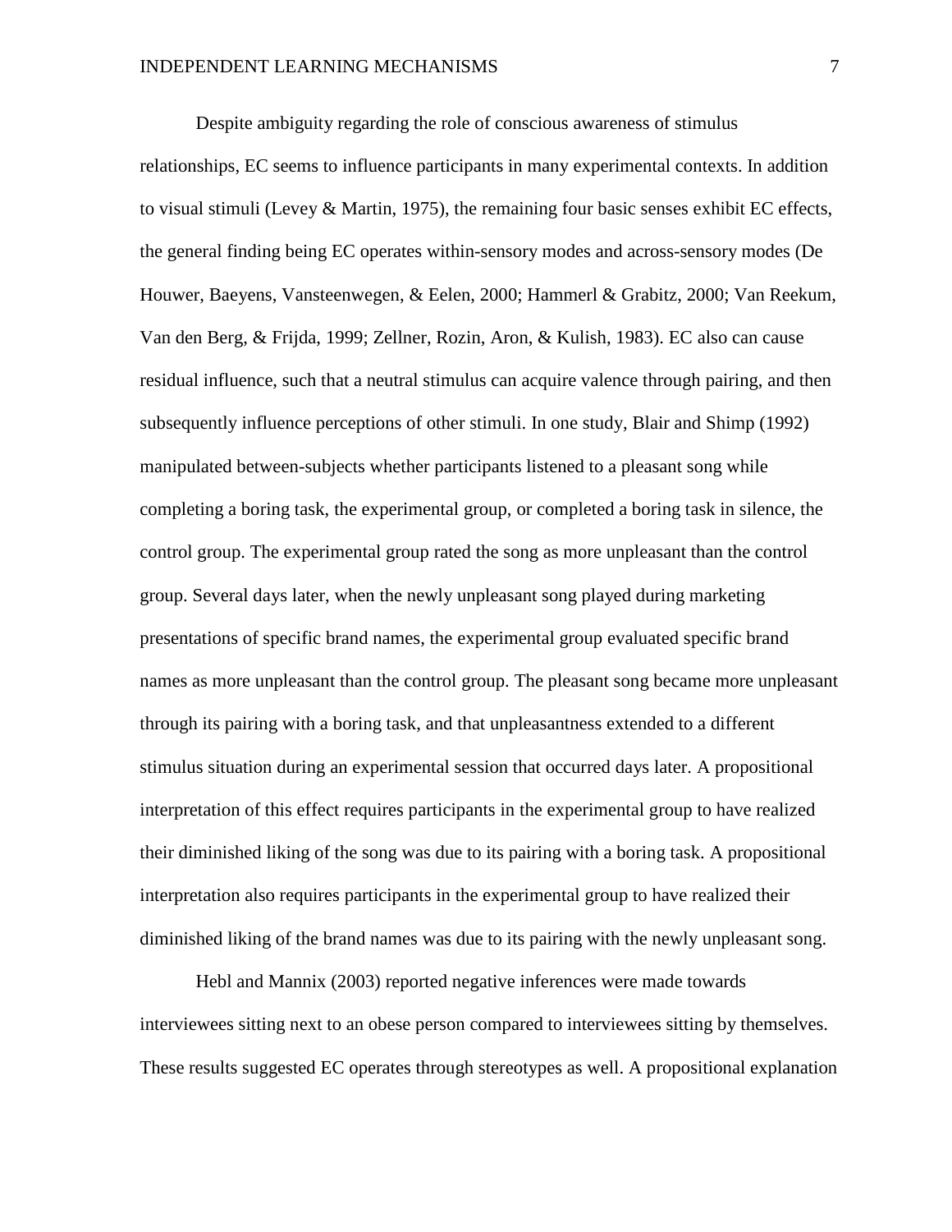Despite ambiguity regarding the role of conscious awareness of stimulus relationships, EC seems to influence participants in many experimental contexts. In addition to visual stimuli (Levey & Martin, 1975), the remaining four basic senses exhibit EC effects, the general finding being EC operates within-sensory modes and across-sensory modes (De Houwer, Baeyens, Vansteenwegen, & Eelen, 2000; Hammerl & Grabitz, 2000; Van Reekum, Van den Berg, & Frijda, 1999; Zellner, Rozin, Aron, & Kulish, 1983). EC also can cause residual influence, such that a neutral stimulus can acquire valence through pairing, and then subsequently influence perceptions of other stimuli. In one study, Blair and Shimp (1992) manipulated between-subjects whether participants listened to a pleasant song while completing a boring task, the experimental group, or completed a boring task in silence, the control group. The experimental group rated the song as more unpleasant than the control group. Several days later, when the newly unpleasant song played during marketing presentations of specific brand names, the experimental group evaluated specific brand names as more unpleasant than the control group. The pleasant song became more unpleasant through its pairing with a boring task, and that unpleasantness extended to a different stimulus situation during an experimental session that occurred days later. A propositional interpretation of this effect requires participants in the experimental group to have realized their diminished liking of the song was due to its pairing with a boring task. A propositional interpretation also requires participants in the experimental group to have realized their diminished liking of the brand names was due to its pairing with the newly unpleasant song.

Hebl and Mannix (2003) reported negative inferences were made towards interviewees sitting next to an obese person compared to interviewees sitting by themselves. These results suggested EC operates through stereotypes as well. A propositional explanation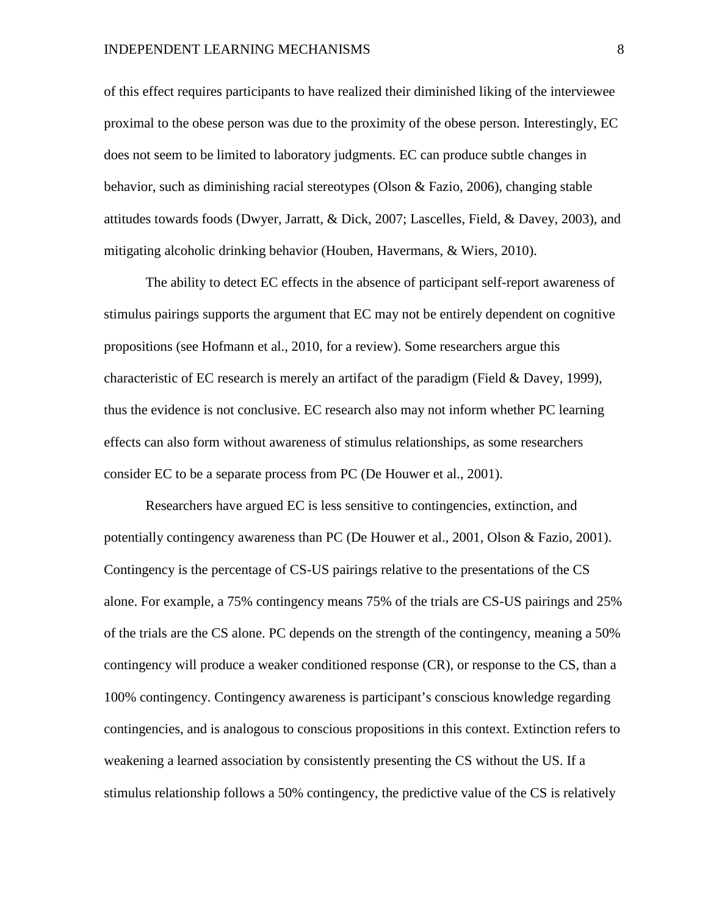of this effect requires participants to have realized their diminished liking of the interviewee proximal to the obese person was due to the proximity of the obese person. Interestingly, EC does not seem to be limited to laboratory judgments. EC can produce subtle changes in behavior, such as diminishing racial stereotypes (Olson & Fazio, 2006), changing stable attitudes towards foods (Dwyer, Jarratt, & Dick, 2007; Lascelles, Field, & Davey, 2003), and mitigating alcoholic drinking behavior (Houben, Havermans, & Wiers, 2010).

The ability to detect EC effects in the absence of participant self-report awareness of stimulus pairings supports the argument that EC may not be entirely dependent on cognitive propositions (see Hofmann et al., 2010, for a review). Some researchers argue this characteristic of EC research is merely an artifact of the paradigm (Field & Davey, 1999), thus the evidence is not conclusive. EC research also may not inform whether PC learning effects can also form without awareness of stimulus relationships, as some researchers consider EC to be a separate process from PC (De Houwer et al., 2001).

Researchers have argued EC is less sensitive to contingencies, extinction, and potentially contingency awareness than PC (De Houwer et al., 2001, Olson & Fazio, 2001). Contingency is the percentage of CS-US pairings relative to the presentations of the CS alone. For example, a 75% contingency means 75% of the trials are CS-US pairings and 25% of the trials are the CS alone. PC depends on the strength of the contingency, meaning a 50% contingency will produce a weaker conditioned response (CR), or response to the CS, than a 100% contingency. Contingency awareness is participant's conscious knowledge regarding contingencies, and is analogous to conscious propositions in this context. Extinction refers to weakening a learned association by consistently presenting the CS without the US. If a stimulus relationship follows a 50% contingency, the predictive value of the CS is relatively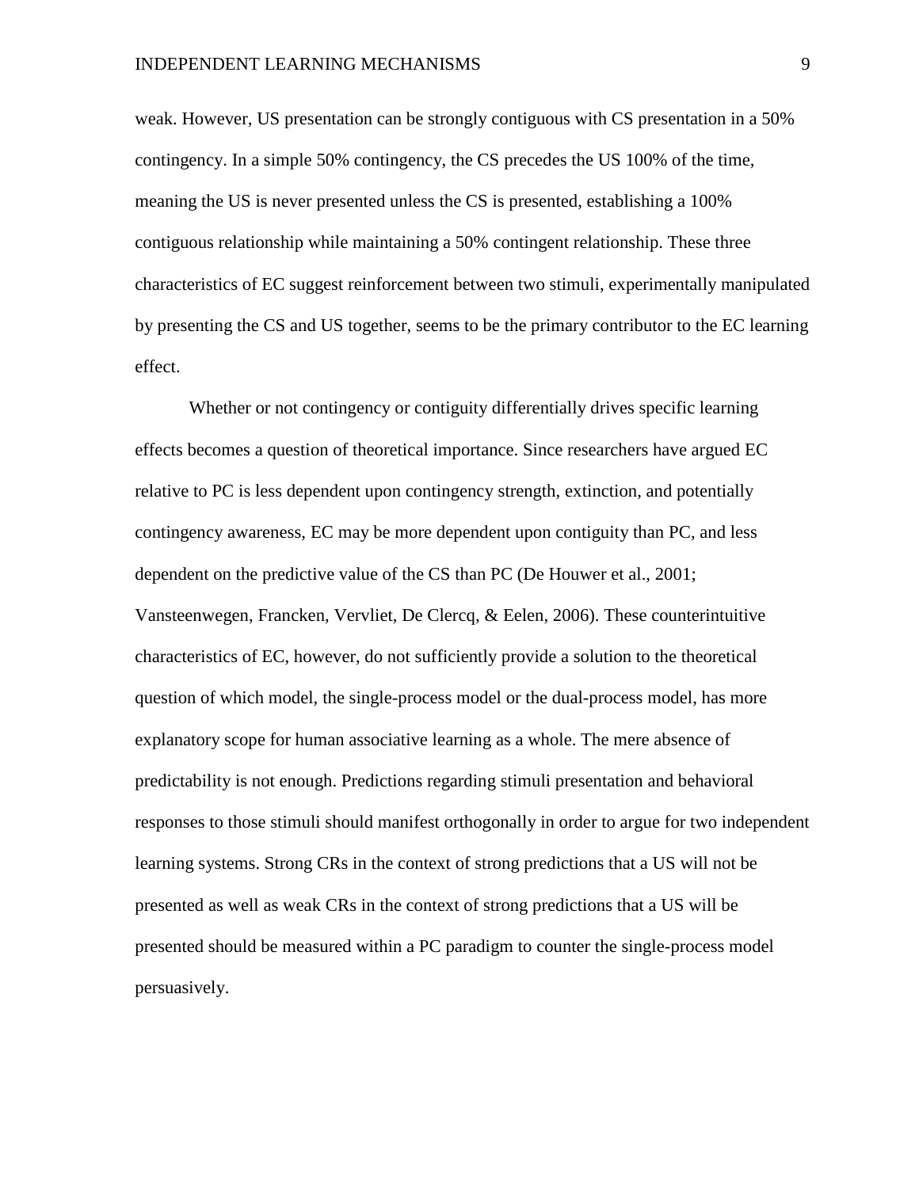weak. However, US presentation can be strongly contiguous with CS presentation in a 50% contingency. In a simple 50% contingency, the CS precedes the US 100% of the time, meaning the US is never presented unless the CS is presented, establishing a 100% contiguous relationship while maintaining a 50% contingent relationship. These three characteristics of EC suggest reinforcement between two stimuli, experimentally manipulated by presenting the CS and US together, seems to be the primary contributor to the EC learning effect.

Whether or not contingency or contiguity differentially drives specific learning effects becomes a question of theoretical importance. Since researchers have argued EC relative to PC is less dependent upon contingency strength, extinction, and potentially contingency awareness, EC may be more dependent upon contiguity than PC, and less dependent on the predictive value of the CS than PC (De Houwer et al., 2001; Vansteenwegen, Francken, Vervliet, De Clercq, & Eelen, 2006). These counterintuitive characteristics of EC, however, do not sufficiently provide a solution to the theoretical question of which model, the single-process model or the dual-process model, has more explanatory scope for human associative learning as a whole. The mere absence of predictability is not enough. Predictions regarding stimuli presentation and behavioral responses to those stimuli should manifest orthogonally in order to argue for two independent learning systems. Strong CRs in the context of strong predictions that a US will not be presented as well as weak CRs in the context of strong predictions that a US will be presented should be measured within a PC paradigm to counter the single-process model persuasively.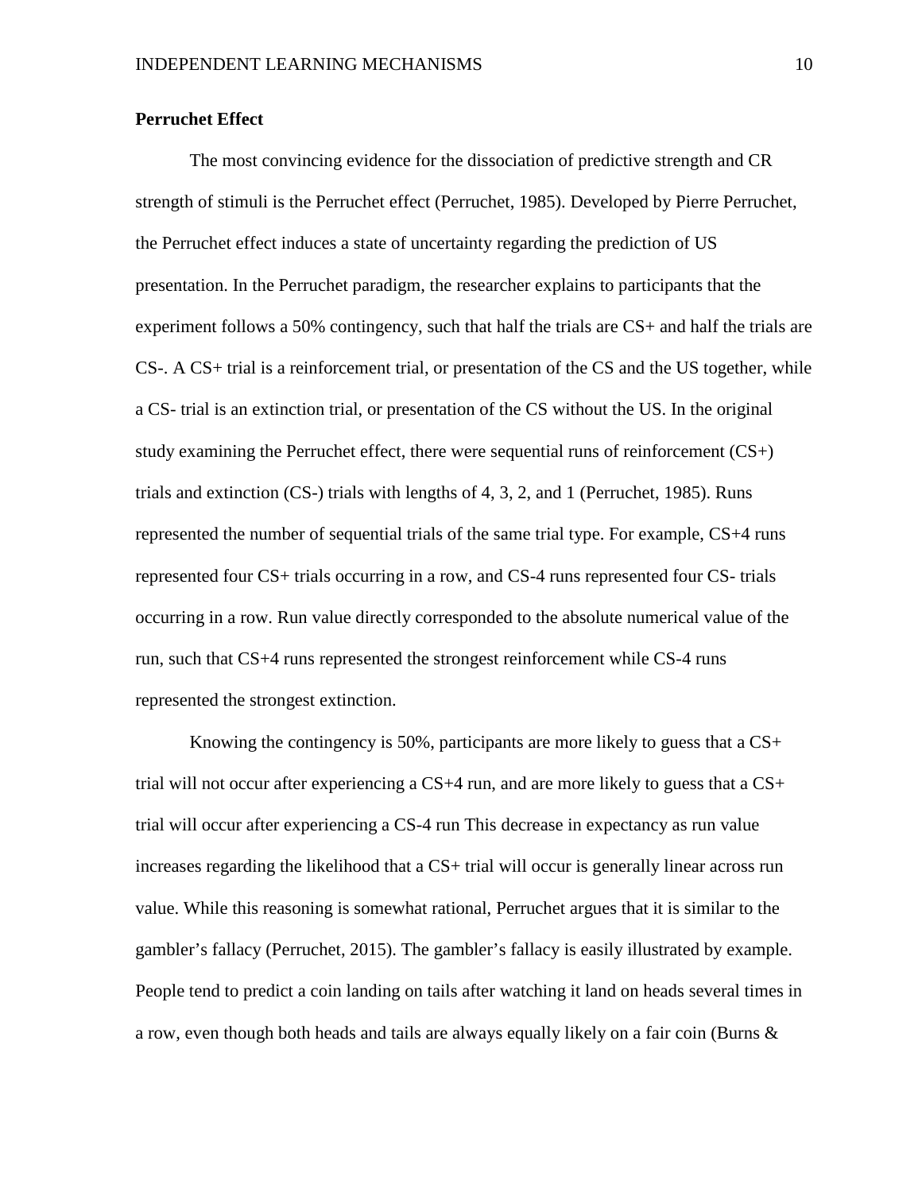**Perruchet Effect**

The most convincing evidence for the dissociation of predictive strength and CR strength of stimuli is the Perruchet effect (Perruchet, 1985). Developed by Pierre Perruchet, the Perruchet effect induces a state of uncertainty regarding the prediction of US presentation. In the Perruchet paradigm, the researcher explains to participants that the experiment follows a 50% contingency, such that half the trials are CS+ and half the trials are CS-. A CS+ trial is a reinforcement trial, or presentation of the CS and the US together, while a CS- trial is an extinction trial, or presentation of the CS without the US. In the original study examining the Perruchet effect, there were sequential runs of reinforcement (CS+) trials and extinction (CS-) trials with lengths of 4, 3, 2, and 1 (Perruchet, 1985). Runs represented the number of sequential trials of the same trial type. For example, CS+4 runs represented four CS+ trials occurring in a row, and CS-4 runs represented four CS- trials occurring in a row. Run value directly corresponded to the absolute numerical value of the run, such that CS+4 runs represented the strongest reinforcement while CS-4 runs represented the strongest extinction.

Knowing the contingency is 50%, participants are more likely to guess that a CS+ trial will not occur after experiencing a CS+4 run, and are more likely to guess that a CS+ trial will occur after experiencing a CS-4 run This decrease in expectancy as run value increases regarding the likelihood that a CS+ trial will occur is generally linear across run value. While this reasoning is somewhat rational, Perruchet argues that it is similar to the gambler's fallacy (Perruchet, 2015). The gambler's fallacy is easily illustrated by example. People tend to predict a coin landing on tails after watching it land on heads several times in a row, even though both heads and tails are always equally likely on a fair coin (Burns &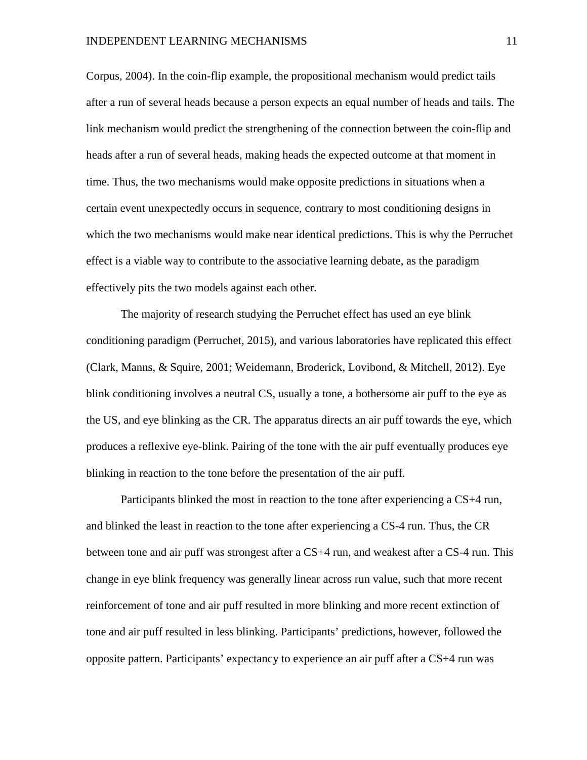Corpus, 2004). In the coin-flip example, the propositional mechanism would predict tails after a run of several heads because a person expects an equal number of heads and tails. The link mechanism would predict the strengthening of the connection between the coin-flip and heads after a run of several heads, making heads the expected outcome at that moment in time. Thus, the two mechanisms would make opposite predictions in situations when a certain event unexpectedly occurs in sequence, contrary to most conditioning designs in which the two mechanisms would make near identical predictions. This is why the Perruchet effect is a viable way to contribute to the associative learning debate, as the paradigm effectively pits the two models against each other.

The majority of research studying the Perruchet effect has used an eye blink conditioning paradigm (Perruchet, 2015), and various laboratories have replicated this effect (Clark, Manns, & Squire, 2001; Weidemann, Broderick, Lovibond, & Mitchell, 2012). Eye blink conditioning involves a neutral CS, usually a tone, a bothersome air puff to the eye as the US, and eye blinking as the CR. The apparatus directs an air puff towards the eye, which produces a reflexive eye-blink. Pairing of the tone with the air puff eventually produces eye blinking in reaction to the tone before the presentation of the air puff.

Participants blinked the most in reaction to the tone after experiencing a CS+4 run, and blinked the least in reaction to the tone after experiencing a CS-4 run. Thus, the CR between tone and air puff was strongest after a CS+4 run, and weakest after a CS-4 run. This change in eye blink frequency was generally linear across run value, such that more recent reinforcement of tone and air puff resulted in more blinking and more recent extinction of tone and air puff resulted in less blinking. Participants' predictions, however, followed the opposite pattern. Participants' expectancy to experience an air puff after a CS+4 run was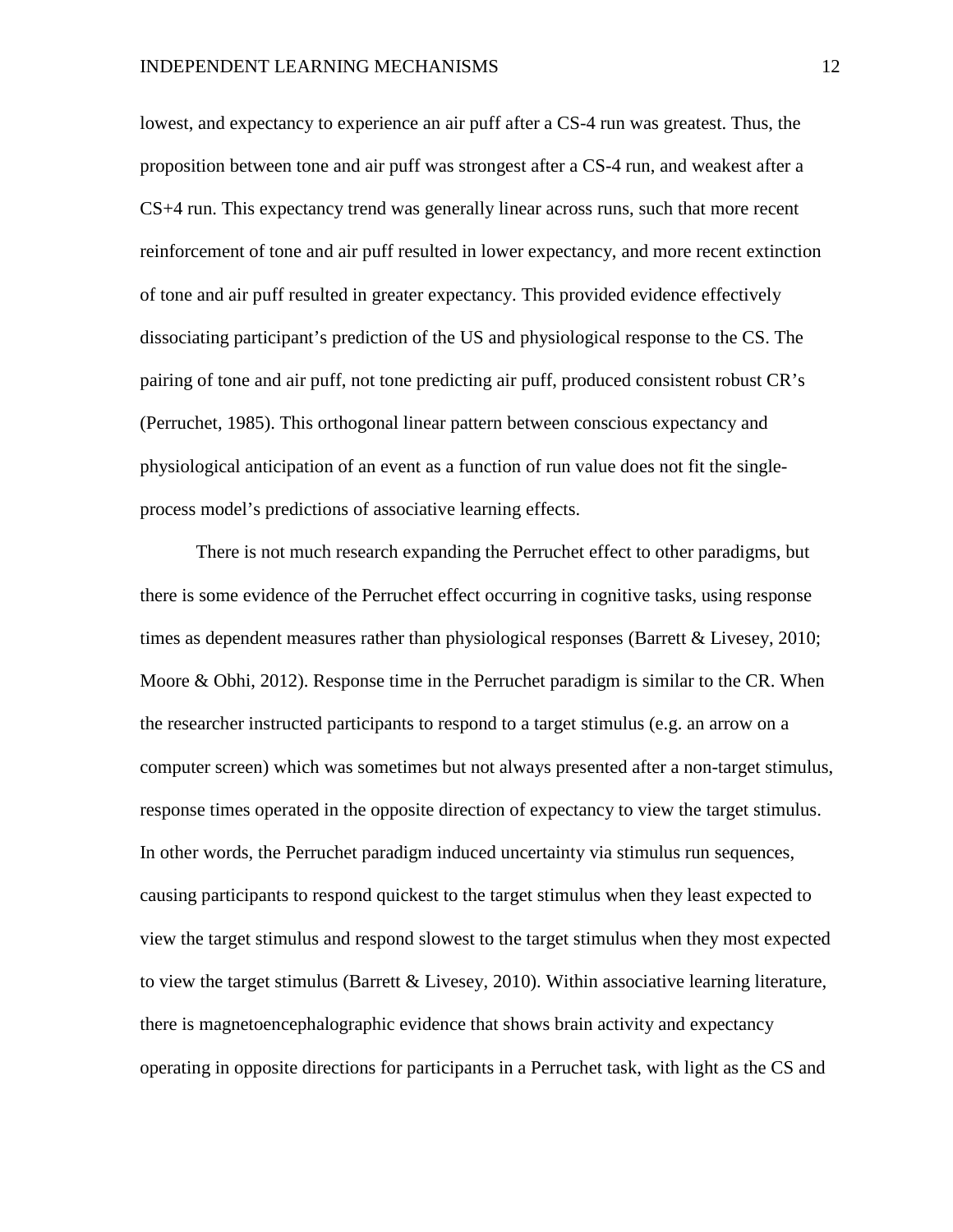lowest, and expectancy to experience an air puff after a CS-4 run was greatest. Thus, the proposition between tone and air puff was strongest after a CS-4 run, and weakest after a CS+4 run. This expectancy trend was generally linear across runs, such that more recent reinforcement of tone and air puff resulted in lower expectancy, and more recent extinction of tone and air puff resulted in greater expectancy. This provided evidence effectively dissociating participant's prediction of the US and physiological response to the CS. The pairing of tone and air puff, not tone predicting air puff, produced consistent robust CR's (Perruchet, 1985). This orthogonal linear pattern between conscious expectancy and physiological anticipation of an event as a function of run value does not fit the single-process model's predictions of associative learning effects.

There is not much research expanding the Perruchet effect to other paradigms, but there is some evidence of the Perruchet effect occurring in cognitive tasks, using response times as dependent measures rather than physiological responses (Barrett & Livesey, 2010; Moore & Obhi, 2012). Response time in the Perruchet paradigm is similar to the CR. When the researcher instructed participants to respond to a target stimulus (e.g. an arrow on a computer screen) which was sometimes but not always presented after a non-target stimulus, response times operated in the opposite direction of expectancy to view the target stimulus. In other words, the Perruchet paradigm induced uncertainty via stimulus run sequences, causing participants to respond quickest to the target stimulus when they least expected to view the target stimulus and respond slowest to the target stimulus when they most expected to view the target stimulus (Barrett & Livesey, 2010). Within associative learning literature, there is magnetoencephalographic evidence that shows brain activity and expectancy operating in opposite directions for participants in a Perruchet task, with light as the CS and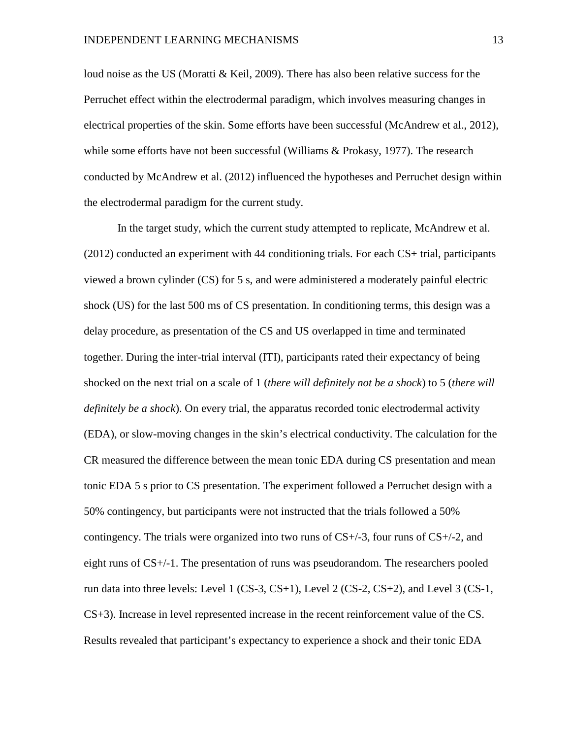loud noise as the US (Moratti & Keil, 2009). There has also been relative success for the Perruchet effect within the electrodermal paradigm, which involves measuring changes in electrical properties of the skin. Some efforts have been successful (McAndrew et al., 2012), while some efforts have not been successful (Williams & Prokasy, 1977). The research conducted by McAndrew et al. (2012) influenced the hypotheses and Perruchet design within the electrodermal paradigm for the current study.

In the target study, which the current study attempted to replicate, McAndrew et al. (2012) conducted an experiment with 44 conditioning trials. For each CS+ trial, participants viewed a brown cylinder (CS) for 5 s, and were administered a moderately painful electric shock (US) for the last 500 ms of CS presentation. In conditioning terms, this design was a delay procedure, as presentation of the CS and US overlapped in time and terminated together. During the inter-trial interval (ITI), participants rated their expectancy of being shocked on the next trial on a scale of 1 (*there will definitely not be a shock*) to 5 (*there will definitely be a shock*). On every trial, the apparatus recorded tonic electrodermal activity (EDA), or slow-moving changes in the skin's electrical conductivity. The calculation for the CR measured the difference between the mean tonic EDA during CS presentation and mean tonic EDA 5 s prior to CS presentation. The experiment followed a Perruchet design with a 50% contingency, but participants were not instructed that the trials followed a 50% contingency. The trials were organized into two runs of CS+/-3, four runs of CS+/-2, and eight runs of CS+/-1. The presentation of runs was pseudorandom. The researchers pooled run data into three levels: Level 1 (CS-3, CS+1), Level 2 (CS-2, CS+2), and Level 3 (CS-1, CS+3). Increase in level represented increase in the recent reinforcement value of the CS. Results revealed that participant's expectancy to experience a shock and their tonic EDA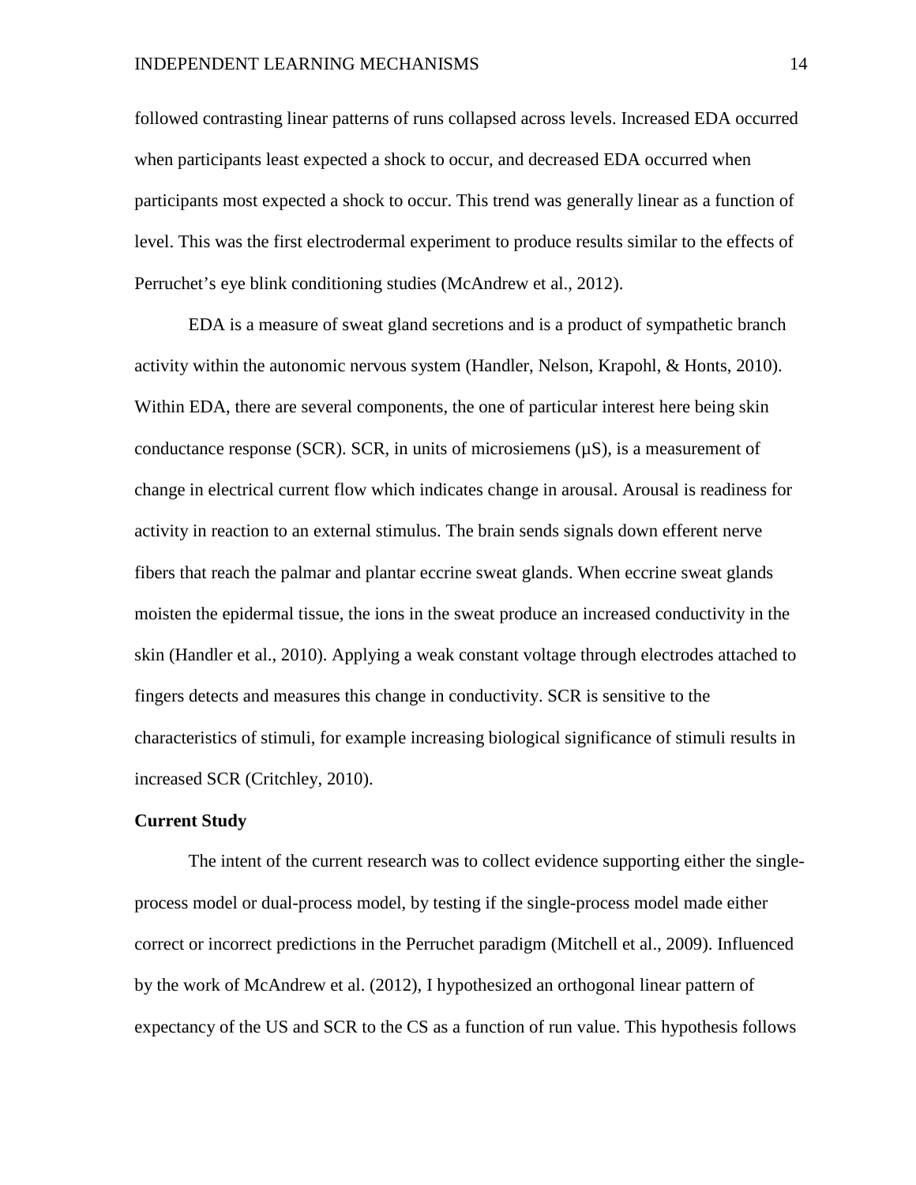followed contrasting linear patterns of runs collapsed across levels. Increased EDA occurred when participants least expected a shock to occur, and decreased EDA occurred when participants most expected a shock to occur. This trend was generally linear as a function of level. This was the first electrodermal experiment to produce results similar to the effects of Perruchet's eye blink conditioning studies (McAndrew et al., 2012).

EDA is a measure of sweat gland secretions and is a product of sympathetic branch activity within the autonomic nervous system (Handler, Nelson, Krapohl, & Honts, 2010). Within EDA, there are several components, the one of particular interest here being skin conductance response (SCR). SCR, in units of microsiemens (μS), is a measurement of change in electrical current flow which indicates change in arousal. Arousal is readiness for activity in reaction to an external stimulus. The brain sends signals down efferent nerve fibers that reach the palmar and plantar eccrine sweat glands. When eccrine sweat glands moisten the epidermal tissue, the ions in the sweat produce an increased conductivity in the skin (Handler et al., 2010). Applying a weak constant voltage through electrodes attached to fingers detects and measures this change in conductivity. SCR is sensitive to the characteristics of stimuli, for example increasing biological significance of stimuli results in increased SCR (Critchley, 2010).

**Current Study**

The intent of the current research was to collect evidence supporting either the single-process model or dual-process model, by testing if the single-process model made either correct or incorrect predictions in the Perruchet paradigm (Mitchell et al., 2009). Influenced by the work of McAndrew et al. (2012), I hypothesized an orthogonal linear pattern of expectancy of the US and SCR to the CS as a function of run value. This hypothesis follows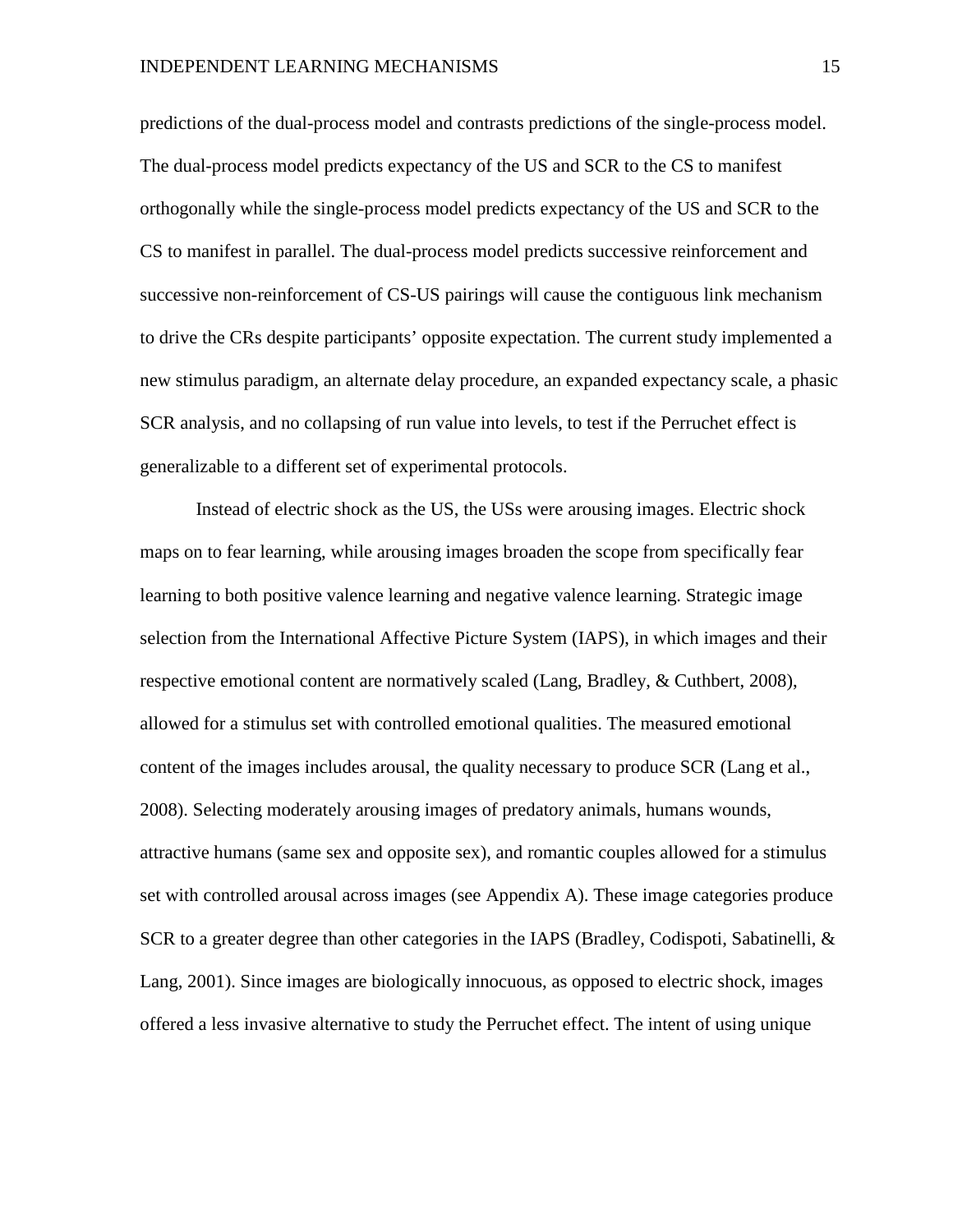predictions of the dual-process model and contrasts predictions of the single-process model. The dual-process model predicts expectancy of the US and SCR to the CS to manifest orthogonally while the single-process model predicts expectancy of the US and SCR to the CS to manifest in parallel. The dual-process model predicts successive reinforcement and successive non-reinforcement of CS-US pairings will cause the contiguous link mechanism to drive the CRs despite participants' opposite expectation. The current study implemented a new stimulus paradigm, an alternate delay procedure, an expanded expectancy scale, a phasic SCR analysis, and no collapsing of run value into levels, to test if the Perruchet effect is generalizable to a different set of experimental protocols.

Instead of electric shock as the US, the USs were arousing images. Electric shock maps on to fear learning, while arousing images broaden the scope from specifically fear learning to both positive valence learning and negative valence learning. Strategic image selection from the International Affective Picture System (IAPS), in which images and their respective emotional content are normatively scaled (Lang, Bradley, & Cuthbert, 2008), allowed for a stimulus set with controlled emotional qualities. The measured emotional content of the images includes arousal, the quality necessary to produce SCR (Lang et al., 2008). Selecting moderately arousing images of predatory animals, humans wounds, attractive humans (same sex and opposite sex), and romantic couples allowed for a stimulus set with controlled arousal across images (see Appendix A). These image categories produce SCR to a greater degree than other categories in the IAPS (Bradley, Codispoti, Sabatinelli, & Lang, 2001). Since images are biologically innocuous, as opposed to electric shock, images offered a less invasive alternative to study the Perruchet effect. The intent of using unique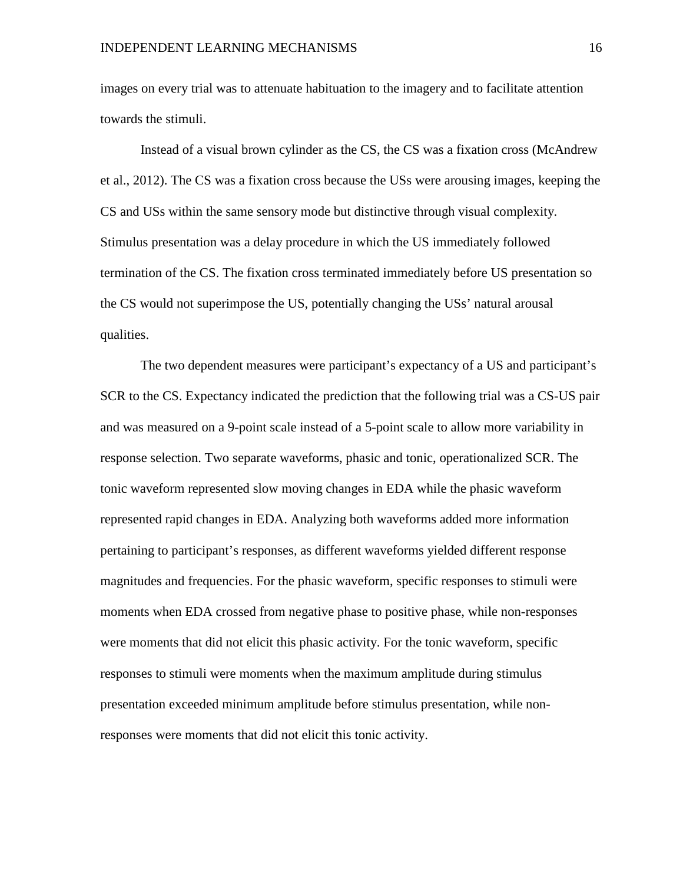images on every trial was to attenuate habituation to the imagery and to facilitate attention towards the stimuli.

Instead of a visual brown cylinder as the CS, the CS was a fixation cross (McAndrew et al., 2012). The CS was a fixation cross because the USs were arousing images, keeping the CS and USs within the same sensory mode but distinctive through visual complexity. Stimulus presentation was a delay procedure in which the US immediately followed termination of the CS. The fixation cross terminated immediately before US presentation so the CS would not superimpose the US, potentially changing the USs' natural arousal qualities.

The two dependent measures were participant's expectancy of a US and participant's SCR to the CS. Expectancy indicated the prediction that the following trial was a CS-US pair and was measured on a 9-point scale instead of a 5-point scale to allow more variability in response selection. Two separate waveforms, phasic and tonic, operationalized SCR. The tonic waveform represented slow moving changes in EDA while the phasic waveform represented rapid changes in EDA. Analyzing both waveforms added more information pertaining to participant's responses, as different waveforms yielded different response magnitudes and frequencies. For the phasic waveform, specific responses to stimuli were moments when EDA crossed from negative phase to positive phase, while non-responses were moments that did not elicit this phasic activity. For the tonic waveform, specific responses to stimuli were moments when the maximum amplitude during stimulus presentation exceeded minimum amplitude before stimulus presentation, while non-responses were moments that did not elicit this tonic activity.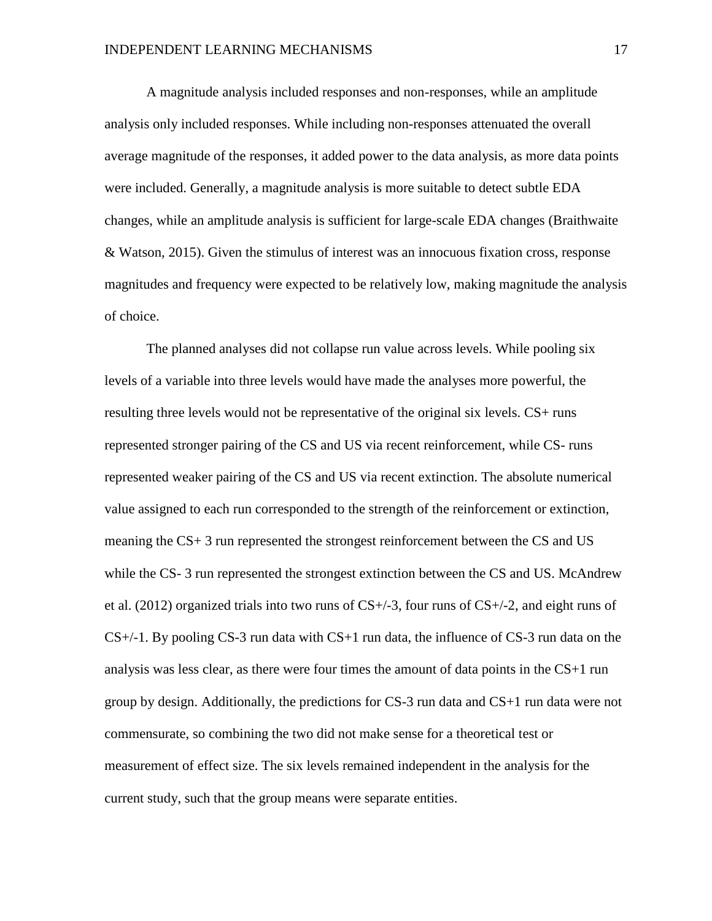A magnitude analysis included responses and non-responses, while an amplitude analysis only included responses. While including non-responses attenuated the overall average magnitude of the responses, it added power to the data analysis, as more data points were included. Generally, a magnitude analysis is more suitable to detect subtle EDA changes, while an amplitude analysis is sufficient for large-scale EDA changes (Braithwaite & Watson, 2015). Given the stimulus of interest was an innocuous fixation cross, response magnitudes and frequency were expected to be relatively low, making magnitude the analysis of choice.

The planned analyses did not collapse run value across levels. While pooling six levels of a variable into three levels would have made the analyses more powerful, the resulting three levels would not be representative of the original six levels. CS+ runs represented stronger pairing of the CS and US via recent reinforcement, while CS- runs represented weaker pairing of the CS and US via recent extinction. The absolute numerical value assigned to each run corresponded to the strength of the reinforcement or extinction, meaning the CS+ 3 run represented the strongest reinforcement between the CS and US while the CS- 3 run represented the strongest extinction between the CS and US. McAndrew et al. (2012) organized trials into two runs of CS+/-3, four runs of CS+/-2, and eight runs of CS+/-1. By pooling CS-3 run data with CS+1 run data, the influence of CS-3 run data on the analysis was less clear, as there were four times the amount of data points in the CS+1 run group by design. Additionally, the predictions for CS-3 run data and CS+1 run data were not commensurate, so combining the two did not make sense for a theoretical test or measurement of effect size. The six levels remained independent in the analysis for the current study, such that the group means were separate entities.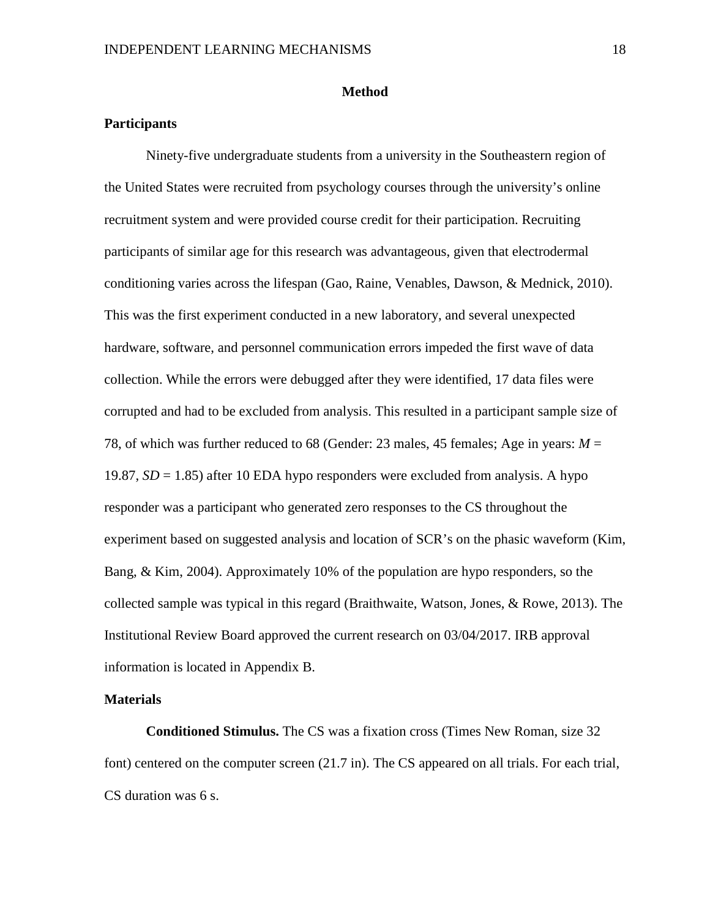# Method

## Participants

Ninety-five undergraduate students from a university in the Southeastern region of the United States were recruited from psychology courses through the university's online recruitment system and were provided course credit for their participation. Recruiting participants of similar age for this research was advantageous, given that electrodermal conditioning varies across the lifespan (Gao, Raine, Venables, Dawson, & Mednick, 2010). This was the first experiment conducted in a new laboratory, and several unexpected hardware, software, and personnel communication errors impeded the first wave of data collection. While the errors were debugged after they were identified, 17 data files were corrupted and had to be excluded from analysis. This resulted in a participant sample size of 78, of which was further reduced to 68 (Gender: 23 males, 45 females; Age in years: $M$ = 19.87, $SD$ = 1.85) after 10 EDA hypo responders were excluded from analysis. A hypo responder was a participant who generated zero responses to the CS throughout the experiment based on suggested analysis and location of SCR's on the phasic waveform (Kim, Bang, & Kim, 2004). Approximately 10% of the population are hypo responders, so the collected sample was typical in this regard (Braithwaite, Watson, Jones, & Rowe, 2013). The Institutional Review Board approved the current research on 03/04/2017. IRB approval information is located in Appendix B.

## Materials

**Conditioned Stimulus.** The CS was a fixation cross (Times New Roman, size 32 font) centered on the computer screen (21.7 in). The CS appeared on all trials. For each trial, CS duration was 6 s.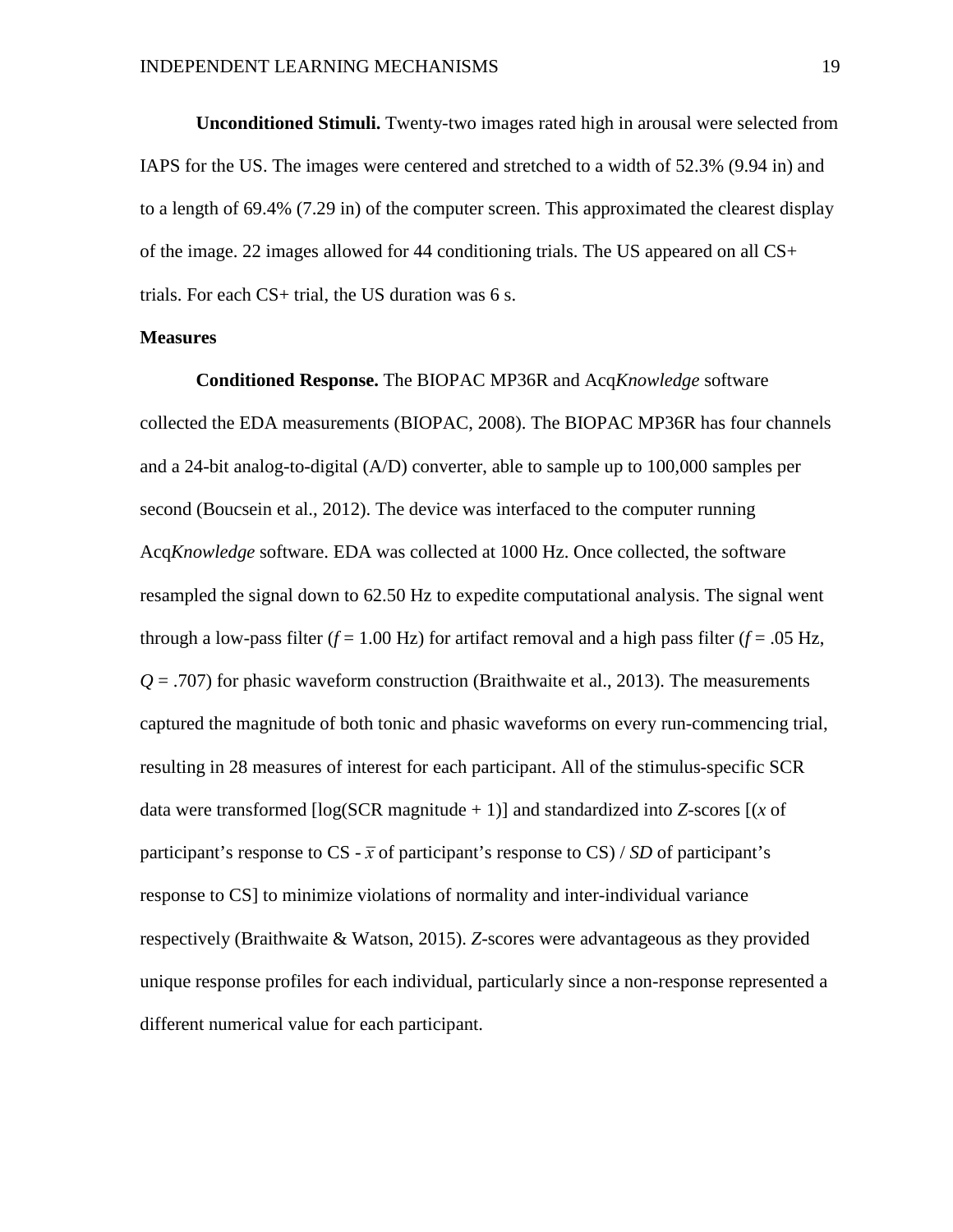**Unconditioned Stimuli.** Twenty-two images rated high in arousal were selected from IAPS for the US. The images were centered and stretched to a width of 52.3% (9.94 in) and to a length of 69.4% (7.29 in) of the computer screen. This approximated the clearest display of the image. 22 images allowed for 44 conditioning trials. The US appeared on all CS+ trials. For each CS+ trial, the US duration was 6 s.

## Measures

**Conditioned Response.** The BIOPAC MP36R and Acq*Knowledge* software collected the EDA measurements (BIOPAC, 2008). The BIOPAC MP36R has four channels and a 24-bit analog-to-digital (A/D) converter, able to sample up to 100,000 samples per second (Boucsein et al., 2012). The device was interfaced to the computer running Acq*Knowledge* software. EDA was collected at 1000 Hz. Once collected, the software resampled the signal down to 62.50 Hz to expedite computational analysis. The signal went through a low-pass filter ($f$ = 1.00 Hz) for artifact removal and a high pass filter ($f$ = .05 Hz, $Q$ = .707) for phasic waveform construction (Braithwaite et al., 2013). The measurements captured the magnitude of both tonic and phasic waveforms on every run-commencing trial, resulting in 28 measures of interest for each participant. All of the stimulus-specific SCR data were transformed [log(SCR magnitude + 1)] and standardized into $Z$-scores [($x$ of participant's response to CS - $\bar{x}$ of participant's response to CS) / $SD$ of participant's response to CS] to minimize violations of normality and inter-individual variance respectively (Braithwaite & Watson, 2015). $Z$-scores were advantageous as they provided unique response profiles for each individual, particularly since a non-response represented a different numerical value for each participant.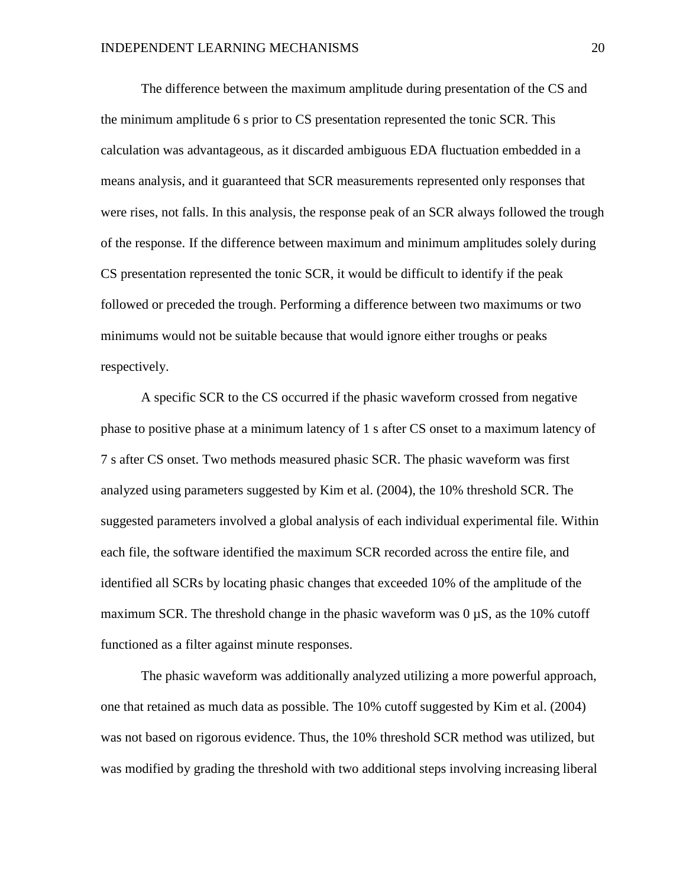The difference between the maximum amplitude during presentation of the CS and the minimum amplitude 6 s prior to CS presentation represented the tonic SCR. This calculation was advantageous, as it discarded ambiguous EDA fluctuation embedded in a means analysis, and it guaranteed that SCR measurements represented only responses that were rises, not falls. In this analysis, the response peak of an SCR always followed the trough of the response. If the difference between maximum and minimum amplitudes solely during CS presentation represented the tonic SCR, it would be difficult to identify if the peak followed or preceded the trough. Performing a difference between two maximums or two minimums would not be suitable because that would ignore either troughs or peaks respectively.

A specific SCR to the CS occurred if the phasic waveform crossed from negative phase to positive phase at a minimum latency of 1 s after CS onset to a maximum latency of 7 s after CS onset. Two methods measured phasic SCR. The phasic waveform was first analyzed using parameters suggested by Kim et al. (2004), the 10% threshold SCR. The suggested parameters involved a global analysis of each individual experimental file. Within each file, the software identified the maximum SCR recorded across the entire file, and identified all SCRs by locating phasic changes that exceeded 10% of the amplitude of the maximum SCR. The threshold change in the phasic waveform was 0 µS, as the 10% cutoff functioned as a filter against minute responses.

The phasic waveform was additionally analyzed utilizing a more powerful approach, one that retained as much data as possible. The 10% cutoff suggested by Kim et al. (2004) was not based on rigorous evidence. Thus, the 10% threshold SCR method was utilized, but was modified by grading the threshold with two additional steps involving increasing liberal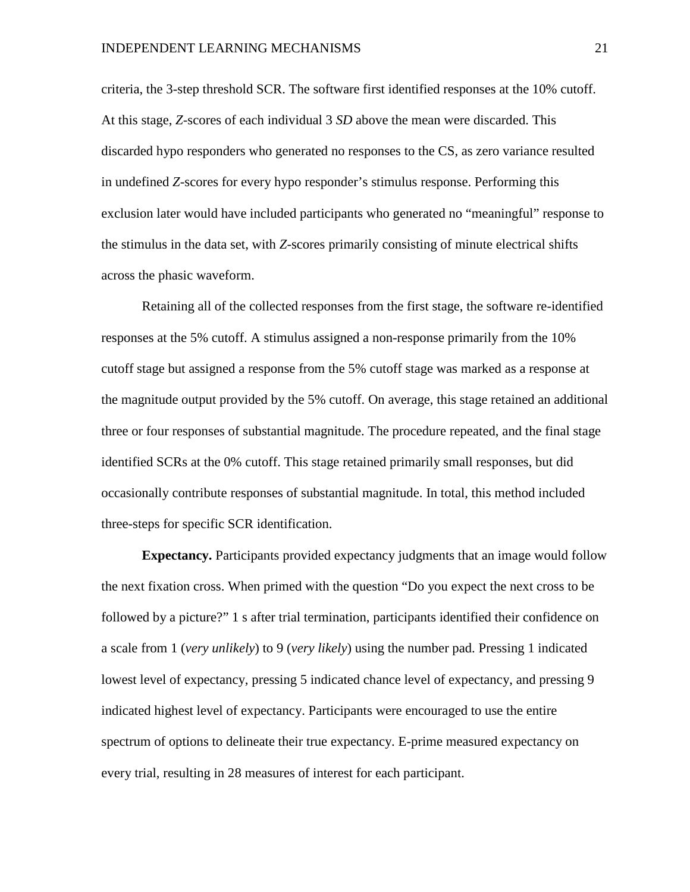criteria, the 3-step threshold SCR. The software first identified responses at the 10% cutoff. At this stage, *Z*-scores of each individual 3 *SD* above the mean were discarded. This discarded hypo responders who generated no responses to the CS, as zero variance resulted in undefined *Z*-scores for every hypo responder's stimulus response. Performing this exclusion later would have included participants who generated no "meaningful" response to the stimulus in the data set, with *Z*-scores primarily consisting of minute electrical shifts across the phasic waveform.

Retaining all of the collected responses from the first stage, the software re-identified responses at the 5% cutoff. A stimulus assigned a non-response primarily from the 10% cutoff stage but assigned a response from the 5% cutoff stage was marked as a response at the magnitude output provided by the 5% cutoff. On average, this stage retained an additional three or four responses of substantial magnitude. The procedure repeated, and the final stage identified SCRs at the 0% cutoff. This stage retained primarily small responses, but did occasionally contribute responses of substantial magnitude. In total, this method included three-steps for specific SCR identification.

**Expectancy.** Participants provided expectancy judgments that an image would follow the next fixation cross. When primed with the question "Do you expect the next cross to be followed by a picture?" 1 s after trial termination, participants identified their confidence on a scale from 1 (*very unlikely*) to 9 (*very likely*) using the number pad. Pressing 1 indicated lowest level of expectancy, pressing 5 indicated chance level of expectancy, and pressing 9 indicated highest level of expectancy. Participants were encouraged to use the entire spectrum of options to delineate their true expectancy. E-prime measured expectancy on every trial, resulting in 28 measures of interest for each participant.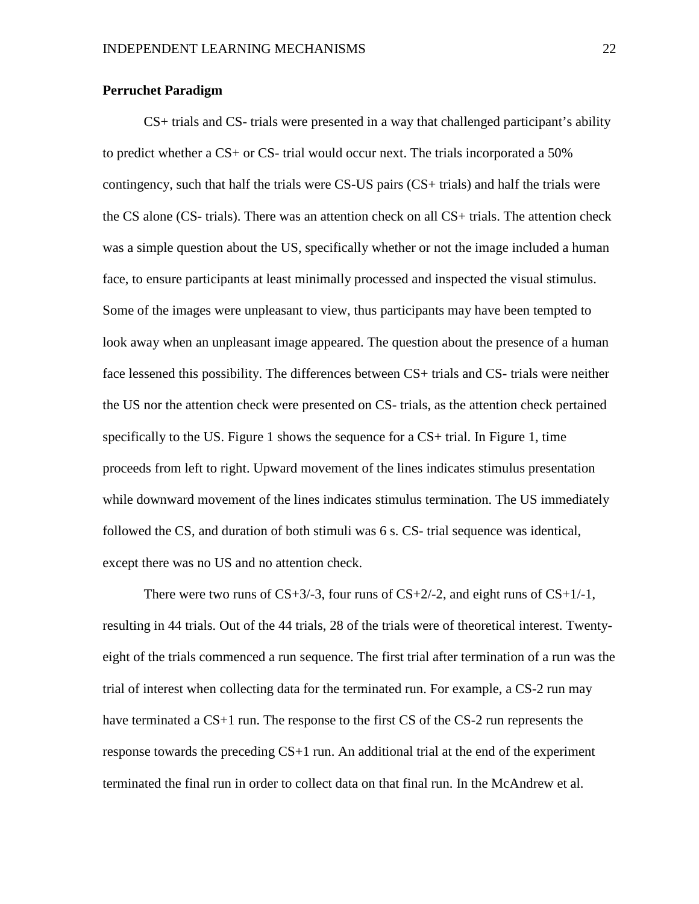**Perruchet Paradigm**

CS+ trials and CS- trials were presented in a way that challenged participant's ability to predict whether a CS+ or CS- trial would occur next. The trials incorporated a 50% contingency, such that half the trials were CS-US pairs (CS+ trials) and half the trials were the CS alone (CS- trials). There was an attention check on all CS+ trials. The attention check was a simple question about the US, specifically whether or not the image included a human face, to ensure participants at least minimally processed and inspected the visual stimulus. Some of the images were unpleasant to view, thus participants may have been tempted to look away when an unpleasant image appeared. The question about the presence of a human face lessened this possibility. The differences between CS+ trials and CS- trials were neither the US nor the attention check were presented on CS- trials, as the attention check pertained specifically to the US. Figure 1 shows the sequence for a CS+ trial. In Figure 1, time proceeds from left to right. Upward movement of the lines indicates stimulus presentation while downward movement of the lines indicates stimulus termination. The US immediately followed the CS, and duration of both stimuli was 6 s. CS- trial sequence was identical, except there was no US and no attention check.

There were two runs of CS+3/-3, four runs of CS+2/-2, and eight runs of CS+1/-1, resulting in 44 trials. Out of the 44 trials, 28 of the trials were of theoretical interest. Twenty-eight of the trials commenced a run sequence. The first trial after termination of a run was the trial of interest when collecting data for the terminated run. For example, a CS-2 run may have terminated a CS+1 run. The response to the first CS of the CS-2 run represents the response towards the preceding CS+1 run. An additional trial at the end of the experiment terminated the final run in order to collect data on that final run. In the McAndrew et al.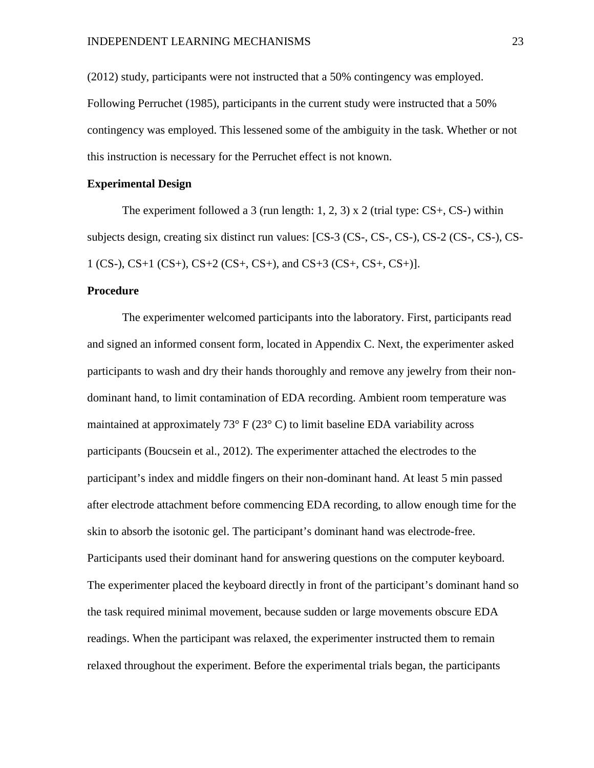(2012) study, participants were not instructed that a 50% contingency was employed. Following Perruchet (1985), participants in the current study were instructed that a 50% contingency was employed. This lessened some of the ambiguity in the task. Whether or not this instruction is necessary for the Perruchet effect is not known.

**Experimental Design**

The experiment followed a 3 (run length: 1, 2, 3) x 2 (trial type: CS+, CS-) within subjects design, creating six distinct run values: [CS-3 (CS-, CS-, CS-), CS-2 (CS-, CS-), CS-1 (CS-), CS+1 (CS+), CS+2 (CS+, CS+), and CS+3 (CS+, CS+, CS+)].

**Procedure**

The experimenter welcomed participants into the laboratory. First, participants read and signed an informed consent form, located in Appendix C. Next, the experimenter asked participants to wash and dry their hands thoroughly and remove any jewelry from their non-dominant hand, to limit contamination of EDA recording. Ambient room temperature was maintained at approximately 73° F (23° C) to limit baseline EDA variability across participants (Boucsein et al., 2012). The experimenter attached the electrodes to the participant's index and middle fingers on their non-dominant hand. At least 5 min passed after electrode attachment before commencing EDA recording, to allow enough time for the skin to absorb the isotonic gel. The participant's dominant hand was electrode-free. Participants used their dominant hand for answering questions on the computer keyboard. The experimenter placed the keyboard directly in front of the participant's dominant hand so the task required minimal movement, because sudden or large movements obscure EDA readings. When the participant was relaxed, the experimenter instructed them to remain relaxed throughout the experiment. Before the experimental trials began, the participants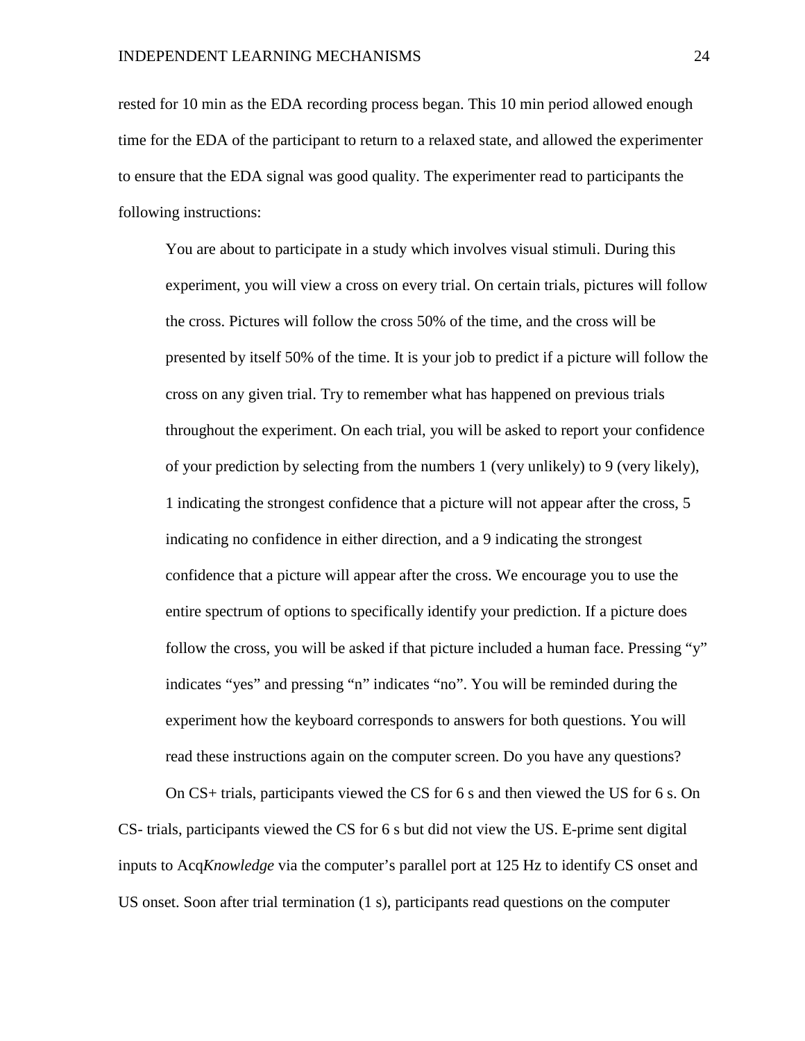rested for 10 min as the EDA recording process began. This 10 min period allowed enough time for the EDA of the participant to return to a relaxed state, and allowed the experimenter to ensure that the EDA signal was good quality. The experimenter read to participants the following instructions:

> You are about to participate in a study which involves visual stimuli. During this experiment, you will view a cross on every trial. On certain trials, pictures will follow the cross. Pictures will follow the cross 50% of the time, and the cross will be presented by itself 50% of the time. It is your job to predict if a picture will follow the cross on any given trial. Try to remember what has happened on previous trials throughout the experiment. On each trial, you will be asked to report your confidence of your prediction by selecting from the numbers 1 (very unlikely) to 9 (very likely), 1 indicating the strongest confidence that a picture will not appear after the cross, 5 indicating no confidence in either direction, and a 9 indicating the strongest confidence that a picture will appear after the cross. We encourage you to use the entire spectrum of options to specifically identify your prediction. If a picture does follow the cross, you will be asked if that picture included a human face. Pressing "y" indicates "yes" and pressing "n" indicates "no". You will be reminded during the experiment how the keyboard corresponds to answers for both questions. You will read these instructions again on the computer screen. Do you have any questions?

On CS+ trials, participants viewed the CS for 6 s and then viewed the US for 6 s. On CS- trials, participants viewed the CS for 6 s but did not view the US. E-prime sent digital inputs to Acq*Knowledge* via the computer's parallel port at 125 Hz to identify CS onset and US onset. Soon after trial termination (1 s), participants read questions on the computer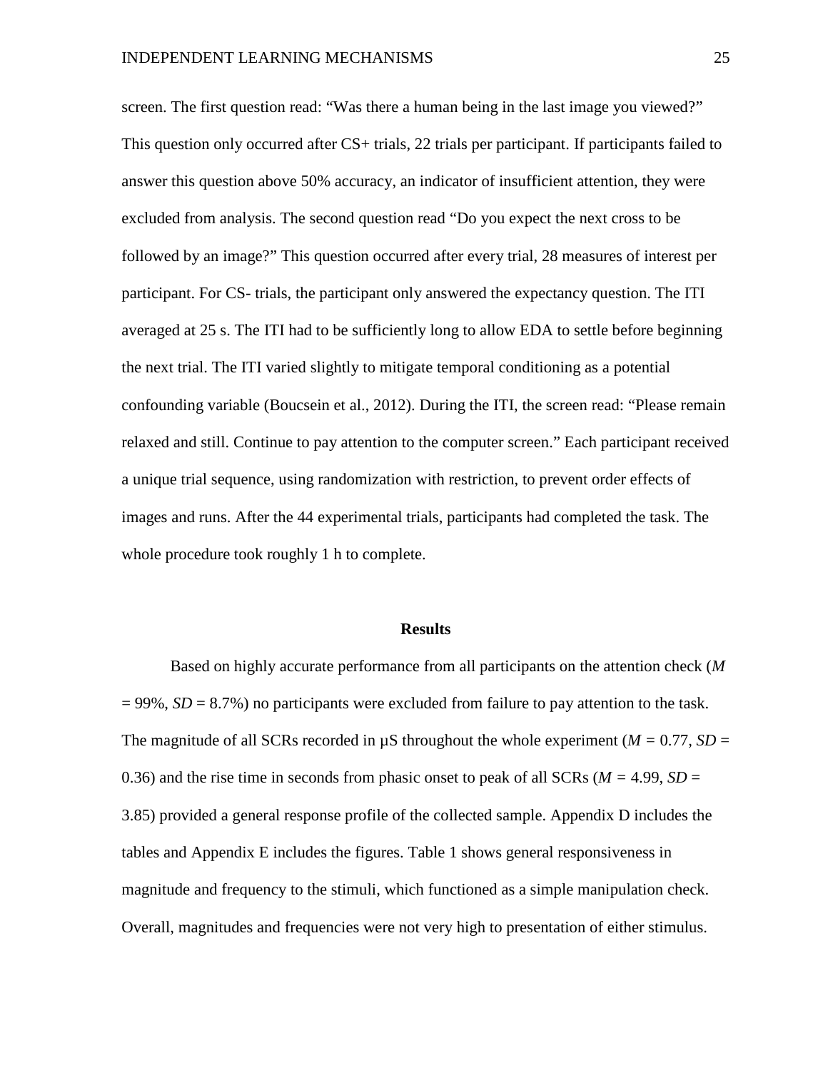screen. The first question read: "Was there a human being in the last image you viewed?" This question only occurred after CS+ trials, 22 trials per participant. If participants failed to answer this question above 50% accuracy, an indicator of insufficient attention, they were excluded from analysis. The second question read "Do you expect the next cross to be followed by an image?" This question occurred after every trial, 28 measures of interest per participant. For CS- trials, the participant only answered the expectancy question. The ITI averaged at 25 s. The ITI had to be sufficiently long to allow EDA to settle before beginning the next trial. The ITI varied slightly to mitigate temporal conditioning as a potential confounding variable (Boucsein et al., 2012). During the ITI, the screen read: "Please remain relaxed and still. Continue to pay attention to the computer screen." Each participant received a unique trial sequence, using randomization with restriction, to prevent order effects of images and runs. After the 44 experimental trials, participants had completed the task. The whole procedure took roughly 1 h to complete.

## Results

Based on highly accurate performance from all participants on the attention check (*M* = 99%, *SD* = 8.7%) no participants were excluded from failure to pay attention to the task. The magnitude of all SCRs recorded in μS throughout the whole experiment (*M =* 0.77, *SD* = 0.36) and the rise time in seconds from phasic onset to peak of all SCRs (*M =* 4.99, *SD* = 3.85) provided a general response profile of the collected sample. Appendix D includes the tables and Appendix E includes the figures. Table 1 shows general responsiveness in magnitude and frequency to the stimuli, which functioned as a simple manipulation check. Overall, magnitudes and frequencies were not very high to presentation of either stimulus.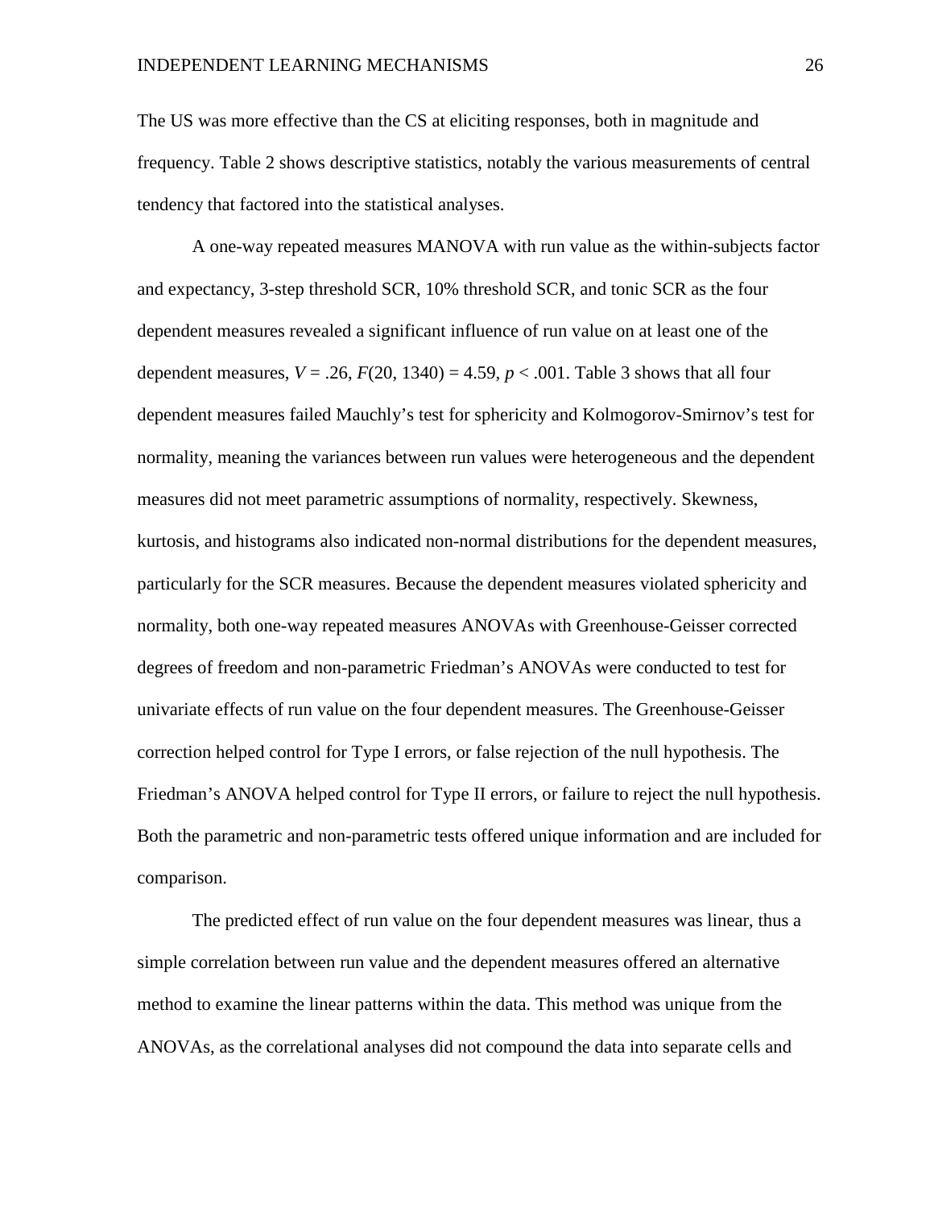The US was more effective than the CS at eliciting responses, both in magnitude and frequency. Table 2 shows descriptive statistics, notably the various measurements of central tendency that factored into the statistical analyses.

A one-way repeated measures MANOVA with run value as the within-subjects factor and expectancy, 3-step threshold SCR, 10% threshold SCR, and tonic SCR as the four dependent measures revealed a significant influence of run value on at least one of the dependent measures, $V = .26$, $F(20, 1340) = 4.59$, $p < .001$. Table 3 shows that all four dependent measures failed Mauchly's test for sphericity and Kolmogorov-Smirnov's test for normality, meaning the variances between run values were heterogeneous and the dependent measures did not meet parametric assumptions of normality, respectively. Skewness, kurtosis, and histograms also indicated non-normal distributions for the dependent measures, particularly for the SCR measures. Because the dependent measures violated sphericity and normality, both one-way repeated measures ANOVAs with Greenhouse-Geisser corrected degrees of freedom and non-parametric Friedman's ANOVAs were conducted to test for univariate effects of run value on the four dependent measures. The Greenhouse-Geisser correction helped control for Type I errors, or false rejection of the null hypothesis. The Friedman's ANOVA helped control for Type II errors, or failure to reject the null hypothesis. Both the parametric and non-parametric tests offered unique information and are included for comparison.

The predicted effect of run value on the four dependent measures was linear, thus a simple correlation between run value and the dependent measures offered an alternative method to examine the linear patterns within the data. This method was unique from the ANOVAs, as the correlational analyses did not compound the data into separate cells and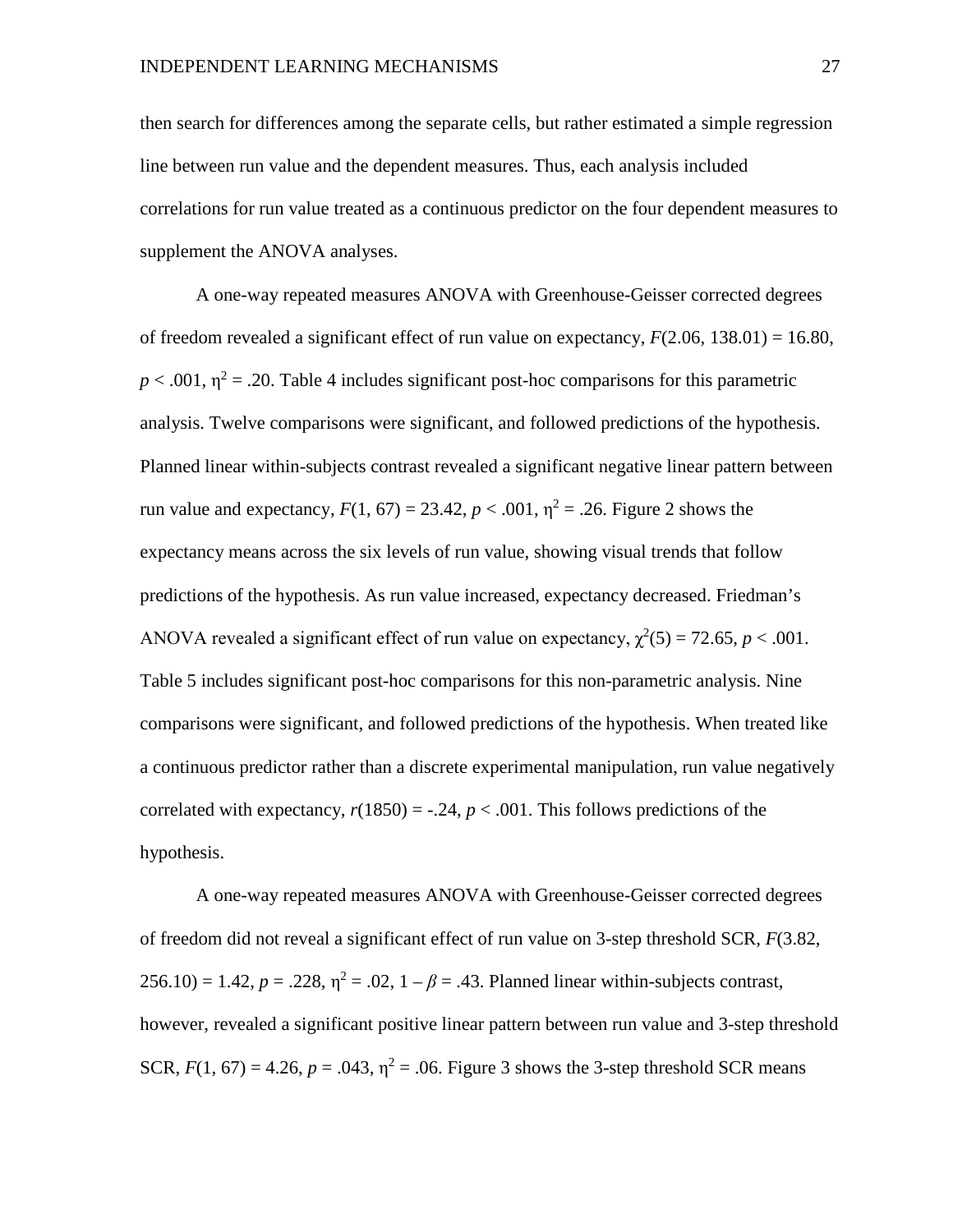then search for differences among the separate cells, but rather estimated a simple regression line between run value and the dependent measures. Thus, each analysis included correlations for run value treated as a continuous predictor on the four dependent measures to supplement the ANOVA analyses.

A one-way repeated measures ANOVA with Greenhouse-Geisser corrected degrees of freedom revealed a significant effect of run value on expectancy, $F(2.06, 138.01) = 16.80$, $p < .001$, $\eta^2 = .20$. Table 4 includes significant post-hoc comparisons for this parametric analysis. Twelve comparisons were significant, and followed predictions of the hypothesis. Planned linear within-subjects contrast revealed a significant negative linear pattern between run value and expectancy, $F(1, 67) = 23.42$, $p < .001$, $\eta^2 = .26$. Figure 2 shows the expectancy means across the six levels of run value, showing visual trends that follow predictions of the hypothesis. As run value increased, expectancy decreased. Friedman's ANOVA revealed a significant effect of run value on expectancy, $\chi^2(5) = 72.65$, $p < .001$. Table 5 includes significant post-hoc comparisons for this non-parametric analysis. Nine comparisons were significant, and followed predictions of the hypothesis. When treated like a continuous predictor rather than a discrete experimental manipulation, run value negatively correlated with expectancy, $r(1850) = -.24$, $p < .001$. This follows predictions of the hypothesis.

A one-way repeated measures ANOVA with Greenhouse-Geisser corrected degrees of freedom did not reveal a significant effect of run value on 3-step threshold SCR, $F(3.82, 256.10) = 1.42$, $p = .228$, $\eta^2 = .02$, $1 - \beta = .43$. Planned linear within-subjects contrast, however, revealed a significant positive linear pattern between run value and 3-step threshold SCR, $F(1, 67) = 4.26$, $p = .043$, $\eta^2 = .06$. Figure 3 shows the 3-step threshold SCR means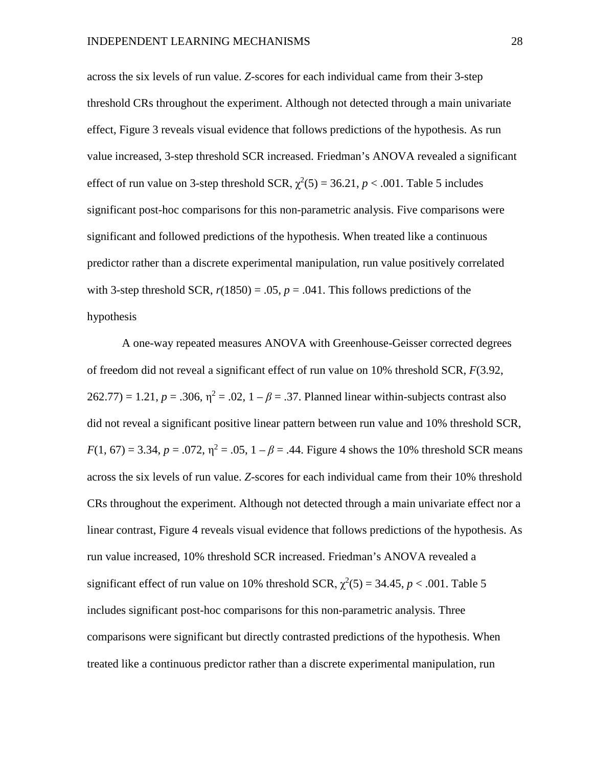across the six levels of run value. *Z*-scores for each individual came from their 3-step threshold CRs throughout the experiment. Although not detected through a main univariate effect, Figure 3 reveals visual evidence that follows predictions of the hypothesis. As run value increased, 3-step threshold SCR increased. Friedman's ANOVA revealed a significant effect of run value on 3-step threshold SCR, $\chi^2(5) = 36.21$, $p < .001$. Table 5 includes significant post-hoc comparisons for this non-parametric analysis. Five comparisons were significant and followed predictions of the hypothesis. When treated like a continuous predictor rather than a discrete experimental manipulation, run value positively correlated with 3-step threshold SCR, $r(1850) = .05$, $p = .041$. This follows predictions of the hypothesis

A one-way repeated measures ANOVA with Greenhouse-Geisser corrected degrees of freedom did not reveal a significant effect of run value on 10% threshold SCR, $F(3.92, 262.77) = 1.21$, $p = .306$, $\eta^2 = .02$, $1 - \beta = .37$. Planned linear within-subjects contrast also did not reveal a significant positive linear pattern between run value and 10% threshold SCR, $F(1, 67) = 3.34$, $p = .072$, $\eta^2 = .05$, $1 - \beta = .44$. Figure 4 shows the 10% threshold SCR means across the six levels of run value. *Z*-scores for each individual came from their 10% threshold CRs throughout the experiment. Although not detected through a main univariate effect nor a linear contrast, Figure 4 reveals visual evidence that follows predictions of the hypothesis. As run value increased, 10% threshold SCR increased. Friedman's ANOVA revealed a significant effect of run value on 10% threshold SCR, $\chi^2(5) = 34.45$, $p < .001$. Table 5 includes significant post-hoc comparisons for this non-parametric analysis. Three comparisons were significant but directly contrasted predictions of the hypothesis. When treated like a continuous predictor rather than a discrete experimental manipulation, run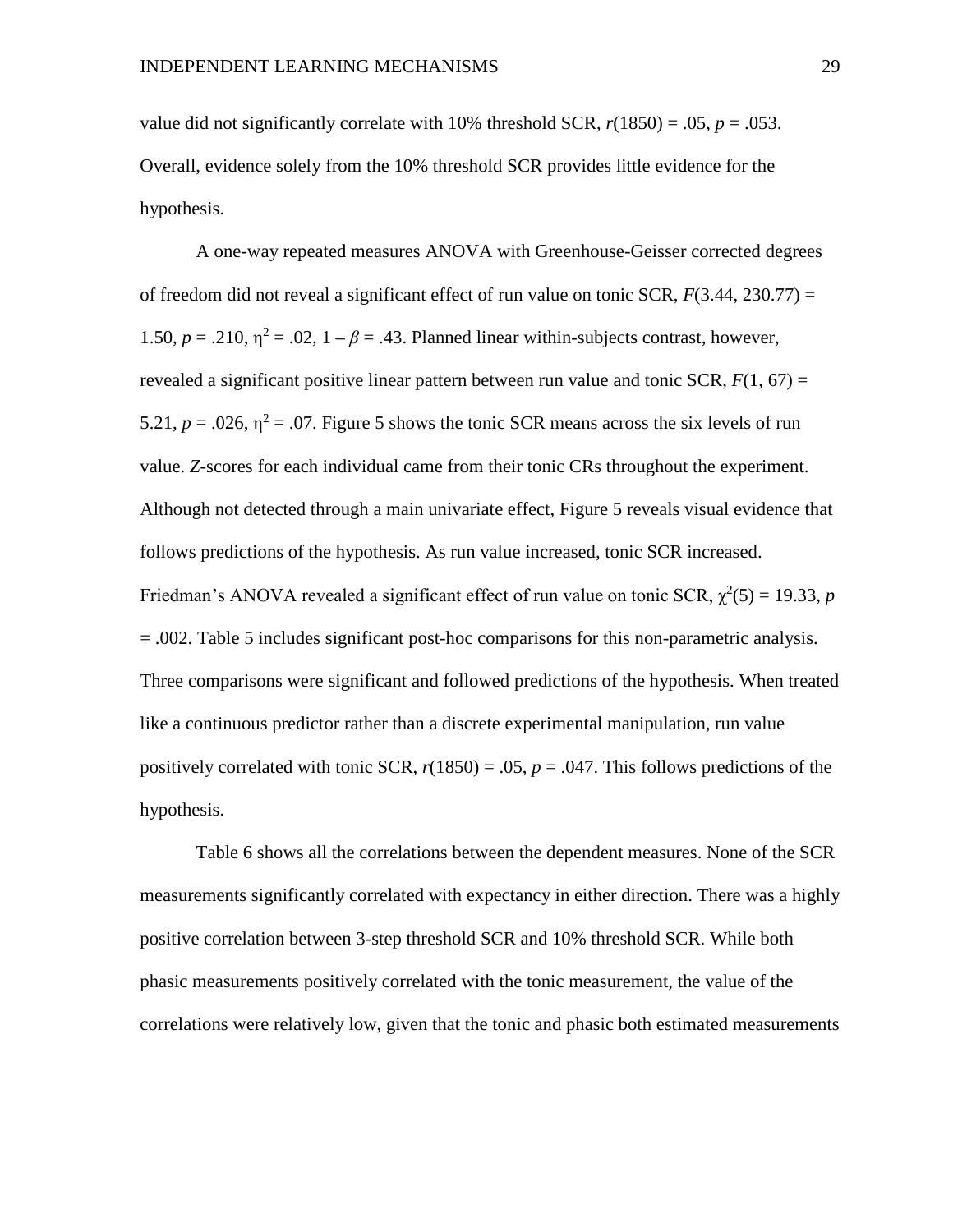value did not significantly correlate with 10% threshold SCR, $r(1850) = .05$, $p = .053$. Overall, evidence solely from the 10% threshold SCR provides little evidence for the hypothesis.

A one-way repeated measures ANOVA with Greenhouse-Geisser corrected degrees of freedom did not reveal a significant effect of run value on tonic SCR, $F(3.44, 230.77) = 1.50$, $p = .210$, $\eta^2 = .02$, $1 - \beta = .43$. Planned linear within-subjects contrast, however, revealed a significant positive linear pattern between run value and tonic SCR, $F(1, 67) = 5.21$, $p = .026$, $\eta^2 = .07$. Figure 5 shows the tonic SCR means across the six levels of run value. *Z*-scores for each individual came from their tonic CRs throughout the experiment. Although not detected through a main univariate effect, Figure 5 reveals visual evidence that follows predictions of the hypothesis. As run value increased, tonic SCR increased. Friedman's ANOVA revealed a significant effect of run value on tonic SCR, $\chi^2(5) = 19.33$, $p = .002$. Table 5 includes significant post-hoc comparisons for this non-parametric analysis. Three comparisons were significant and followed predictions of the hypothesis. When treated like a continuous predictor rather than a discrete experimental manipulation, run value positively correlated with tonic SCR, $r(1850) = .05$, $p = .047$. This follows predictions of the hypothesis.

Table 6 shows all the correlations between the dependent measures. None of the SCR measurements significantly correlated with expectancy in either direction. There was a highly positive correlation between 3-step threshold SCR and 10% threshold SCR. While both phasic measurements positively correlated with the tonic measurement, the value of the correlations were relatively low, given that the tonic and phasic both estimated measurements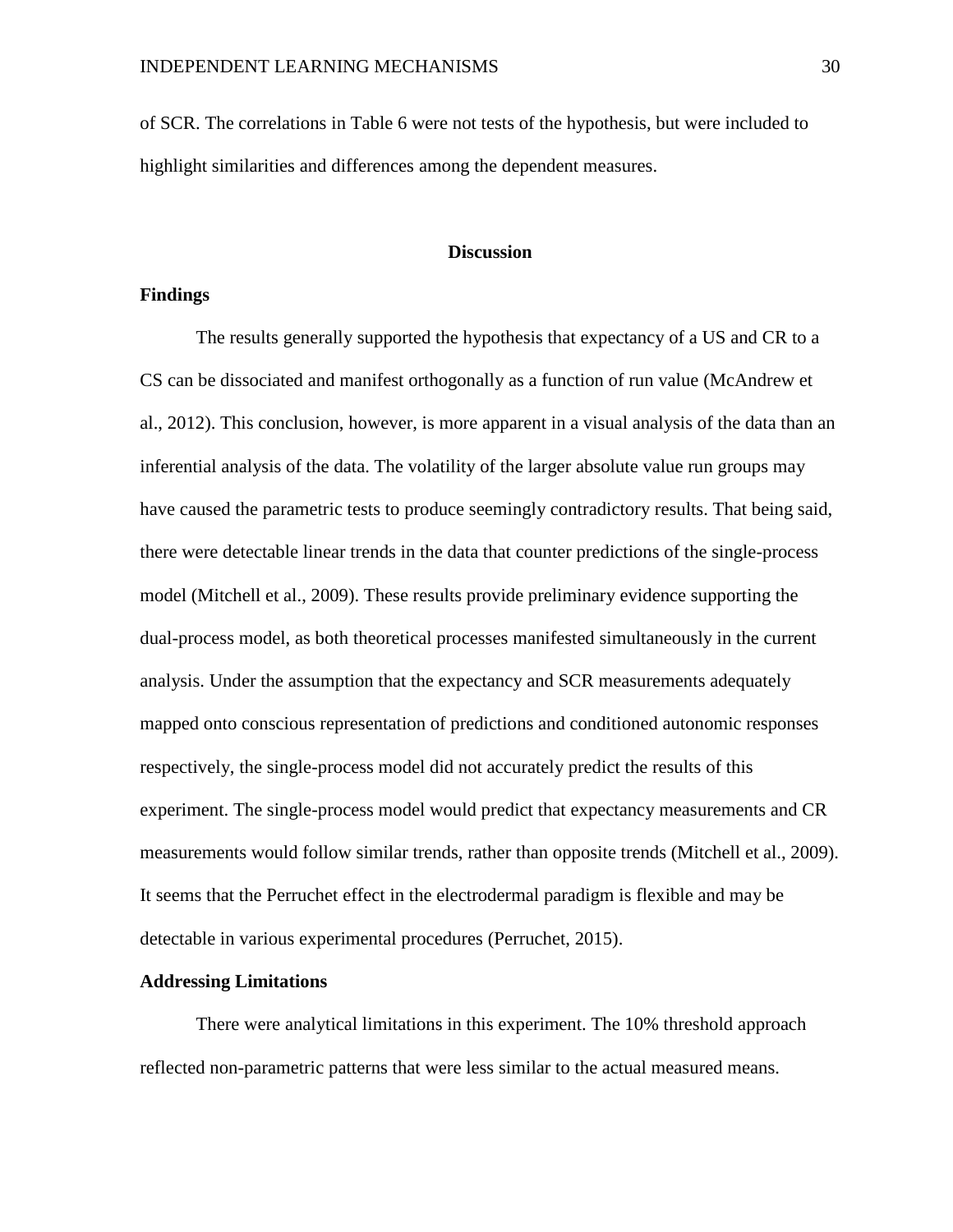of SCR. The correlations in Table 6 were not tests of the hypothesis, but were included to highlight similarities and differences among the dependent measures.

# Discussion

## Findings

The results generally supported the hypothesis that expectancy of a US and CR to a CS can be dissociated and manifest orthogonally as a function of run value (McAndrew et al., 2012). This conclusion, however, is more apparent in a visual analysis of the data than an inferential analysis of the data. The volatility of the larger absolute value run groups may have caused the parametric tests to produce seemingly contradictory results. That being said, there were detectable linear trends in the data that counter predictions of the single-process model (Mitchell et al., 2009). These results provide preliminary evidence supporting the dual-process model, as both theoretical processes manifested simultaneously in the current analysis. Under the assumption that the expectancy and SCR measurements adequately mapped onto conscious representation of predictions and conditioned autonomic responses respectively, the single-process model did not accurately predict the results of this experiment. The single-process model would predict that expectancy measurements and CR measurements would follow similar trends, rather than opposite trends (Mitchell et al., 2009). It seems that the Perruchet effect in the electrodermal paradigm is flexible and may be detectable in various experimental procedures (Perruchet, 2015).

## Addressing Limitations

There were analytical limitations in this experiment. The 10% threshold approach reflected non-parametric patterns that were less similar to the actual measured means.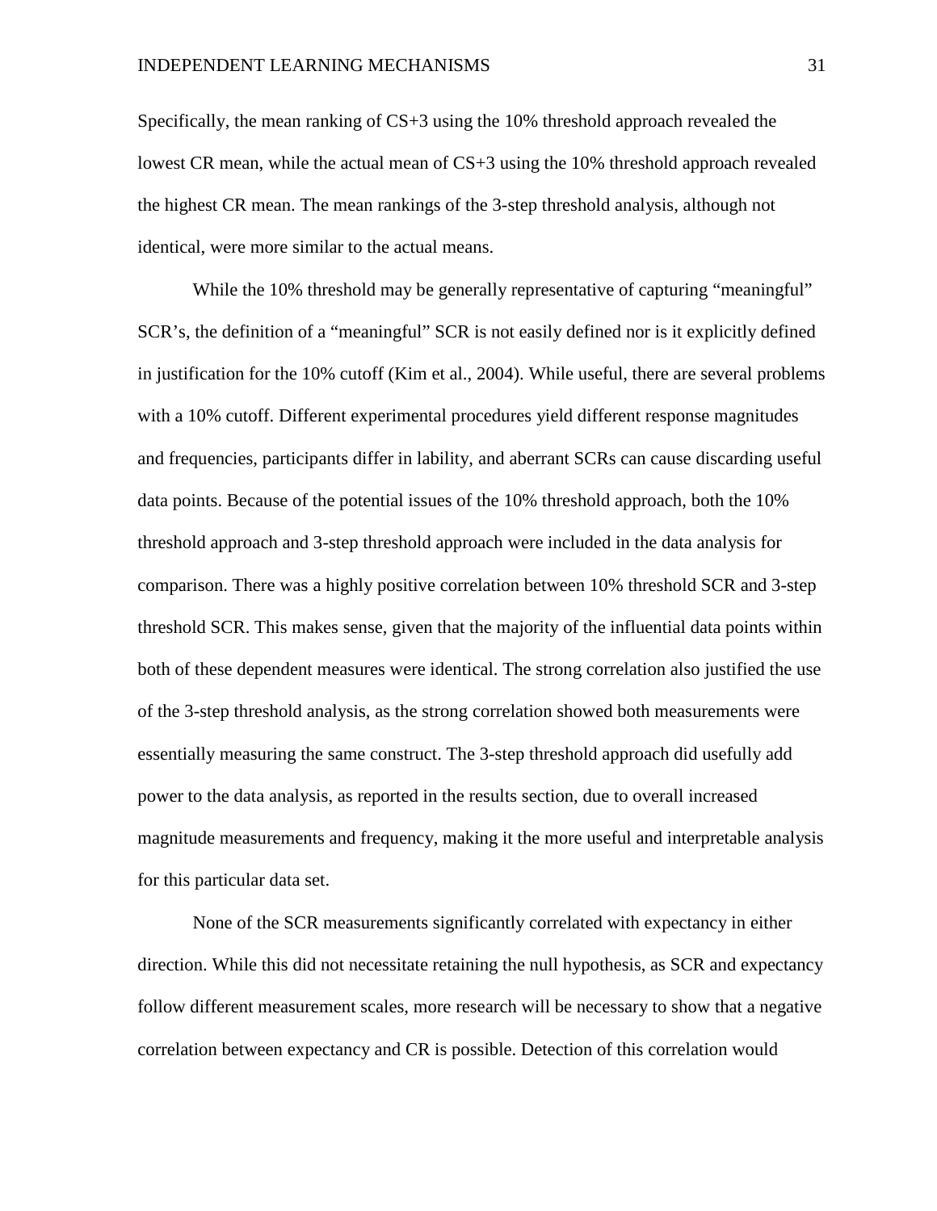Specifically, the mean ranking of CS+3 using the 10% threshold approach revealed the lowest CR mean, while the actual mean of CS+3 using the 10% threshold approach revealed the highest CR mean. The mean rankings of the 3-step threshold analysis, although not identical, were more similar to the actual means.

While the 10% threshold may be generally representative of capturing "meaningful" SCR's, the definition of a "meaningful" SCR is not easily defined nor is it explicitly defined in justification for the 10% cutoff (Kim et al., 2004). While useful, there are several problems with a 10% cutoff. Different experimental procedures yield different response magnitudes and frequencies, participants differ in lability, and aberrant SCRs can cause discarding useful data points. Because of the potential issues of the 10% threshold approach, both the 10% threshold approach and 3-step threshold approach were included in the data analysis for comparison. There was a highly positive correlation between 10% threshold SCR and 3-step threshold SCR. This makes sense, given that the majority of the influential data points within both of these dependent measures were identical. The strong correlation also justified the use of the 3-step threshold analysis, as the strong correlation showed both measurements were essentially measuring the same construct. The 3-step threshold approach did usefully add power to the data analysis, as reported in the results section, due to overall increased magnitude measurements and frequency, making it the more useful and interpretable analysis for this particular data set.

None of the SCR measurements significantly correlated with expectancy in either direction. While this did not necessitate retaining the null hypothesis, as SCR and expectancy follow different measurement scales, more research will be necessary to show that a negative correlation between expectancy and CR is possible. Detection of this correlation would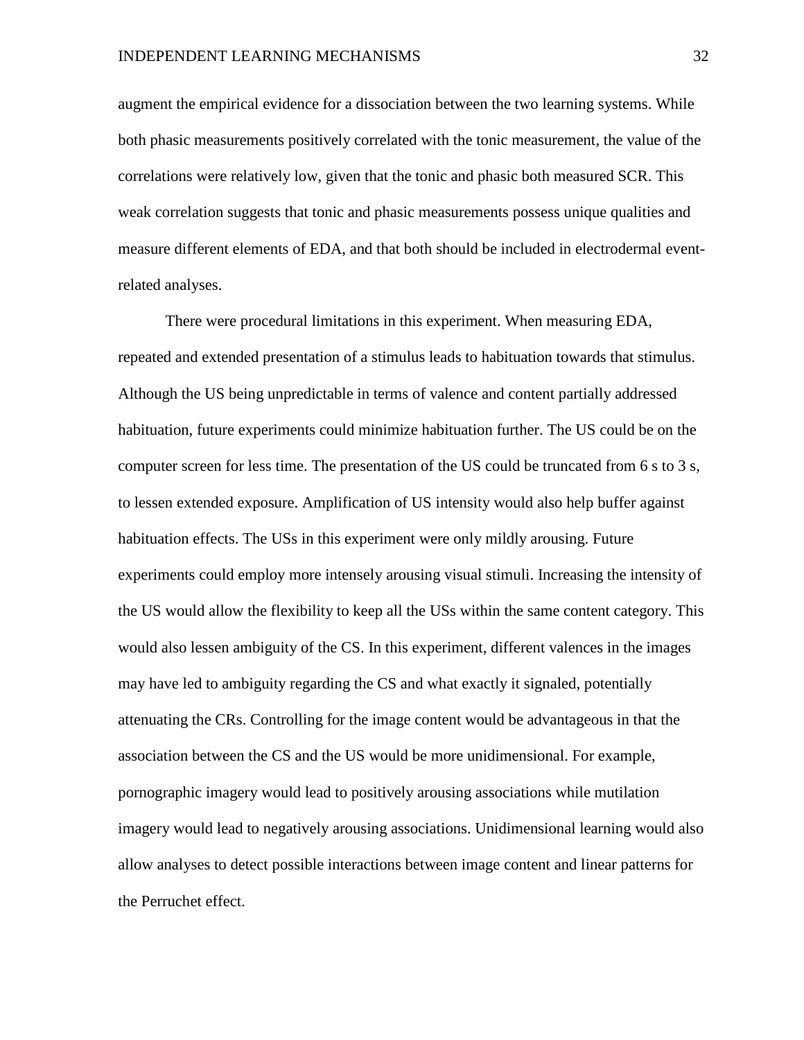augment the empirical evidence for a dissociation between the two learning systems. While both phasic measurements positively correlated with the tonic measurement, the value of the correlations were relatively low, given that the tonic and phasic both measured SCR. This weak correlation suggests that tonic and phasic measurements possess unique qualities and measure different elements of EDA, and that both should be included in electrodermal event-related analyses.

There were procedural limitations in this experiment. When measuring EDA, repeated and extended presentation of a stimulus leads to habituation towards that stimulus. Although the US being unpredictable in terms of valence and content partially addressed habituation, future experiments could minimize habituation further. The US could be on the computer screen for less time. The presentation of the US could be truncated from 6 s to 3 s, to lessen extended exposure. Amplification of US intensity would also help buffer against habituation effects. The USs in this experiment were only mildly arousing. Future experiments could employ more intensely arousing visual stimuli. Increasing the intensity of the US would allow the flexibility to keep all the USs within the same content category. This would also lessen ambiguity of the CS. In this experiment, different valences in the images may have led to ambiguity regarding the CS and what exactly it signaled, potentially attenuating the CRs. Controlling for the image content would be advantageous in that the association between the CS and the US would be more unidimensional. For example, pornographic imagery would lead to positively arousing associations while mutilation imagery would lead to negatively arousing associations. Unidimensional learning would also allow analyses to detect possible interactions between image content and linear patterns for the Perruchet effect.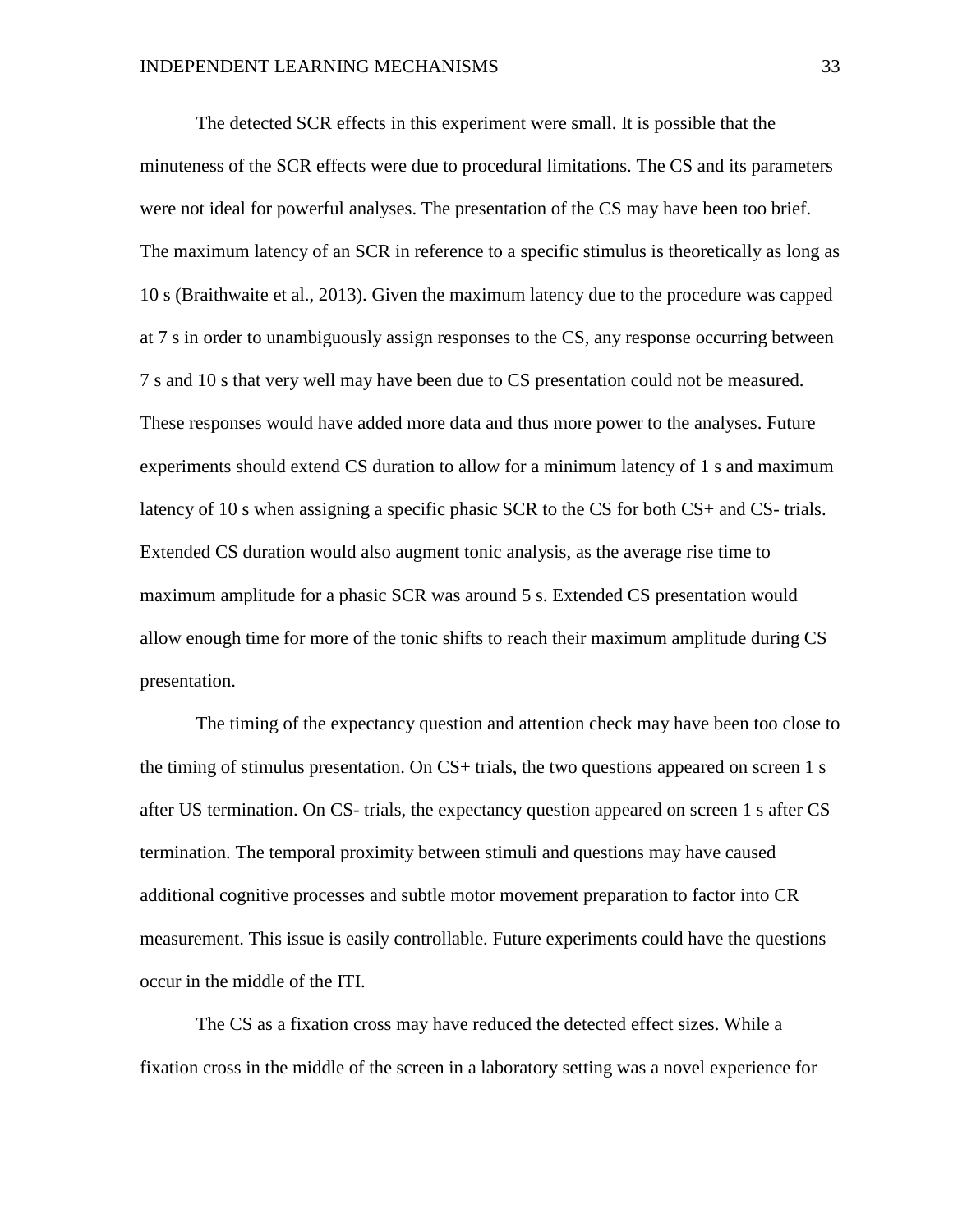The detected SCR effects in this experiment were small. It is possible that the minuteness of the SCR effects were due to procedural limitations. The CS and its parameters were not ideal for powerful analyses. The presentation of the CS may have been too brief. The maximum latency of an SCR in reference to a specific stimulus is theoretically as long as 10 s (Braithwaite et al., 2013). Given the maximum latency due to the procedure was capped at 7 s in order to unambiguously assign responses to the CS, any response occurring between 7 s and 10 s that very well may have been due to CS presentation could not be measured. These responses would have added more data and thus more power to the analyses. Future experiments should extend CS duration to allow for a minimum latency of 1 s and maximum latency of 10 s when assigning a specific phasic SCR to the CS for both CS+ and CS- trials. Extended CS duration would also augment tonic analysis, as the average rise time to maximum amplitude for a phasic SCR was around 5 s. Extended CS presentation would allow enough time for more of the tonic shifts to reach their maximum amplitude during CS presentation.

The timing of the expectancy question and attention check may have been too close to the timing of stimulus presentation. On CS+ trials, the two questions appeared on screen 1 s after US termination. On CS- trials, the expectancy question appeared on screen 1 s after CS termination. The temporal proximity between stimuli and questions may have caused additional cognitive processes and subtle motor movement preparation to factor into CR measurement. This issue is easily controllable. Future experiments could have the questions occur in the middle of the ITI.

The CS as a fixation cross may have reduced the detected effect sizes. While a fixation cross in the middle of the screen in a laboratory setting was a novel experience for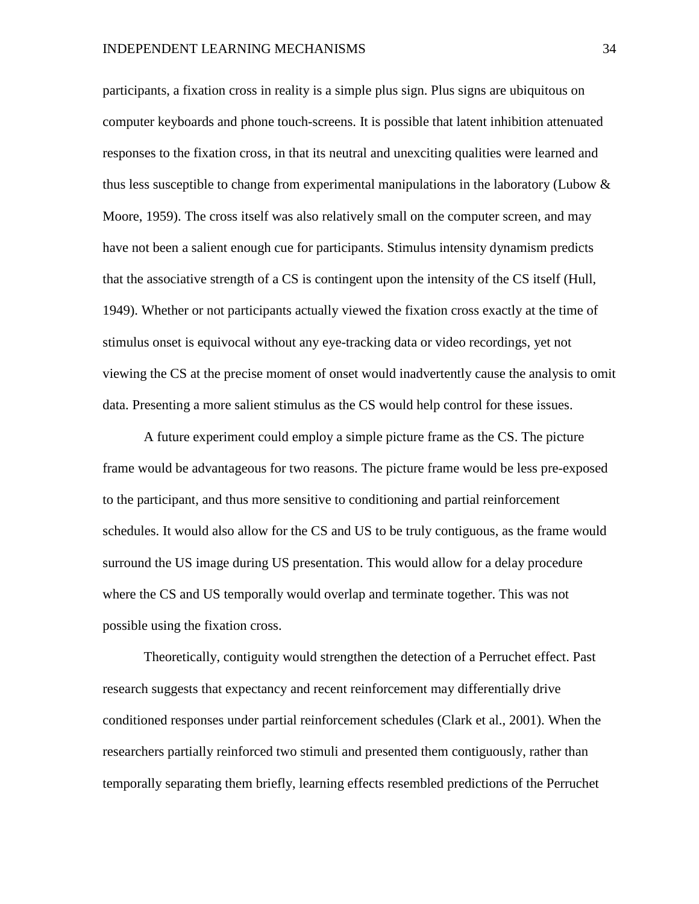participants, a fixation cross in reality is a simple plus sign. Plus signs are ubiquitous on computer keyboards and phone touch-screens. It is possible that latent inhibition attenuated responses to the fixation cross, in that its neutral and unexciting qualities were learned and thus less susceptible to change from experimental manipulations in the laboratory (Lubow & Moore, 1959). The cross itself was also relatively small on the computer screen, and may have not been a salient enough cue for participants. Stimulus intensity dynamism predicts that the associative strength of a CS is contingent upon the intensity of the CS itself (Hull, 1949). Whether or not participants actually viewed the fixation cross exactly at the time of stimulus onset is equivocal without any eye-tracking data or video recordings, yet not viewing the CS at the precise moment of onset would inadvertently cause the analysis to omit data. Presenting a more salient stimulus as the CS would help control for these issues.

A future experiment could employ a simple picture frame as the CS. The picture frame would be advantageous for two reasons. The picture frame would be less pre-exposed to the participant, and thus more sensitive to conditioning and partial reinforcement schedules. It would also allow for the CS and US to be truly contiguous, as the frame would surround the US image during US presentation. This would allow for a delay procedure where the CS and US temporally would overlap and terminate together. This was not possible using the fixation cross.

Theoretically, contiguity would strengthen the detection of a Perruchet effect. Past research suggests that expectancy and recent reinforcement may differentially drive conditioned responses under partial reinforcement schedules (Clark et al., 2001). When the researchers partially reinforced two stimuli and presented them contiguously, rather than temporally separating them briefly, learning effects resembled predictions of the Perruchet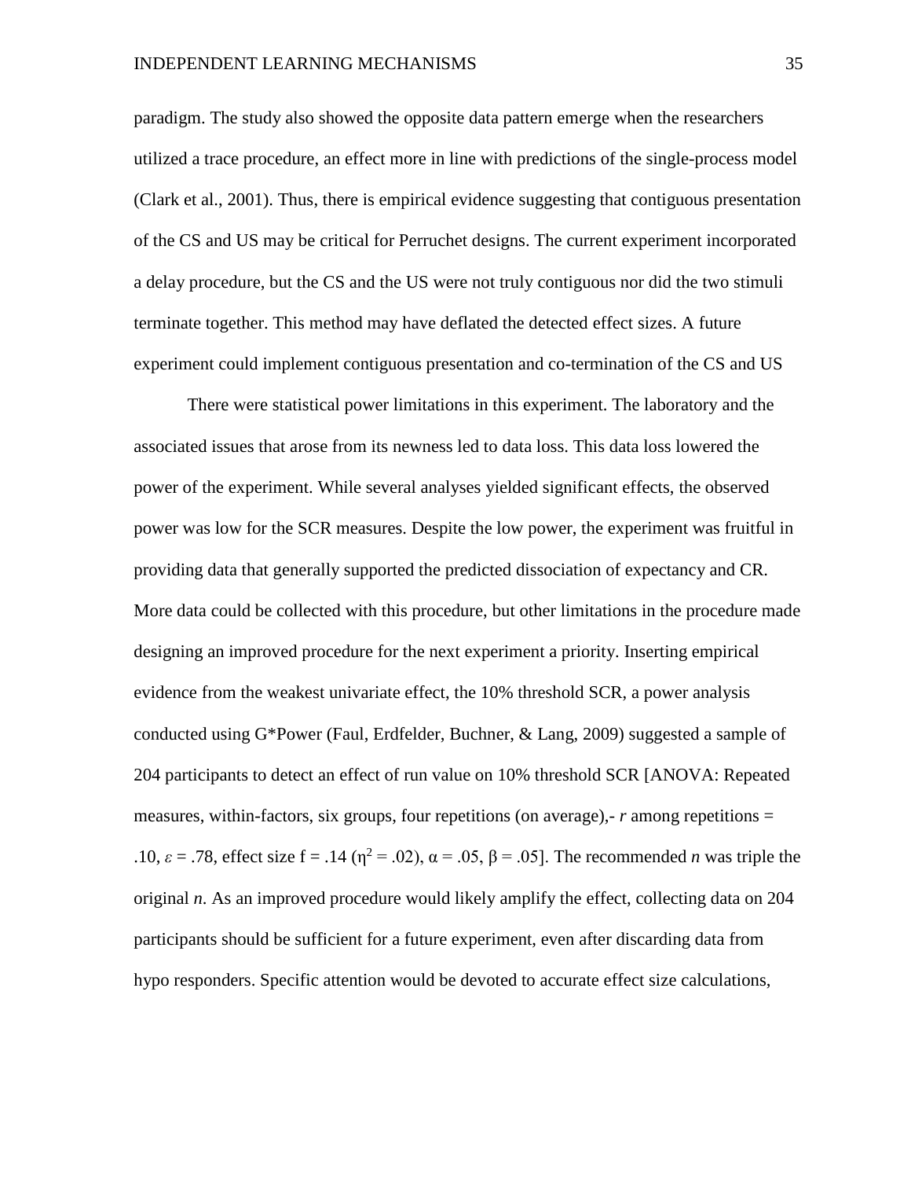paradigm. The study also showed the opposite data pattern emerge when the researchers utilized a trace procedure, an effect more in line with predictions of the single-process model (Clark et al., 2001). Thus, there is empirical evidence suggesting that contiguous presentation of the CS and US may be critical for Perruchet designs. The current experiment incorporated a delay procedure, but the CS and the US were not truly contiguous nor did the two stimuli terminate together. This method may have deflated the detected effect sizes. A future experiment could implement contiguous presentation and co-termination of the CS and US

There were statistical power limitations in this experiment. The laboratory and the associated issues that arose from its newness led to data loss. This data loss lowered the power of the experiment. While several analyses yielded significant effects, the observed power was low for the SCR measures. Despite the low power, the experiment was fruitful in providing data that generally supported the predicted dissociation of expectancy and CR. More data could be collected with this procedure, but other limitations in the procedure made designing an improved procedure for the next experiment a priority. Inserting empirical evidence from the weakest univariate effect, the 10% threshold SCR, a power analysis conducted using G*Power (Faul, Erdfelder, Buchner, & Lang, 2009) suggested a sample of 204 participants to detect an effect of run value on 10% threshold SCR [ANOVA: Repeated measures, within-factors, six groups, four repetitions (on average),- *r* among repetitions = .10, $\varepsilon$ = .78, effect size f = .14 ($\eta^2$ = .02), $\alpha$ = .05, $\beta$ = .05]. The recommended *n* was triple the original *n*. As an improved procedure would likely amplify the effect, collecting data on 204 participants should be sufficient for a future experiment, even after discarding data from hypo responders. Specific attention would be devoted to accurate effect size calculations,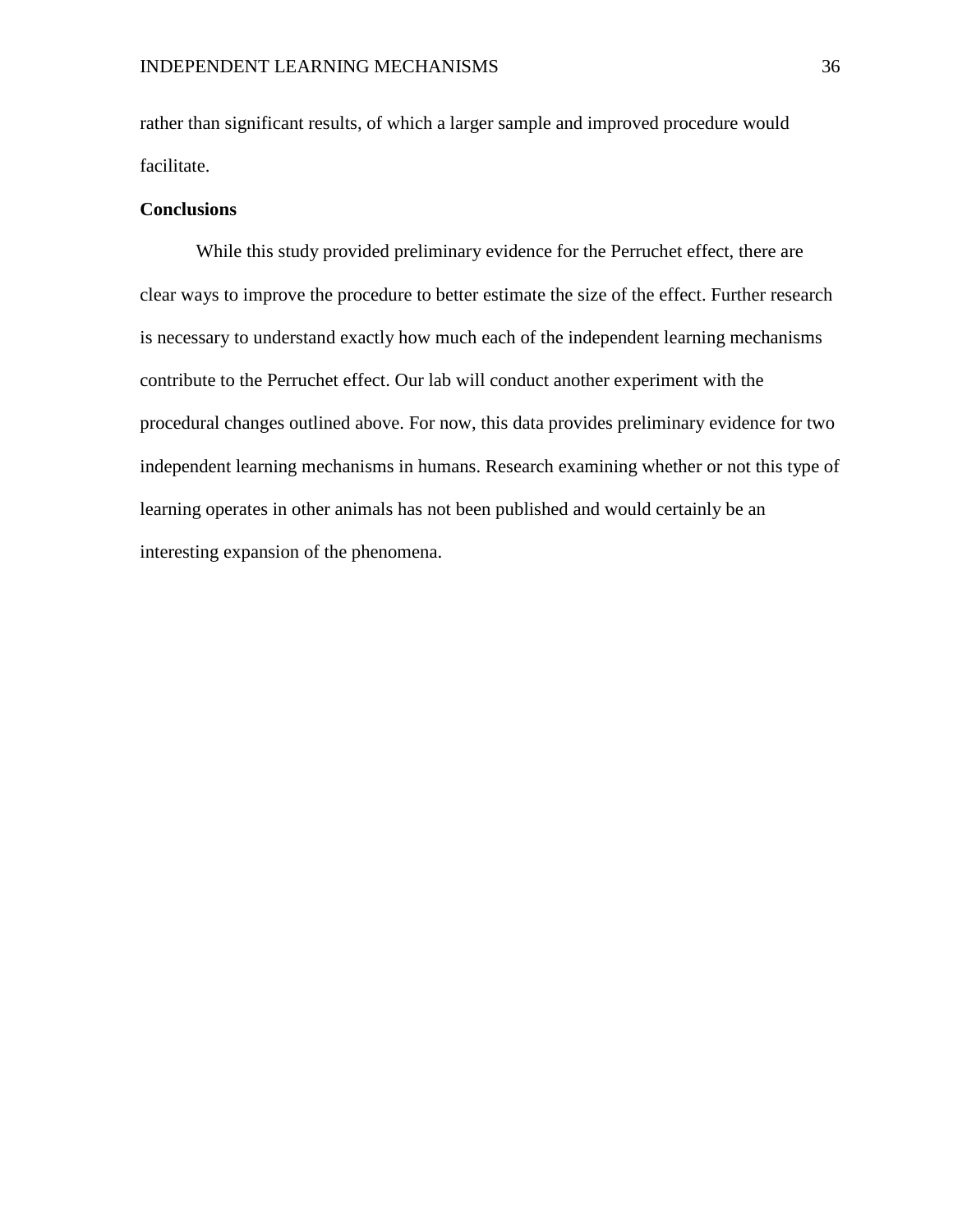rather than significant results, of which a larger sample and improved procedure would facilitate.

## Conclusions

While this study provided preliminary evidence for the Perruchet effect, there are clear ways to improve the procedure to better estimate the size of the effect. Further research is necessary to understand exactly how much each of the independent learning mechanisms contribute to the Perruchet effect. Our lab will conduct another experiment with the procedural changes outlined above. For now, this data provides preliminary evidence for two independent learning mechanisms in humans. Research examining whether or not this type of learning operates in other animals has not been published and would certainly be an interesting expansion of the phenomena.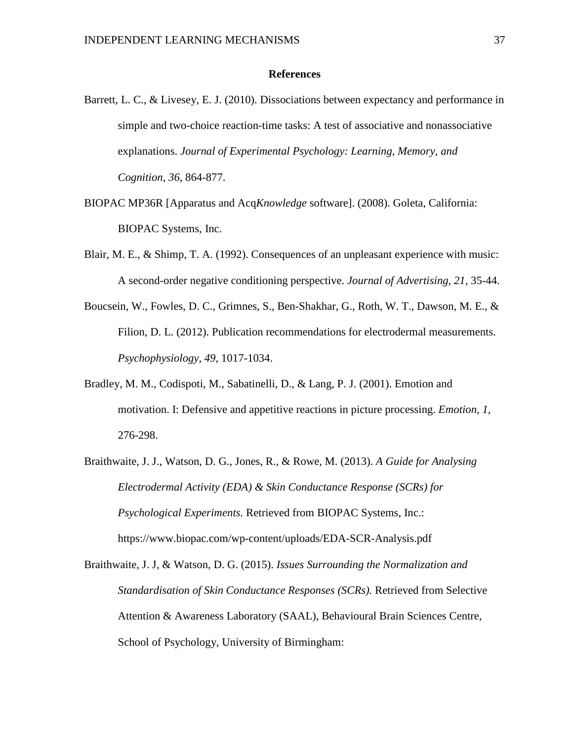**References**

Barrett, L. C., & Livesey, E. J. (2010). Dissociations between expectancy and performance in simple and two-choice reaction-time tasks: A test of associative and nonassociative explanations. *Journal of Experimental Psychology: Learning, Memory, and Cognition, 36,* 864-877.

BIOPAC MP36R [Apparatus and Acq*Knowledge* software]. (2008). Goleta, California: BIOPAC Systems, Inc.

Blair, M. E., & Shimp, T. A. (1992). Consequences of an unpleasant experience with music: A second-order negative conditioning perspective. *Journal of Advertising, 21,* 35-44.

Boucsein, W., Fowles, D. C., Grimnes, S., Ben-Shakhar, G., Roth, W. T., Dawson, M. E., & Filion, D. L. (2012). Publication recommendations for electrodermal measurements. *Psychophysiology, 49,* 1017-1034.

Bradley, M. M., Codispoti, M., Sabatinelli, D., & Lang, P. J. (2001). Emotion and motivation. I: Defensive and appetitive reactions in picture processing. *Emotion, 1*, 276-298.

Braithwaite, J. J., Watson, D. G., Jones, R., & Rowe, M. (2013). *A Guide for Analysing Electrodermal Activity (EDA) & Skin Conductance Response (SCRs) for Psychological Experiments.* Retrieved from BIOPAC Systems, Inc.: https://www.biopac.com/wp-content/uploads/EDA-SCR-Analysis.pdf

Braithwaite, J. J, & Watson, D. G. (2015). *Issues Surrounding the Normalization and Standardisation of Skin Conductance Responses (SCRs).* Retrieved from Selective Attention & Awareness Laboratory (SAAL), Behavioural Brain Sciences Centre, School of Psychology, University of Birmingham: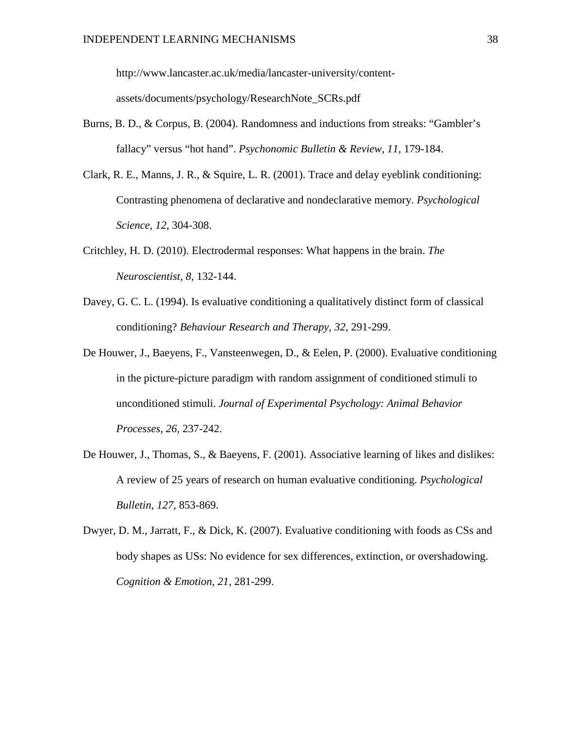http://www.lancaster.ac.uk/media/lancaster-university/content-assets/documents/psychology/ResearchNote_SCRs.pdf

Burns, B. D., & Corpus, B. (2004). Randomness and inductions from streaks: "Gambler's fallacy" versus "hot hand". *Psychonomic Bulletin & Review, 11,* 179-184.

Clark, R. E., Manns, J. R., & Squire, L. R. (2001). Trace and delay eyeblink conditioning: Contrasting phenomena of declarative and nondeclarative memory. *Psychological Science, 12,* 304-308.

Critchley, H. D. (2010). Electrodermal responses: What happens in the brain. *The Neuroscientist, 8,* 132-144.

Davey, G. C. L. (1994). Is evaluative conditioning a qualitatively distinct form of classical conditioning? *Behaviour Research and Therapy, 32,* 291-299.

De Houwer, J., Baeyens, F., Vansteenwegen, D., & Eelen, P. (2000). Evaluative conditioning in the picture-picture paradigm with random assignment of conditioned stimuli to unconditioned stimuli. *Journal of Experimental Psychology: Animal Behavior Processes, 26,* 237-242.

De Houwer, J., Thomas, S., & Baeyens, F. (2001). Associative learning of likes and dislikes: A review of 25 years of research on human evaluative conditioning. *Psychological Bulletin, 127,* 853-869.

Dwyer, D. M., Jarratt, F., & Dick, K. (2007). Evaluative conditioning with foods as CSs and body shapes as USs: No evidence for sex differences, extinction, or overshadowing. *Cognition & Emotion, 21,* 281-299.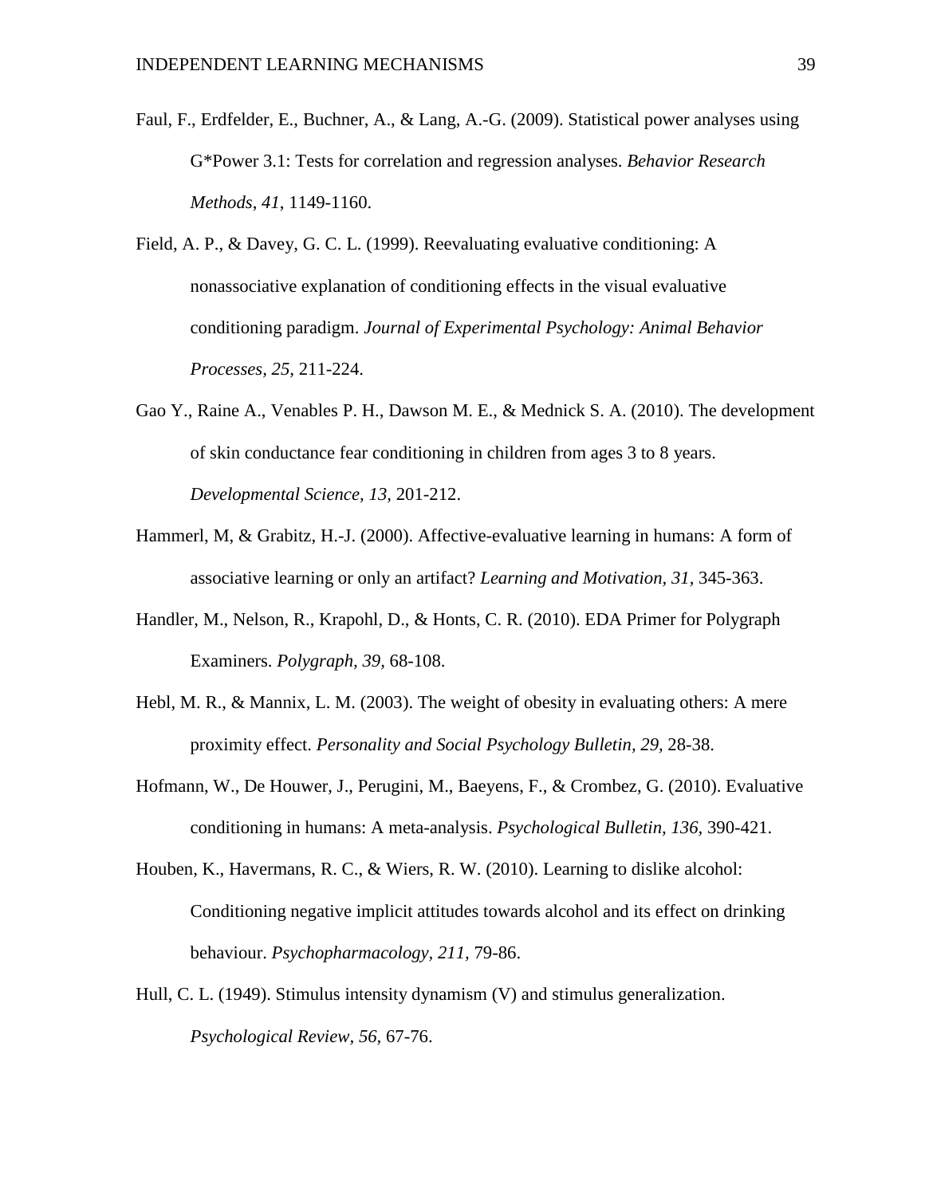Faul, F., Erdfelder, E., Buchner, A., & Lang, A.-G. (2009). Statistical power analyses using G*Power 3.1: Tests for correlation and regression analyses. *Behavior Research Methods*, *41*, 1149-1160.

Field, A. P., & Davey, G. C. L. (1999). Reevaluating evaluative conditioning: A nonassociative explanation of conditioning effects in the visual evaluative conditioning paradigm. *Journal of Experimental Psychology: Animal Behavior Processes, 25,* 211-224.

Gao Y., Raine A., Venables P. H., Dawson M. E., & Mednick S. A. (2010). The development of skin conductance fear conditioning in children from ages 3 to 8 years. *Developmental Science, 13,* 201-212.

Hammerl, M, & Grabitz, H.-J. (2000). Affective-evaluative learning in humans: A form of associative learning or only an artifact? *Learning and Motivation, 31*, 345-363.

Handler, M., Nelson, R., Krapohl, D., & Honts, C. R. (2010). EDA Primer for Polygraph Examiners. *Polygraph, 39,* 68-108.

Hebl, M. R., & Mannix, L. M. (2003). The weight of obesity in evaluating others: A mere proximity effect. *Personality and Social Psychology Bulletin, 29,* 28-38.

Hofmann, W., De Houwer, J., Perugini, M., Baeyens, F., & Crombez, G. (2010). Evaluative conditioning in humans: A meta-analysis. *Psychological Bulletin, 136,* 390-421.

Houben, K., Havermans, R. C., & Wiers, R. W. (2010). Learning to dislike alcohol: Conditioning negative implicit attitudes towards alcohol and its effect on drinking behaviour. *Psychopharmacology, 211,* 79-86.

Hull, C. L. (1949). Stimulus intensity dynamism (V) and stimulus generalization. *Psychological Review, 56,* 67-76.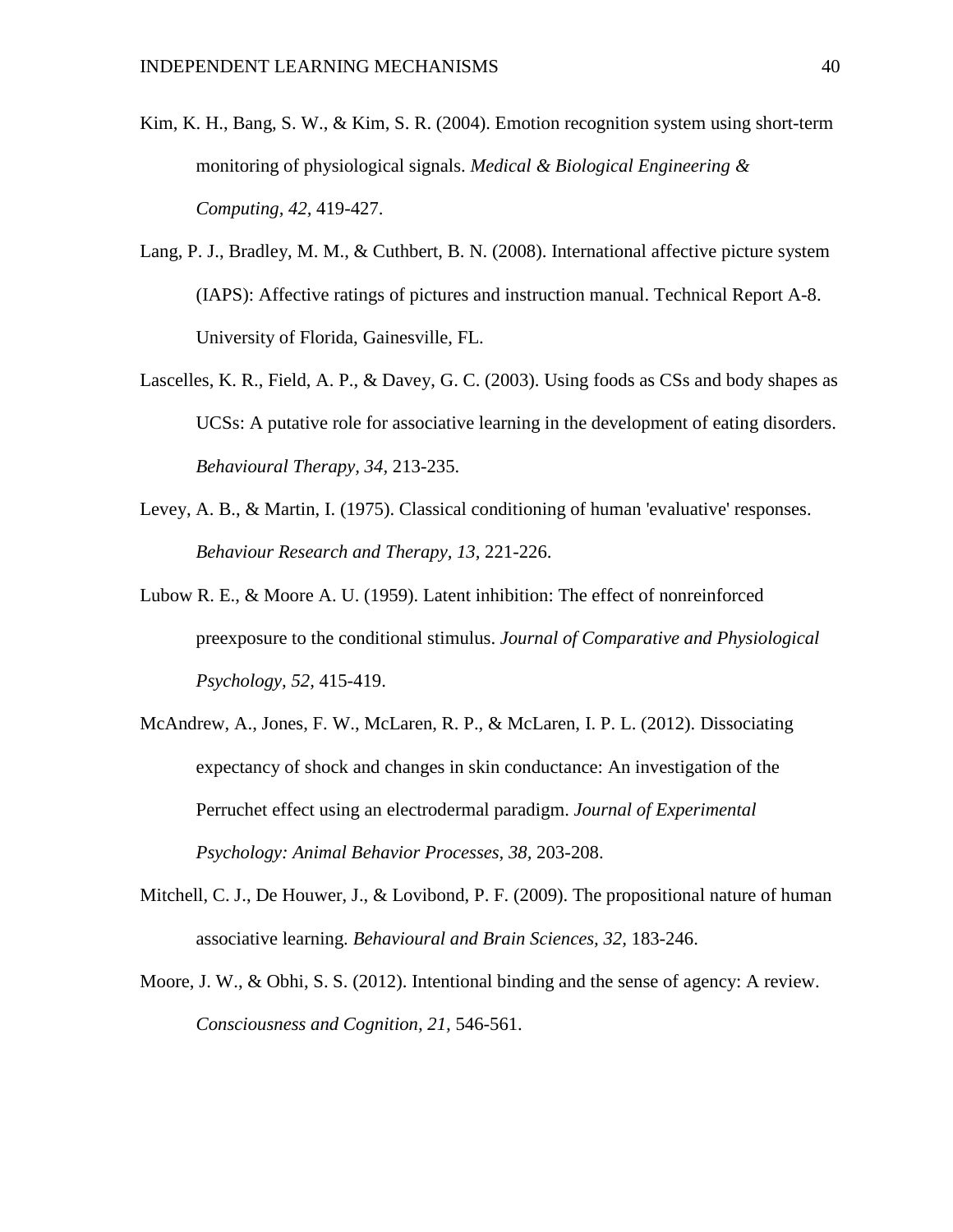Kim, K. H., Bang, S. W., & Kim, S. R. (2004). Emotion recognition system using short-term monitoring of physiological signals. *Medical & Biological Engineering & Computing*, *42*, 419-427.

Lang, P. J., Bradley, M. M., & Cuthbert, B. N. (2008). International affective picture system (IAPS): Affective ratings of pictures and instruction manual. Technical Report A-8. University of Florida, Gainesville, FL.

Lascelles, K. R., Field, A. P., & Davey, G. C. (2003). Using foods as CSs and body shapes as UCSs: A putative role for associative learning in the development of eating disorders. *Behavioural Therapy, 34,* 213-235.

Levey, A. B., & Martin, I. (1975). Classical conditioning of human 'evaluative' responses. *Behaviour Research and Therapy, 13*, 221-226.

Lubow R. E., & Moore A. U. (1959). Latent inhibition: The effect of nonreinforced preexposure to the conditional stimulus. *Journal of Comparative and Physiological Psychology, 52,* 415-419.

McAndrew, A., Jones, F. W., McLaren, R. P., & McLaren, I. P. L. (2012). Dissociating expectancy of shock and changes in skin conductance: An investigation of the Perruchet effect using an electrodermal paradigm. *Journal of Experimental Psychology: Animal Behavior Processes*, *38,* 203-208.

Mitchell, C. J., De Houwer, J., & Lovibond, P. F. (2009). The propositional nature of human associative learning. *Behavioural and Brain Sciences, 32,* 183-246.

Moore, J. W., & Obhi, S. S. (2012). Intentional binding and the sense of agency: A review. *Consciousness and Cognition, 21*, 546-561.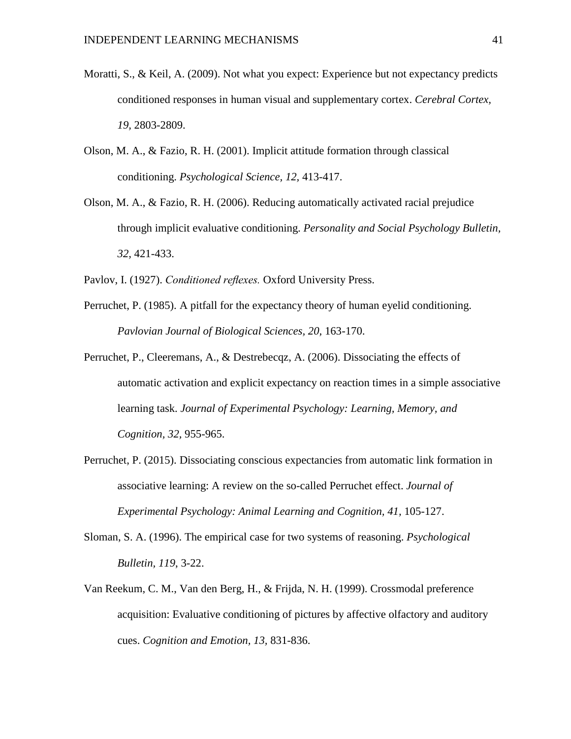Moratti, S., & Keil, A. (2009). Not what you expect: Experience but not expectancy predicts conditioned responses in human visual and supplementary cortex. *Cerebral Cortex, 19,* 2803-2809.

Olson, M. A., & Fazio, R. H. (2001). Implicit attitude formation through classical conditioning. *Psychological Science, 12,* 413-417.

Olson, M. A., & Fazio, R. H. (2006). Reducing automatically activated racial prejudice through implicit evaluative conditioning. *Personality and Social Psychology Bulletin, 32,* 421-433.

Pavlov, I. (1927). *Conditioned reflexes.* Oxford University Press.

Perruchet, P. (1985). A pitfall for the expectancy theory of human eyelid conditioning. *Pavlovian Journal of Biological Sciences, 20,* 163-170.

Perruchet, P., Cleeremans, A., & Destrebecqz, A. (2006). Dissociating the effects of automatic activation and explicit expectancy on reaction times in a simple associative learning task. *Journal of Experimental Psychology: Learning, Memory, and Cognition*, *32,* 955-965.

Perruchet, P. (2015). Dissociating conscious expectancies from automatic link formation in associative learning: A review on the so-called Perruchet effect. *Journal of Experimental Psychology: Animal Learning and Cognition*, *41,* 105-127.

Sloman, S. A. (1996). The empirical case for two systems of reasoning. *Psychological Bulletin, 119*, 3-22.

Van Reekum, C. M., Van den Berg, H., & Frijda, N. H. (1999). Crossmodal preference acquisition: Evaluative conditioning of pictures by affective olfactory and auditory cues. *Cognition and Emotion*, *13,* 831-836.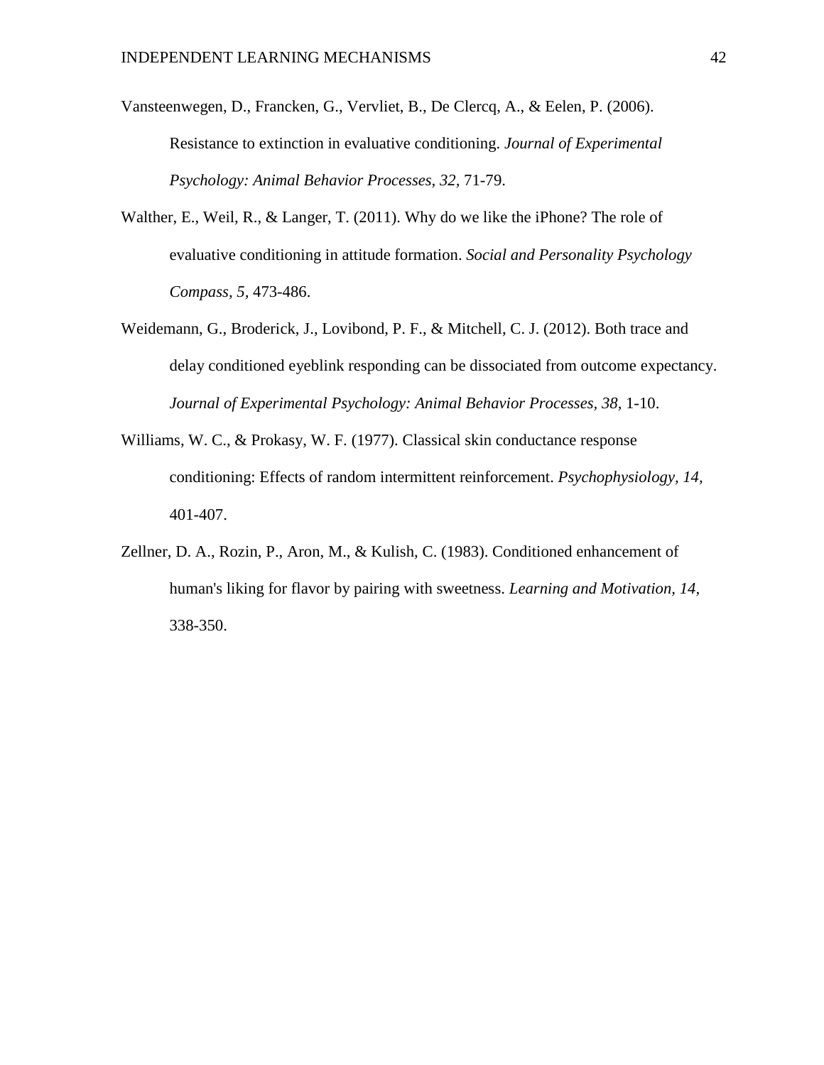Vansteenwegen, D., Francken, G., Vervliet, B., De Clercq, A., & Eelen, P. (2006). Resistance to extinction in evaluative conditioning. *Journal of Experimental Psychology: Animal Behavior Processes, 32,* 71-79.

Walther, E., Weil, R., & Langer, T. (2011). Why do we like the iPhone? The role of evaluative conditioning in attitude formation. *Social and Personality Psychology Compass, 5,* 473-486.

Weidemann, G., Broderick, J., Lovibond, P. F., & Mitchell, C. J. (2012). Both trace and delay conditioned eyeblink responding can be dissociated from outcome expectancy. *Journal of Experimental Psychology: Animal Behavior Processes, 38,* 1-10.

Williams, W. C., & Prokasy, W. F. (1977). Classical skin conductance response conditioning: Effects of random intermittent reinforcement. *Psychophysiology, 14,* 401-407.

Zellner, D. A., Rozin, P., Aron, M., & Kulish, C. (1983). Conditioned enhancement of human's liking for flavor by pairing with sweetness. *Learning and Motivation, 14,* 338-350.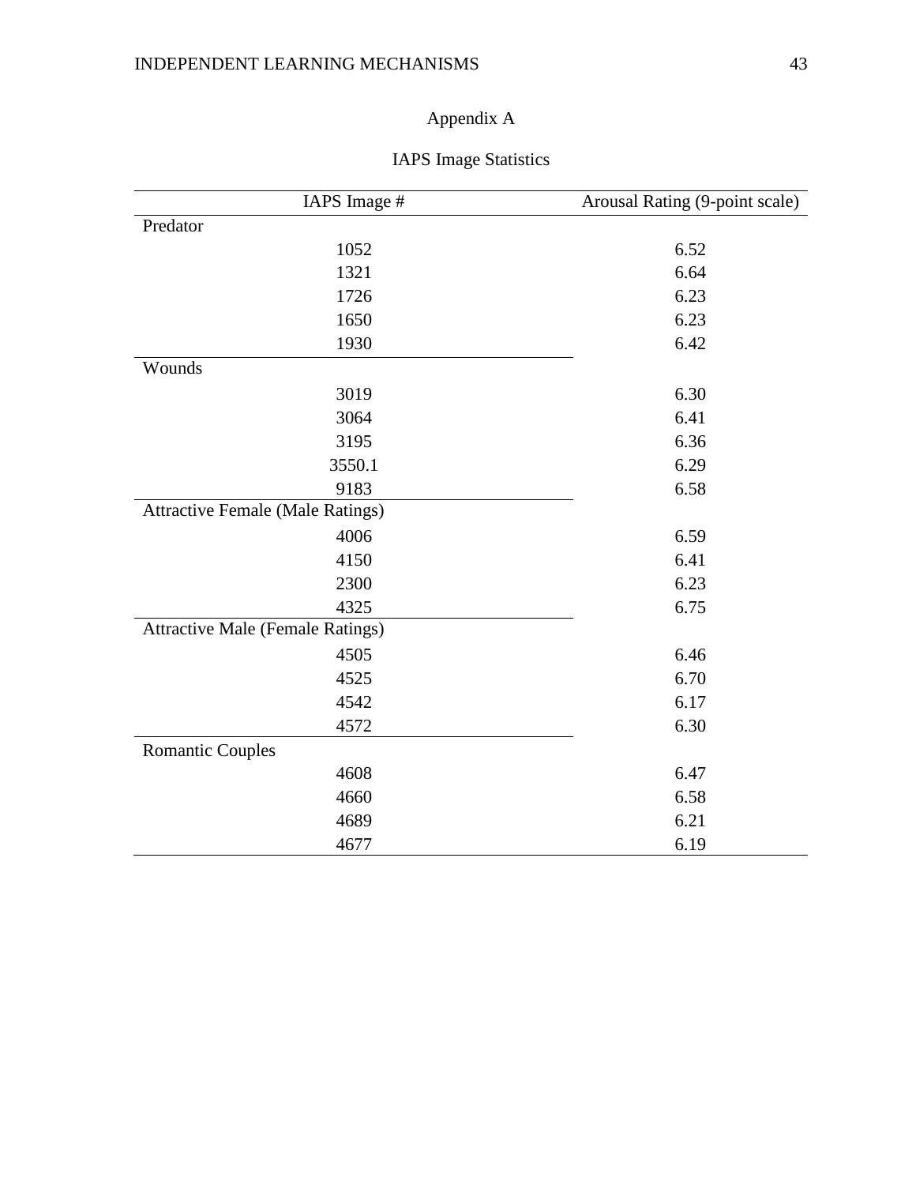# Appendix A

## IAPS Image Statistics

| IAPS Image # | Arousal Rating (9-point scale) |
|---|---|
| Predator | |
| 1052 | 6.52 |
| 1321 | 6.64 |
| 1726 | 6.23 |
| 1650 | 6.23 |
| 1930 | 6.42 |
| Wounds | |
| 3019 | 6.30 |
| 3064 | 6.41 |
| 3195 | 6.36 |
| 3550.1 | 6.29 |
| 9183 | 6.58 |
| Attractive Female (Male Ratings) | |
| 4006 | 6.59 |
| 4150 | 6.41 |
| 2300 | 6.23 |
| 4325 | 6.75 |
| Attractive Male (Female Ratings) | |
| 4505 | 6.46 |
| 4525 | 6.70 |
| 4542 | 6.17 |
| 4572 | 6.30 |
| Romantic Couples | |
| 4608 | 6.47 |
| 4660 | 6.58 |
| 4689 | 6.21 |
| 4677 | 6.19 |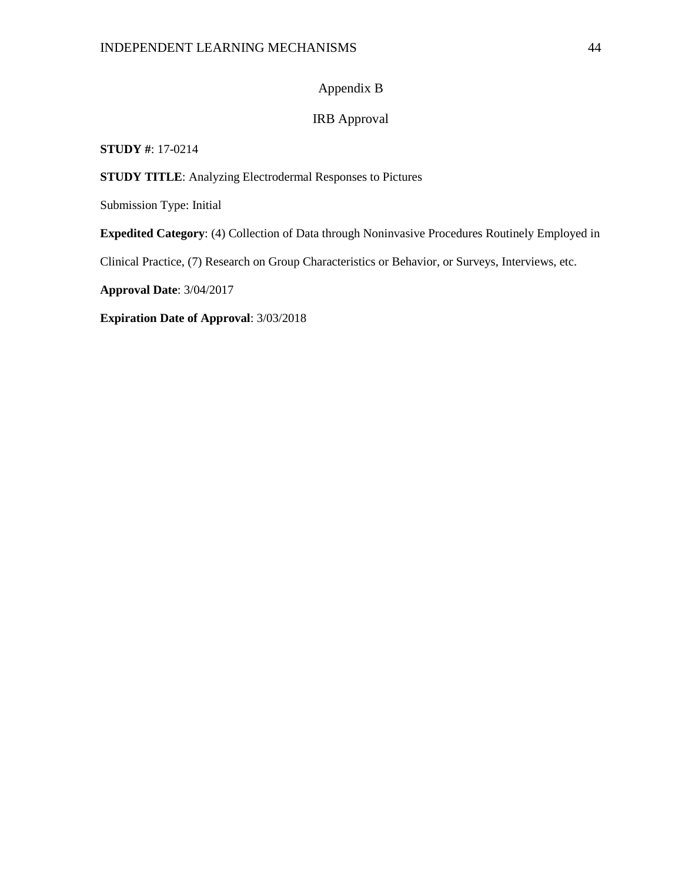# Appendix B

## IRB Approval

**STUDY #**: 17-0214

**STUDY TITLE**: Analyzing Electrodermal Responses to Pictures

Submission Type: Initial

**Expedited Category**: (4) Collection of Data through Noninvasive Procedures Routinely Employed in Clinical Practice, (7) Research on Group Characteristics or Behavior, or Surveys, Interviews, etc.

**Approval Date**: 3/04/2017

**Expiration Date of Approval**: 3/03/2018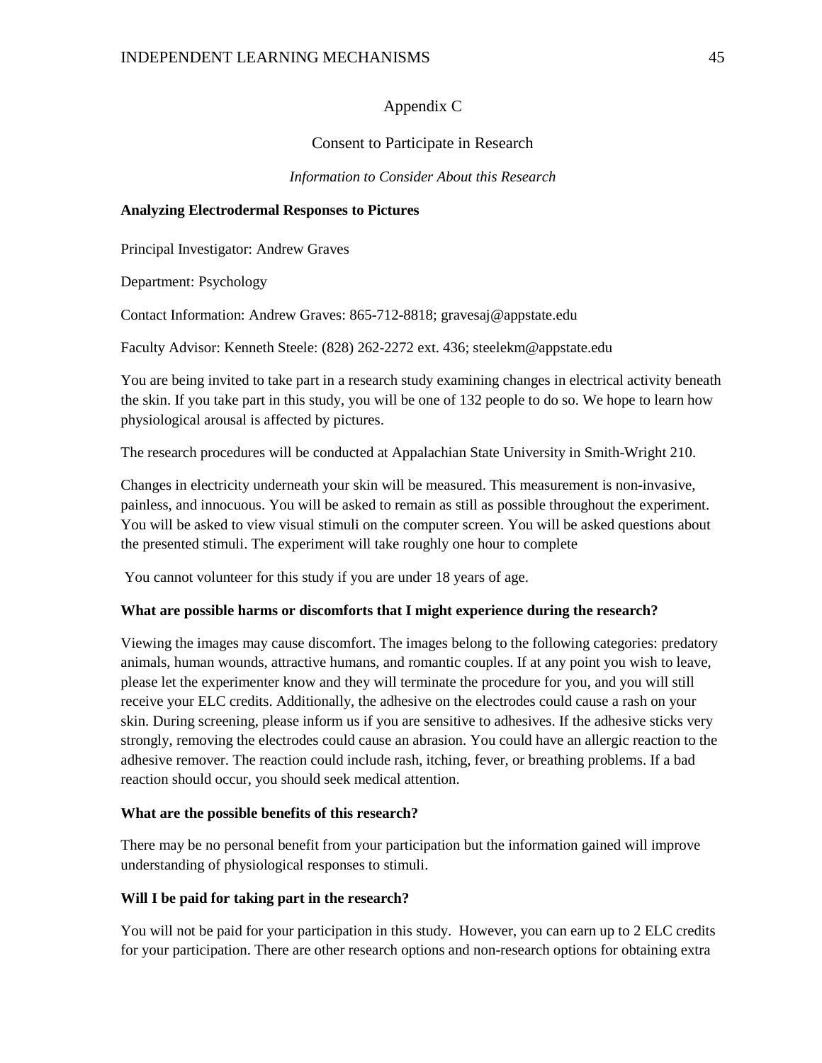# Appendix C

## Consent to Participate in Research

*Information to Consider About this Research*

**Analyzing Electrodermal Responses to Pictures**

Principal Investigator: Andrew Graves

Department: Psychology

Contact Information: Andrew Graves: 865-712-8818; gravesaj@appstate.edu

Faculty Advisor: Kenneth Steele: (828) 262-2272 ext. 436; steelekm@appstate.edu

You are being invited to take part in a research study examining changes in electrical activity beneath the skin. If you take part in this study, you will be one of 132 people to do so. We hope to learn how physiological arousal is affected by pictures.

The research procedures will be conducted at Appalachian State University in Smith-Wright 210.

Changes in electricity underneath your skin will be measured. This measurement is non-invasive, painless, and innocuous. You will be asked to remain as still as possible throughout the experiment. You will be asked to view visual stimuli on the computer screen. You will be asked questions about the presented stimuli. The experiment will take roughly one hour to complete

You cannot volunteer for this study if you are under 18 years of age.

**What are possible harms or discomforts that I might experience during the research?**

Viewing the images may cause discomfort. The images belong to the following categories: predatory animals, human wounds, attractive humans, and romantic couples. If at any point you wish to leave, please let the experimenter know and they will terminate the procedure for you, and you will still receive your ELC credits. Additionally, the adhesive on the electrodes could cause a rash on your skin. During screening, please inform us if you are sensitive to adhesives. If the adhesive sticks very strongly, removing the electrodes could cause an abrasion. You could have an allergic reaction to the adhesive remover. The reaction could include rash, itching, fever, or breathing problems. If a bad reaction should occur, you should seek medical attention.

**What are the possible benefits of this research?**

There may be no personal benefit from your participation but the information gained will improve understanding of physiological responses to stimuli.

**Will I be paid for taking part in the research?**

You will not be paid for your participation in this study. However, you can earn up to 2 ELC credits for your participation. There are other research options and non-research options for obtaining extra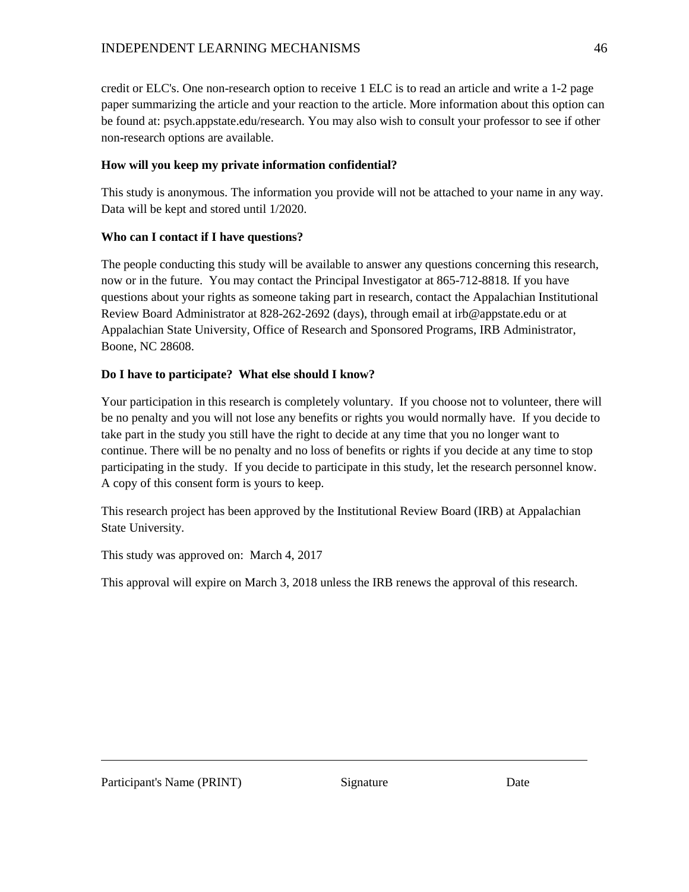credit or ELC's. One non-research option to receive 1 ELC is to read an article and write a 1-2 page paper summarizing the article and your reaction to the article. More information about this option can be found at: psych.appstate.edu/research. You may also wish to consult your professor to see if other non-research options are available.

**How will you keep my private information confidential?**

This study is anonymous. The information you provide will not be attached to your name in any way. Data will be kept and stored until 1/2020.

**Who can I contact if I have questions?**

The people conducting this study will be available to answer any questions concerning this research, now or in the future. You may contact the Principal Investigator at 865-712-8818. If you have questions about your rights as someone taking part in research, contact the Appalachian Institutional Review Board Administrator at 828-262-2692 (days), through email at irb@appstate.edu or at Appalachian State University, Office of Research and Sponsored Programs, IRB Administrator, Boone, NC 28608.

**Do I have to participate? What else should I know?**

Your participation in this research is completely voluntary. If you choose not to volunteer, there will be no penalty and you will not lose any benefits or rights you would normally have. If you decide to take part in the study you still have the right to decide at any time that you no longer want to continue. There will be no penalty and no loss of benefits or rights if you decide at any time to stop participating in the study. If you decide to participate in this study, let the research personnel know. A copy of this consent form is yours to keep.

This research project has been approved by the Institutional Review Board (IRB) at Appalachian State University.

This study was approved on: March 4, 2017

This approval will expire on March 3, 2018 unless the IRB renews the approval of this research.

---

Participant's Name (PRINT) Signature Date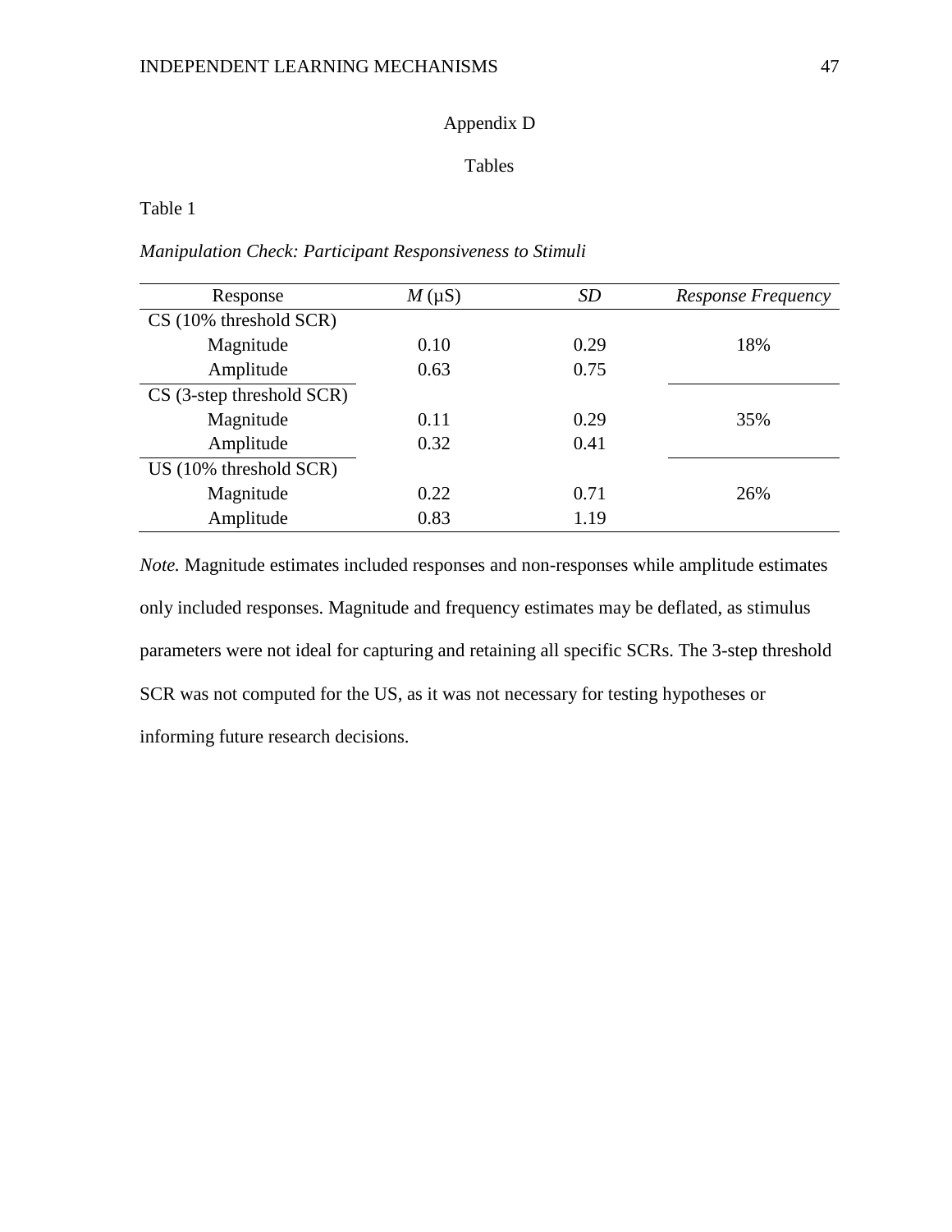# Appendix D

## Tables

Table 1

*Manipulation Check: Participant Responsiveness to Stimuli*

| Response | *M* (μS) | *SD* | *Response Frequency* |
|---|---|---|---|
| CS (10% threshold SCR) | | | |
| Magnitude | 0.10 | 0.29 | 18% |
| Amplitude | 0.63 | 0.75 | |
| CS (3-step threshold SCR) | | | |
| Magnitude | 0.11 | 0.29 | 35% |
| Amplitude | 0.32 | 0.41 | |
| US (10% threshold SCR) | | | |
| Magnitude | 0.22 | 0.71 | 26% |
| Amplitude | 0.83 | 1.19 | |

*Note.* Magnitude estimates included responses and non-responses while amplitude estimates only included responses. Magnitude and frequency estimates may be deflated, as stimulus parameters were not ideal for capturing and retaining all specific SCRs. The 3-step threshold SCR was not computed for the US, as it was not necessary for testing hypotheses or informing future research decisions.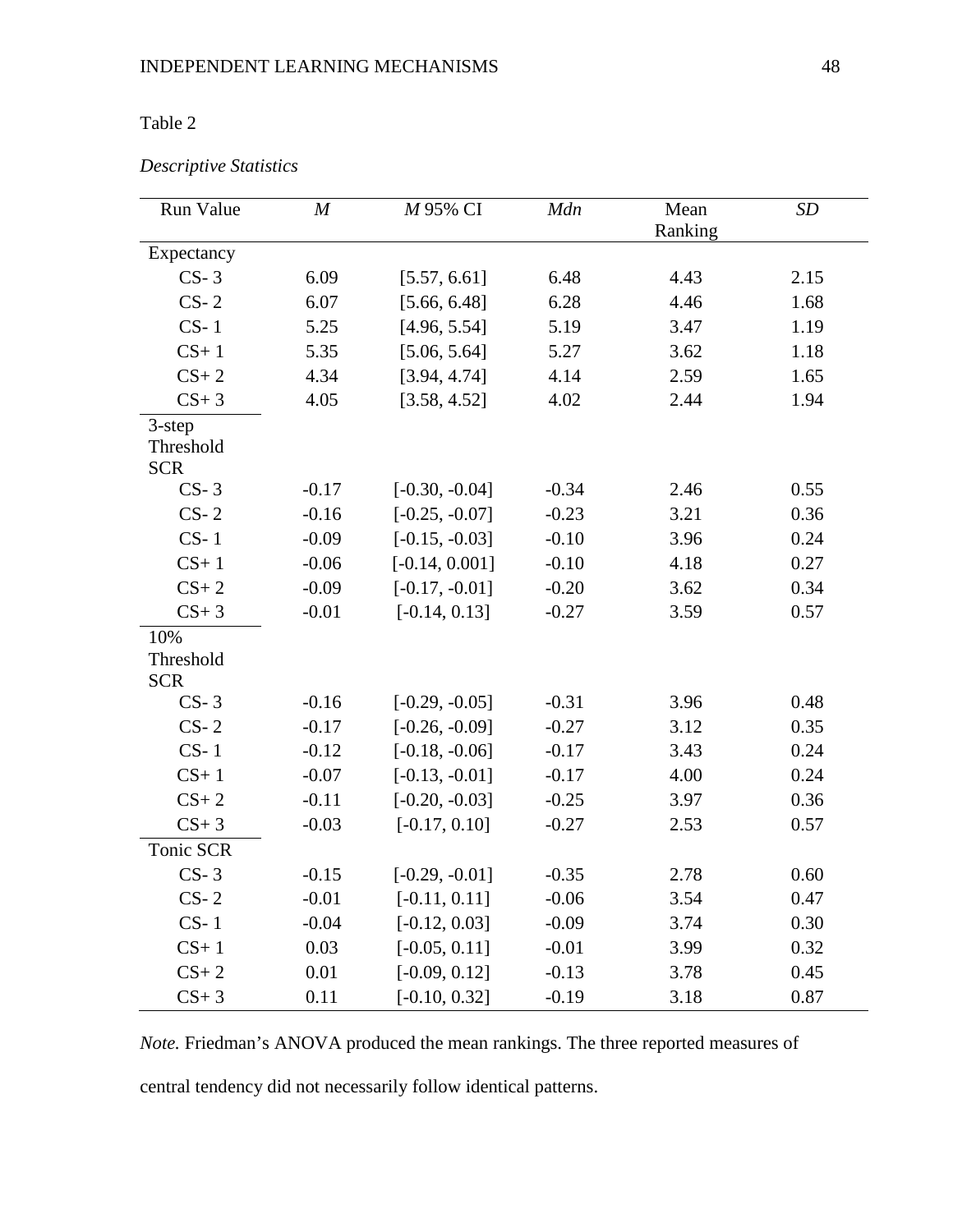Table 2

*Descriptive Statistics*

| Run Value | *M* | *M* 95% CI | *Mdn* | Mean Ranking | *SD* |
|---|---|---|---|---|---|
| Expectancy | | | | | |
| CS- 3 | 6.09 | [5.57, 6.61] | 6.48 | 4.43 | 2.15 |
| CS- 2 | 6.07 | [5.66, 6.48] | 6.28 | 4.46 | 1.68 |
| CS- 1 | 5.25 | [4.96, 5.54] | 5.19 | 3.47 | 1.19 |
| CS+ 1 | 5.35 | [5.06, 5.64] | 5.27 | 3.62 | 1.18 |
| CS+ 2 | 4.34 | [3.94, 4.74] | 4.14 | 2.59 | 1.65 |
| CS+ 3 | 4.05 | [3.58, 4.52] | 4.02 | 2.44 | 1.94 |
| 3-step Threshold SCR | | | | | |
| CS- 3 | -0.17 | [-0.30, -0.04] | -0.34 | 2.46 | 0.55 |
| CS- 2 | -0.16 | [-0.25, -0.07] | -0.23 | 3.21 | 0.36 |
| CS- 1 | -0.09 | [-0.15, -0.03] | -0.10 | 3.96 | 0.24 |
| CS+ 1 | -0.06 | [-0.14, 0.001] | -0.10 | 4.18 | 0.27 |
| CS+ 2 | -0.09 | [-0.17, -0.01] | -0.20 | 3.62 | 0.34 |
| CS+ 3 | -0.01 | [-0.14, 0.13] | -0.27 | 3.59 | 0.57 |
| 10% Threshold SCR | | | | | |
| CS- 3 | -0.16 | [-0.29, -0.05] | -0.31 | 3.96 | 0.48 |
| CS- 2 | -0.17 | [-0.26, -0.09] | -0.27 | 3.12 | 0.35 |
| CS- 1 | -0.12 | [-0.18, -0.06] | -0.17 | 3.43 | 0.24 |
| CS+ 1 | -0.07 | [-0.13, -0.01] | -0.17 | 4.00 | 0.24 |
| CS+ 2 | -0.11 | [-0.20, -0.03] | -0.25 | 3.97 | 0.36 |
| CS+ 3 | -0.03 | [-0.17, 0.10] | -0.27 | 2.53 | 0.57 |
| Tonic SCR | | | | | |
| CS- 3 | -0.15 | [-0.29, -0.01] | -0.35 | 2.78 | 0.60 |
| CS- 2 | -0.01 | [-0.11, 0.11] | -0.06 | 3.54 | 0.47 |
| CS- 1 | -0.04 | [-0.12, 0.03] | -0.09 | 3.74 | 0.30 |
| CS+ 1 | 0.03 | [-0.05, 0.11] | -0.01 | 3.99 | 0.32 |
| CS+ 2 | 0.01 | [-0.09, 0.12] | -0.13 | 3.78 | 0.45 |
| CS+ 3 | 0.11 | [-0.10, 0.32] | -0.19 | 3.18 | 0.87 |

*Note.* Friedman's ANOVA produced the mean rankings. The three reported measures of central tendency did not necessarily follow identical patterns.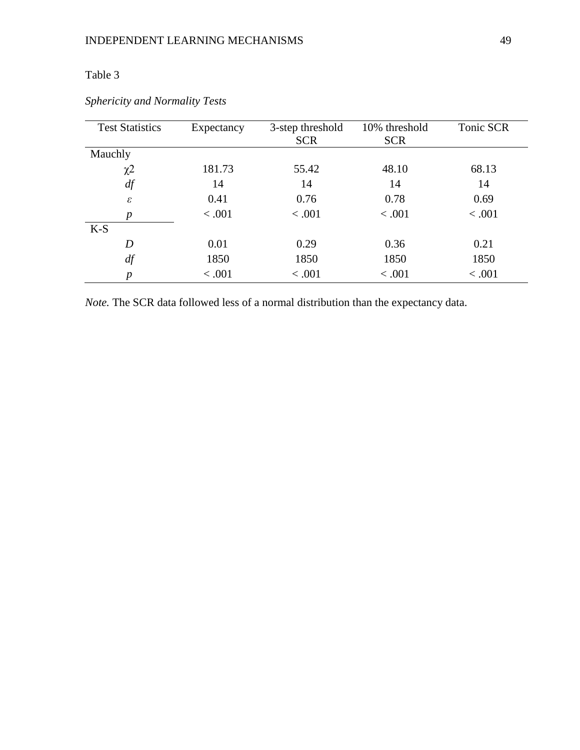Table 3

*Sphericity and Normality Tests*

| Test Statistics | Expectancy | 3-step threshold SCR | 10% threshold SCR | Tonic SCR |
|---|---|---|---|---|
| Mauchly | | | | |
| $\chi 2$ | 181.73 | 55.42 | 48.10 | 68.13 |
| *df* | 14 | 14 | 14 | 14 |
| $\varepsilon$ | 0.41 | 0.76 | 0.78 | 0.69 |
| *p* | < .001 | < .001 | < .001 | < .001 |
| K-S | | | | |
| *D* | 0.01 | 0.29 | 0.36 | 0.21 |
| *df* | 1850 | 1850 | 1850 | 1850 |
| *p* | < .001 | < .001 | < .001 | < .001 |

*Note.* The SCR data followed less of a normal distribution than the expectancy data.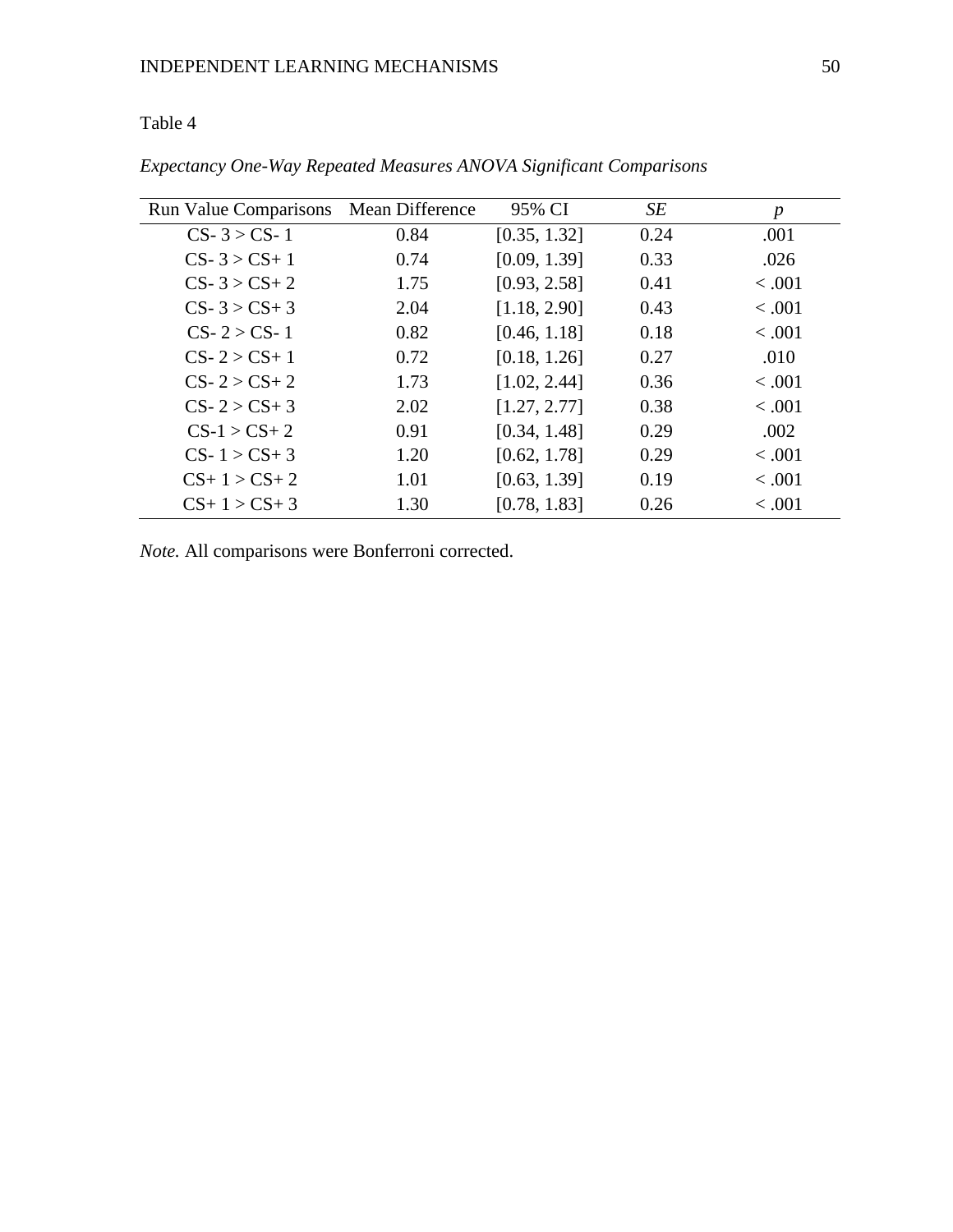Table 4

*Expectancy One-Way Repeated Measures ANOVA Significant Comparisons*

| Run Value Comparisons | Mean Difference | 95% CI | *SE* | *p* |
|---|---|---|---|---|
| CS- 3 > CS- 1 | 0.84 | [0.35, 1.32] | 0.24 | .001 |
| CS- 3 > CS+ 1 | 0.74 | [0.09, 1.39] | 0.33 | .026 |
| CS- 3 > CS+ 2 | 1.75 | [0.93, 2.58] | 0.41 | < .001 |
| CS- 3 > CS+ 3 | 2.04 | [1.18, 2.90] | 0.43 | < .001 |
| CS- 2 > CS- 1 | 0.82 | [0.46, 1.18] | 0.18 | < .001 |
| CS- 2 > CS+ 1 | 0.72 | [0.18, 1.26] | 0.27 | .010 |
| CS- 2 > CS+ 2 | 1.73 | [1.02, 2.44] | 0.36 | < .001 |
| CS- 2 > CS+ 3 | 2.02 | [1.27, 2.77] | 0.38 | < .001 |
| CS-1 > CS+ 2 | 0.91 | [0.34, 1.48] | 0.29 | .002 |
| CS- 1 > CS+ 3 | 1.20 | [0.62, 1.78] | 0.29 | < .001 |
| CS+ 1 > CS+ 2 | 1.01 | [0.63, 1.39] | 0.19 | < .001 |
| CS+ 1 > CS+ 3 | 1.30 | [0.78, 1.83] | 0.26 | < .001 |

*Note.* All comparisons were Bonferroni corrected.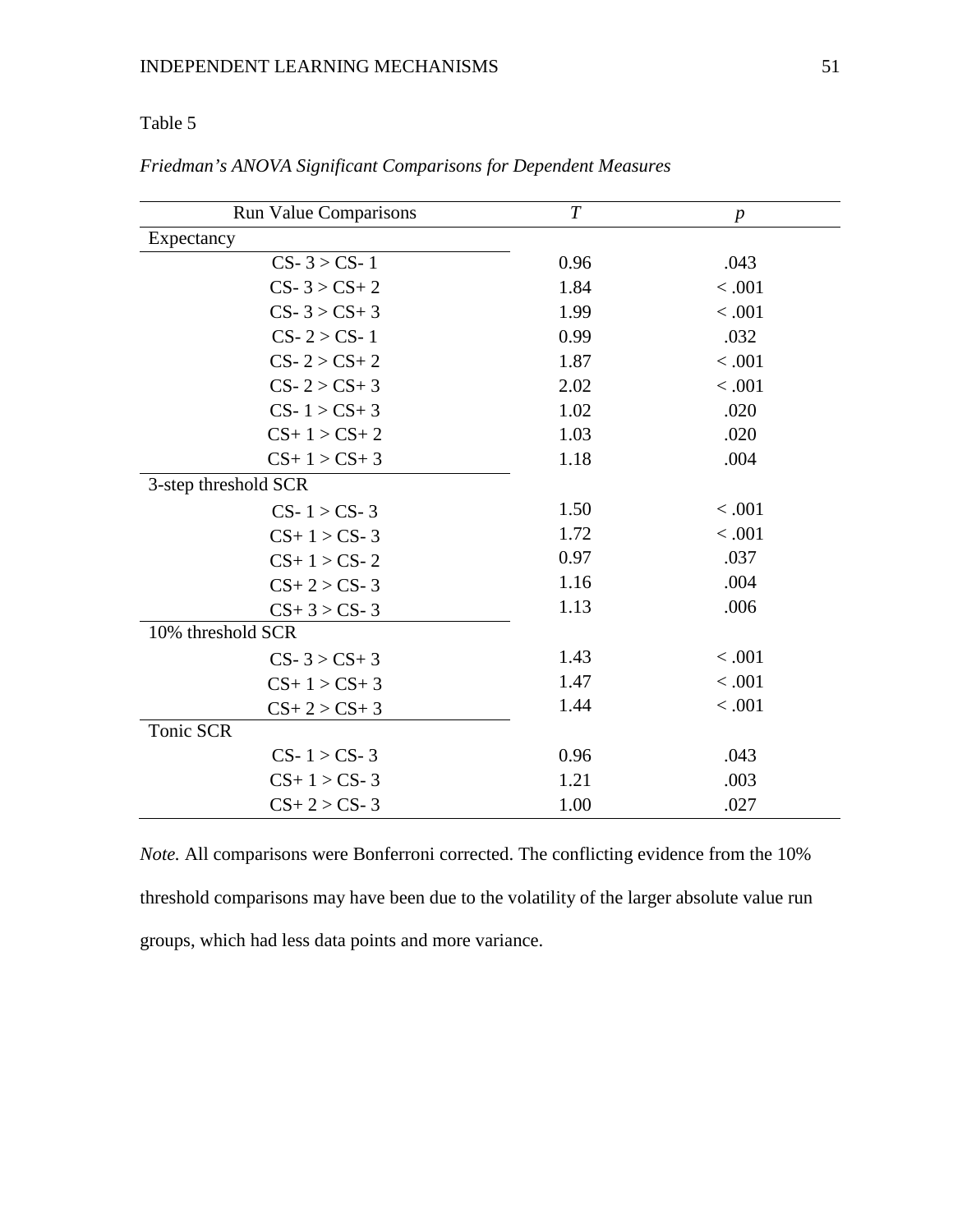Table 5

*Friedman's ANOVA Significant Comparisons for Dependent Measures*

| Run Value Comparisons | *T* | *p* |
|---|---|---|
| Expectancy | | |
| CS- 3 > CS- 1 | 0.96 | .043 |
| CS- 3 > CS+ 2 | 1.84 | < .001 |
| CS- 3 > CS+ 3 | 1.99 | < .001 |
| CS- 2 > CS- 1 | 0.99 | .032 |
| CS- 2 > CS+ 2 | 1.87 | < .001 |
| CS- 2 > CS+ 3 | 2.02 | < .001 |
| CS- 1 > CS+ 3 | 1.02 | .020 |
| CS+ 1 > CS+ 2 | 1.03 | .020 |
| CS+ 1 > CS+ 3 | 1.18 | .004 |
| 3-step threshold SCR | | |
| CS- 1 > CS- 3 | 1.50 | < .001 |
| CS+ 1 > CS- 3 | 1.72 | < .001 |
| CS+ 1 > CS- 2 | 0.97 | .037 |
| CS+ 2 > CS- 3 | 1.16 | .004 |
| CS+ 3 > CS- 3 | 1.13 | .006 |
| 10% threshold SCR | | |
| CS- 3 > CS+ 3 | 1.43 | < .001 |
| CS+ 1 > CS+ 3 | 1.47 | < .001 |
| CS+ 2 > CS+ 3 | 1.44 | < .001 |
| Tonic SCR | | |
| CS- 1 > CS- 3 | 0.96 | .043 |
| CS+ 1 > CS- 3 | 1.21 | .003 |
| CS+ 2 > CS- 3 | 1.00 | .027 |

*Note.* All comparisons were Bonferroni corrected. The conflicting evidence from the 10% threshold comparisons may have been due to the volatility of the larger absolute value run groups, which had less data points and more variance.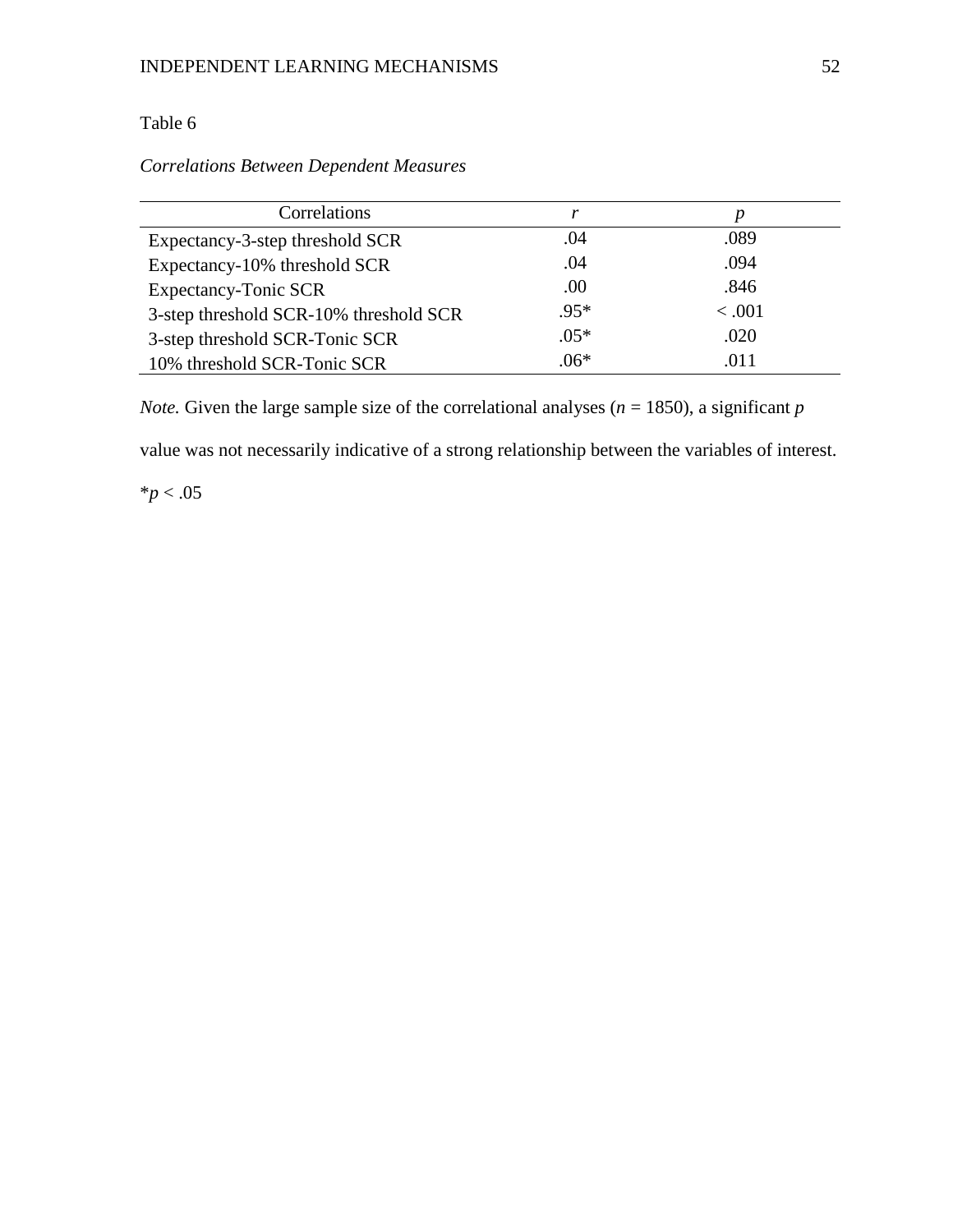Table 6

*Correlations Between Dependent Measures*

| Correlations | *r* | *p* |
|---|---|---|
| Expectancy-3-step threshold SCR | .04 | .089 |
| Expectancy-10% threshold SCR | .04 | .094 |
| Expectancy-Tonic SCR | .00 | .846 |
| 3-step threshold SCR-10% threshold SCR | .95* | < .001 |
| 3-step threshold SCR-Tonic SCR | .05* | .020 |
| 10% threshold SCR-Tonic SCR | .06* | .011 |

*Note.* Given the large sample size of the correlational analyses ($n = 1850$), a significant $p$ value was not necessarily indicative of a strong relationship between the variables of interest.

*$p < .05$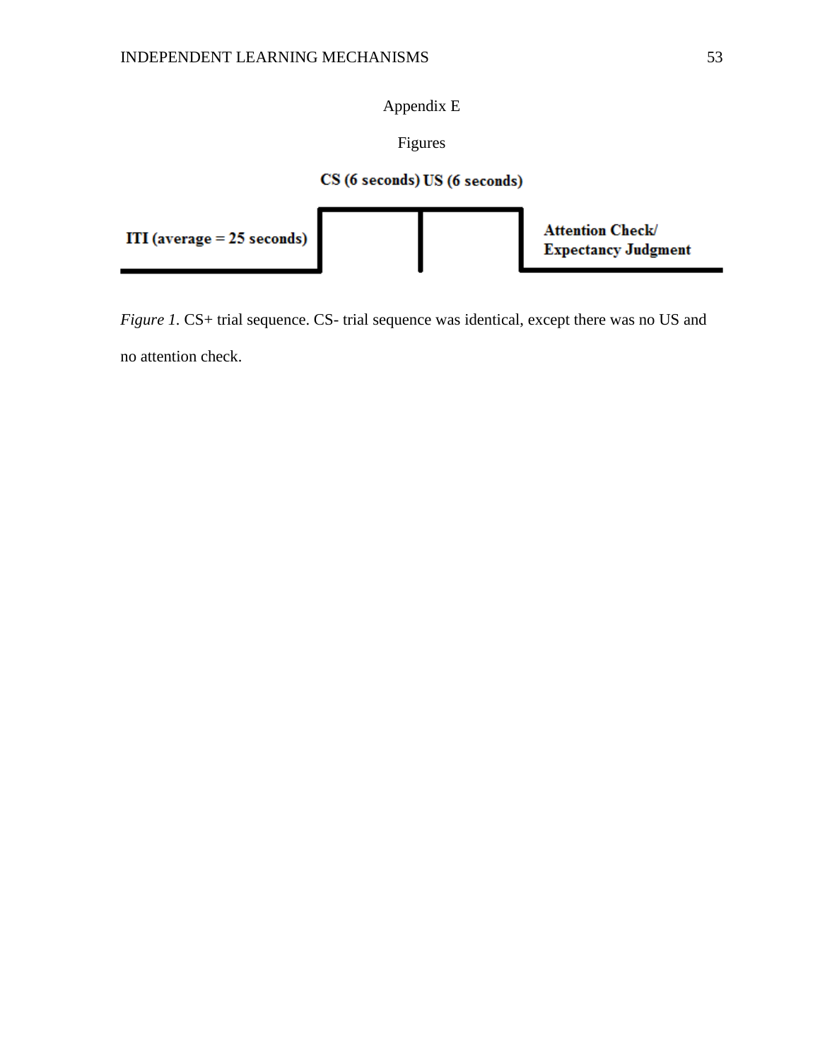# Appendix E

## Figures

CS (6 seconds) US (6 seconds)

ITI (average = 25 seconds)

Attention Check/
Expectancy Judgment

*Figure 1*. CS+ trial sequence. CS- trial sequence was identical, except there was no US and no attention check.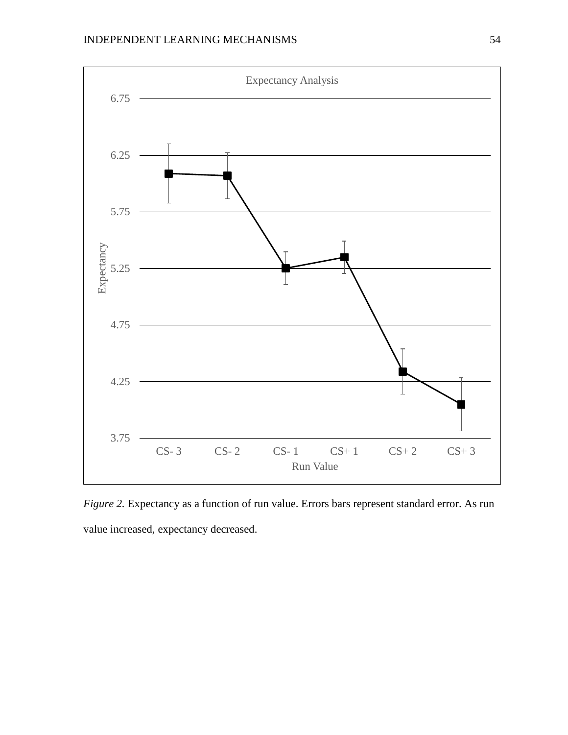*Figure 2.* Expectancy as a function of run value. Errors bars represent standard error. As run value increased, expectancy decreased.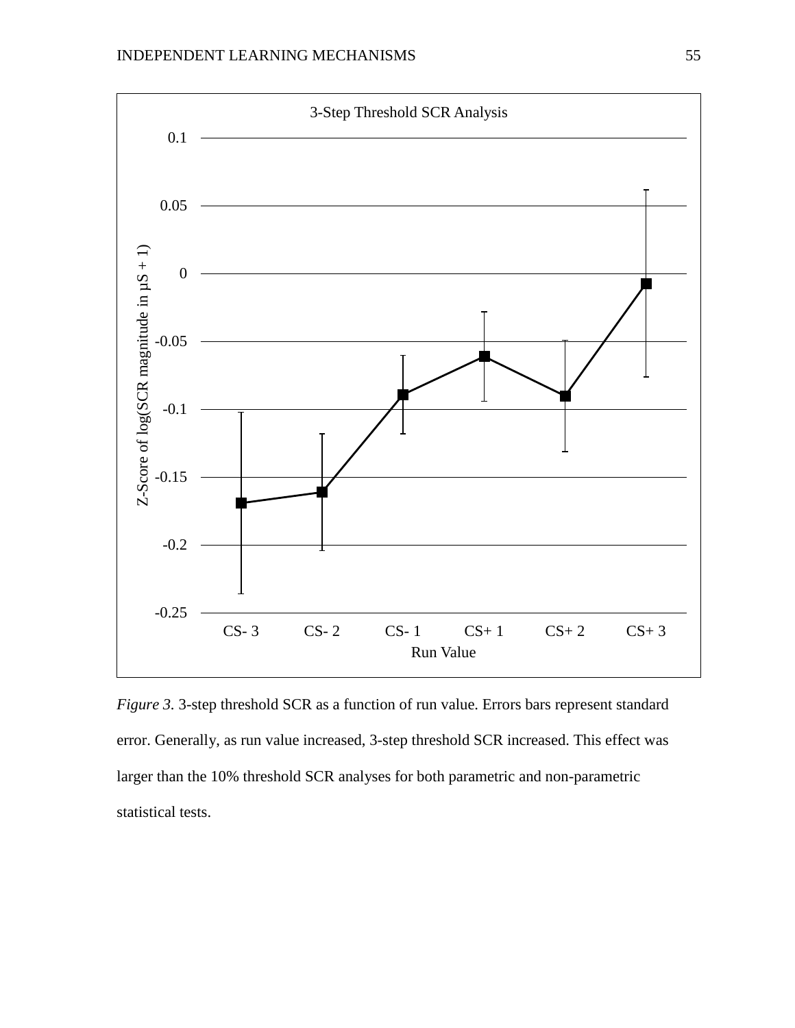*Figure 3.* 3-step threshold SCR as a function of run value. Errors bars represent standard error. Generally, as run value increased, 3-step threshold SCR increased. This effect was larger than the 10% threshold SCR analyses for both parametric and non-parametric statistical tests.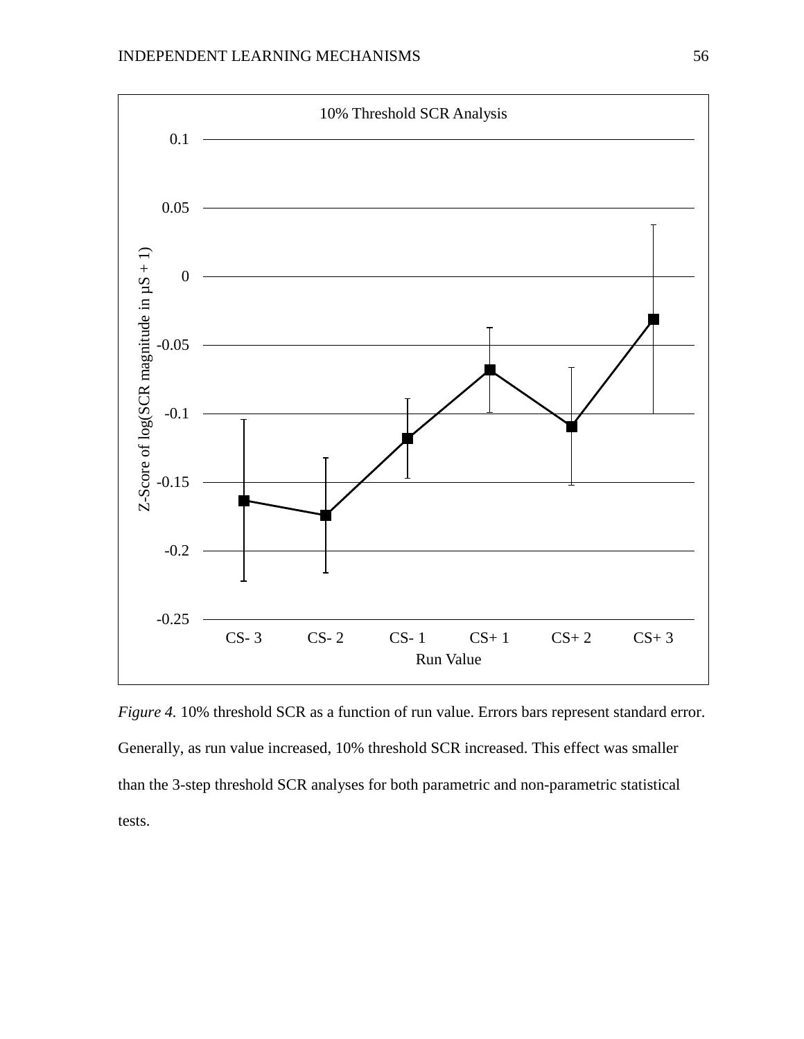*Figure 4.* 10% threshold SCR as a function of run value. Errors bars represent standard error. Generally, as run value increased, 10% threshold SCR increased. This effect was smaller than the 3-step threshold SCR analyses for both parametric and non-parametric statistical tests.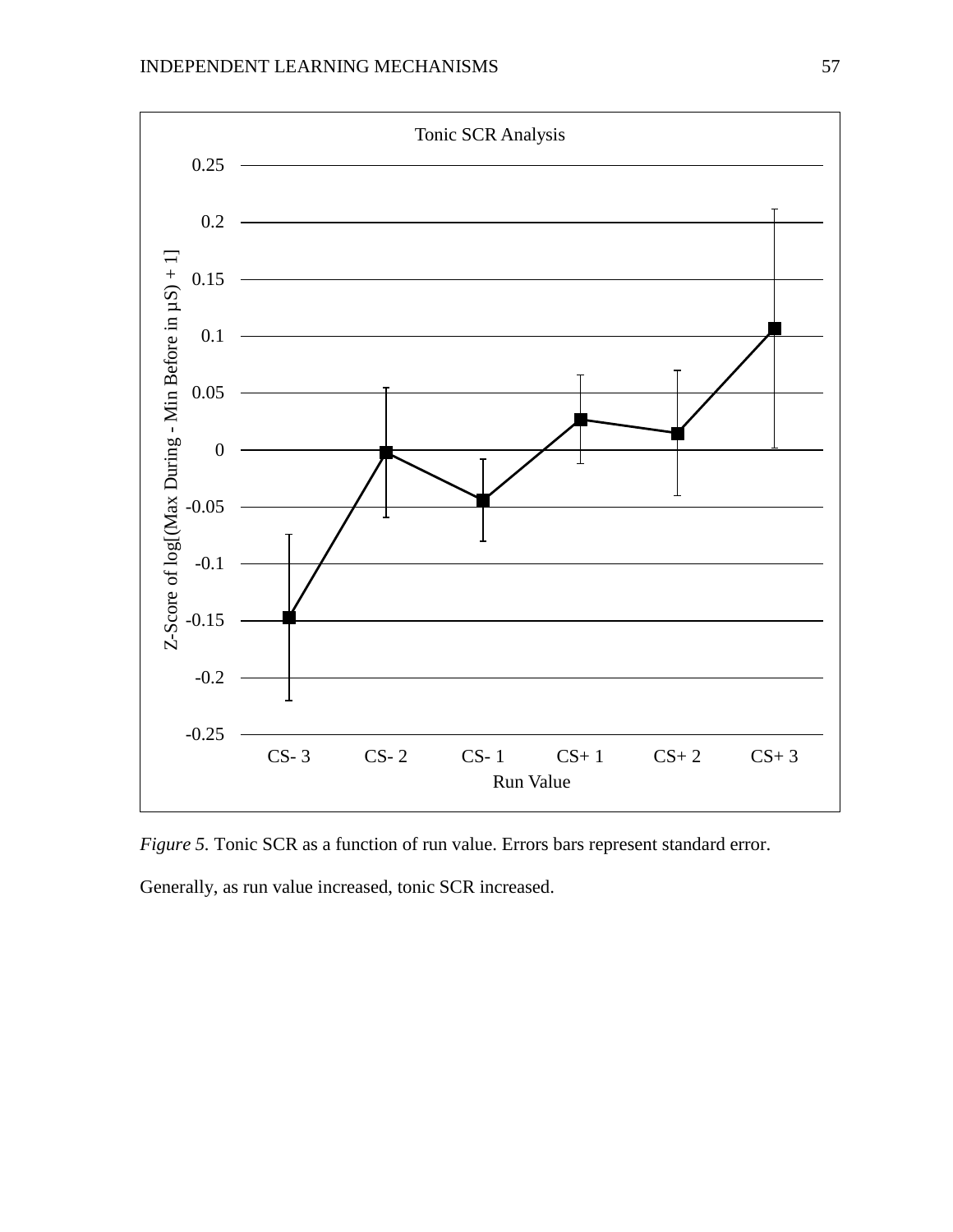Tonic SCR Analysis

Z-Score of log[(Max During - Min Before in μS) + 1]

Run Value

| Run Value | CS- 3 | CS- 2 | CS- 1 | CS+ 1 | CS+ 2 | CS+ 3 |
|---|---|---|---|---|---|---|

*Figure 5.* Tonic SCR as a function of run value. Errors bars represent standard error. Generally, as run value increased, tonic SCR increased.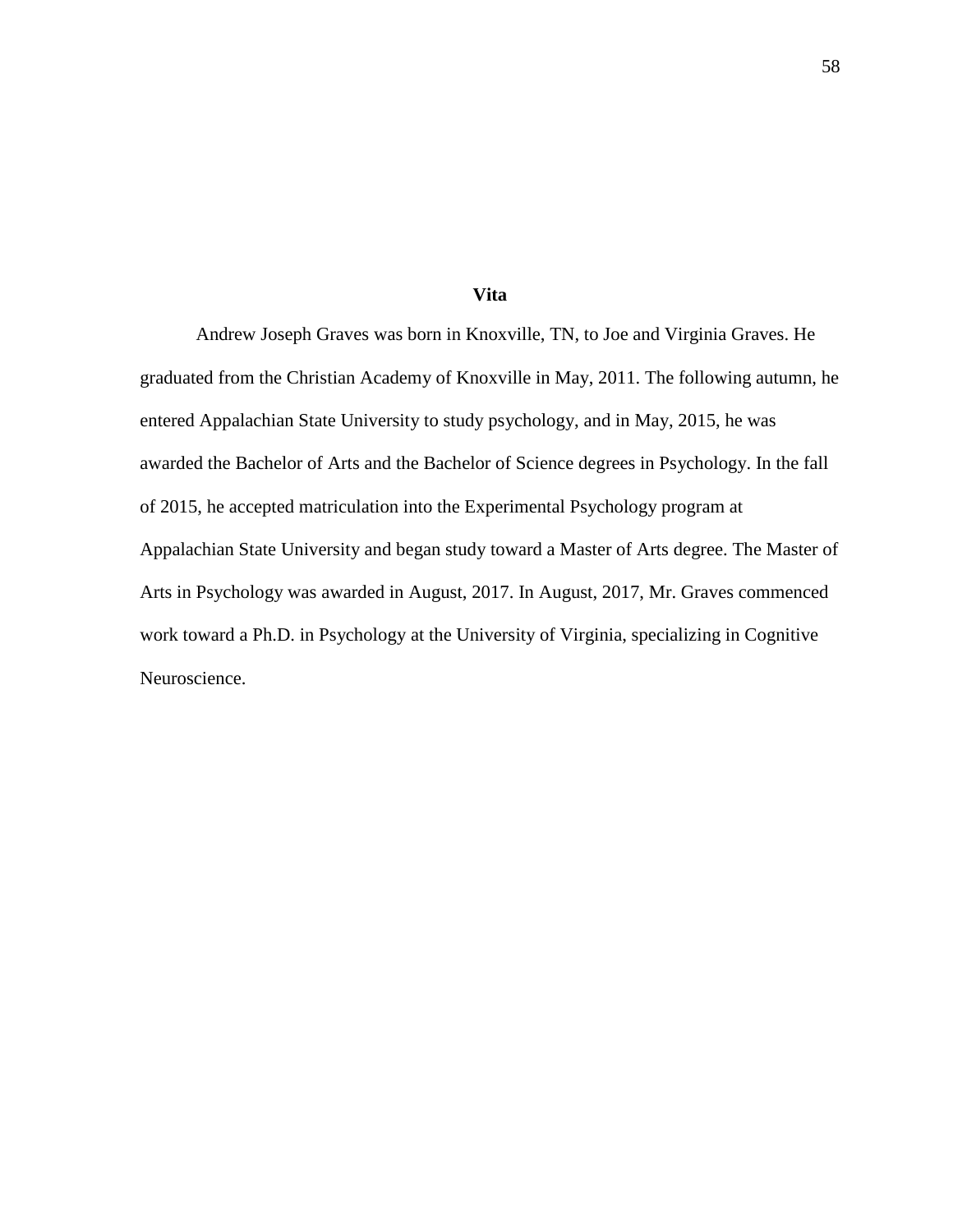# Vita

Andrew Joseph Graves was born in Knoxville, TN, to Joe and Virginia Graves. He graduated from the Christian Academy of Knoxville in May, 2011. The following autumn, he entered Appalachian State University to study psychology, and in May, 2015, he was awarded the Bachelor of Arts and the Bachelor of Science degrees in Psychology. In the fall of 2015, he accepted matriculation into the Experimental Psychology program at Appalachian State University and began study toward a Master of Arts degree. The Master of Arts in Psychology was awarded in August, 2017. In August, 2017, Mr. Graves commenced work toward a Ph.D. in Psychology at the University of Virginia, specializing in Cognitive Neuroscience.